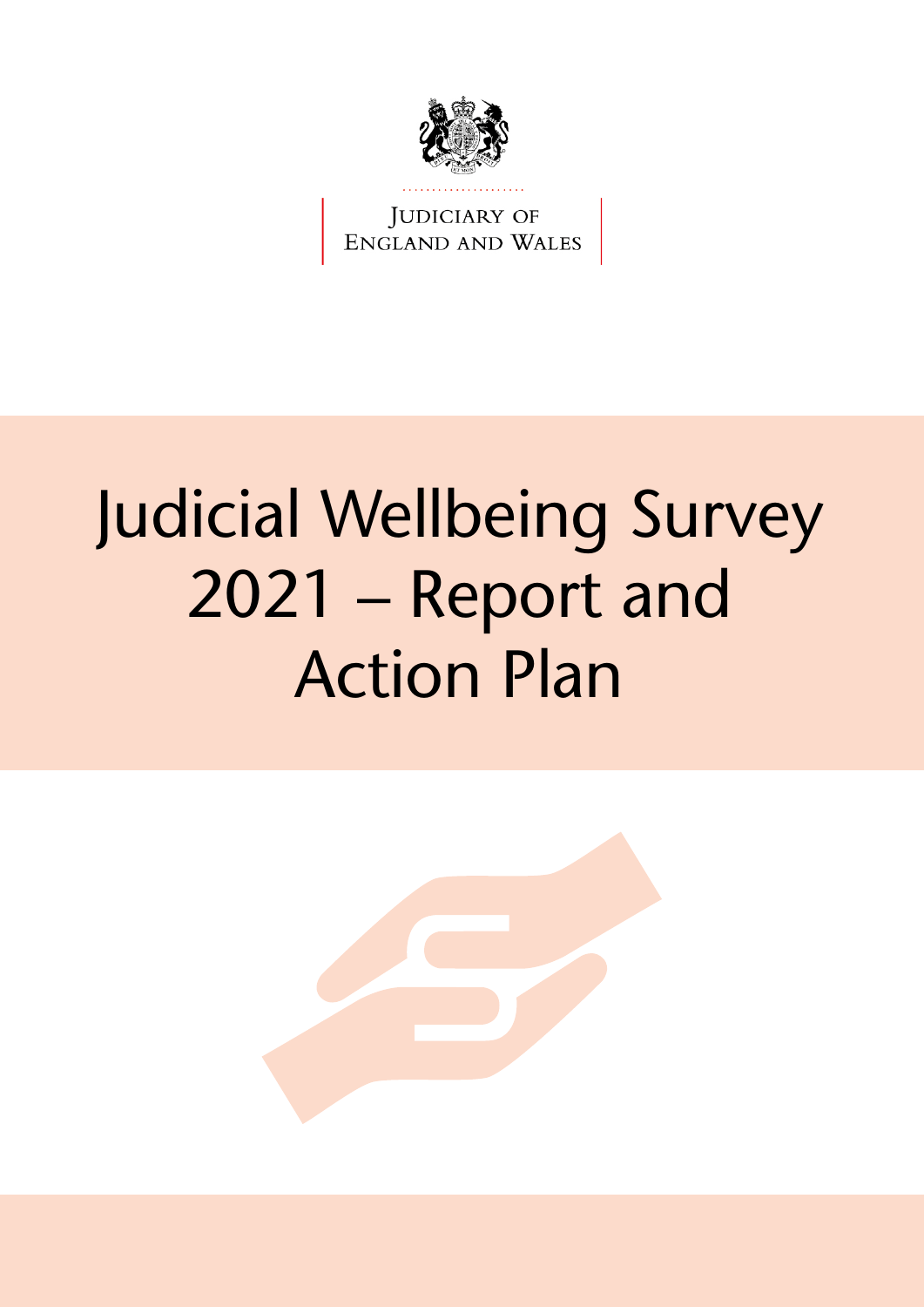Judiciary of England and Wales

# Judicial Wellbeing Survey 2021 – Report and Action Plan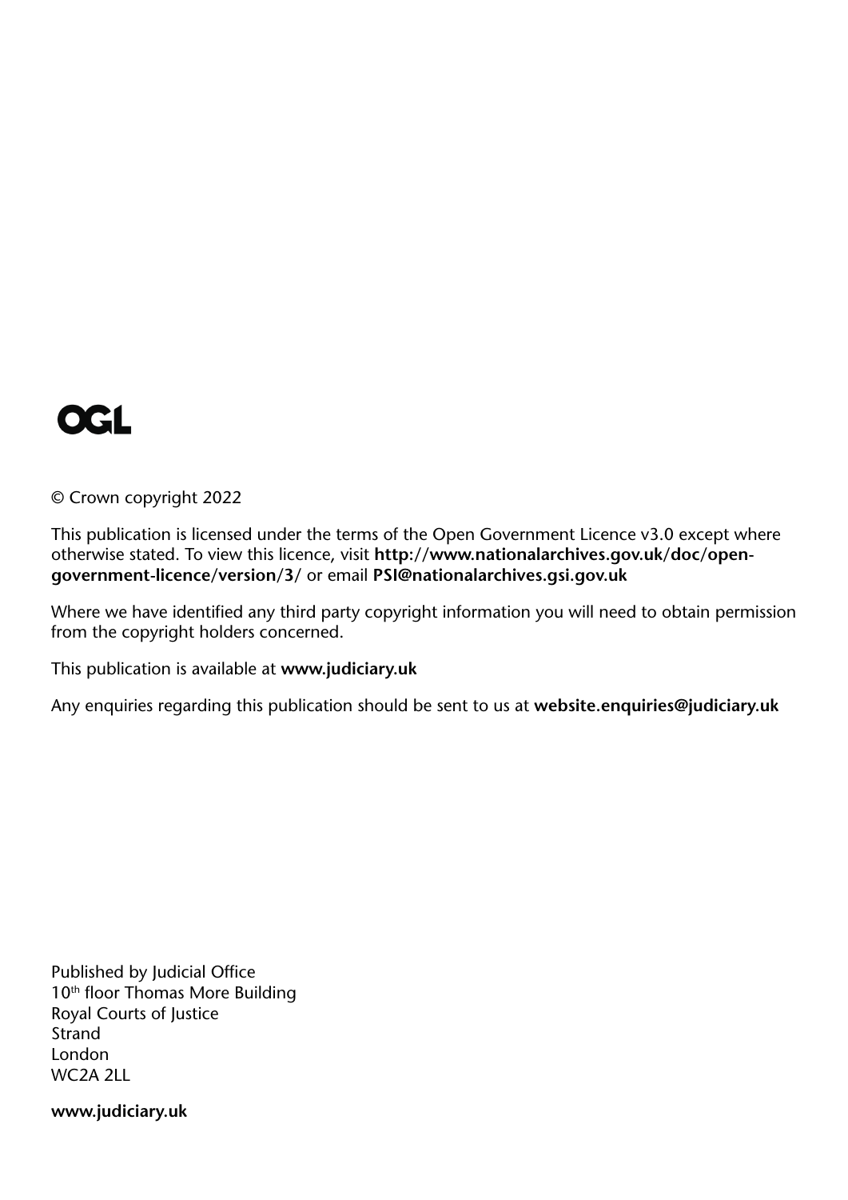OGL

© Crown copyright 2022

This publication is licensed under the terms of the Open Government Licence v3.0 except where otherwise stated. To view this licence, visit **http://www.nationalarchives.gov.uk/doc/open-government-licence/version/3/** or email **PSI@nationalarchives.gsi.gov.uk**

Where we have identified any third party copyright information you will need to obtain permission from the copyright holders concerned.

This publication is available at **www.judiciary.uk**

Any enquiries regarding this publication should be sent to us at **website.enquiries@judiciary.uk**

Published by Judicial Office
10th floor Thomas More Building
Royal Courts of Justice
Strand
London
WC2A 2LL

**www.judiciary.uk**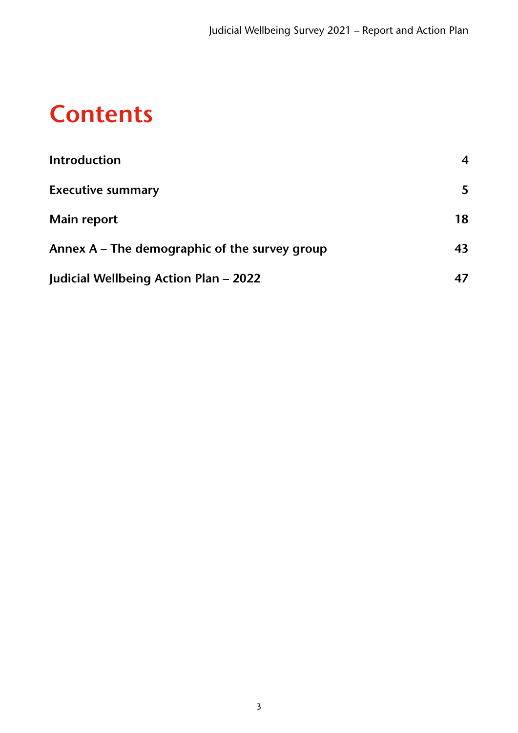# Contents

| | |
|---|---|
| **Introduction** | **4** |
| **Executive summary** | **5** |
| **Main report** | **18** |
| **Annex A – The demographic of the survey group** | **43** |
| **Judicial Wellbeing Action Plan – 2022** | **47** |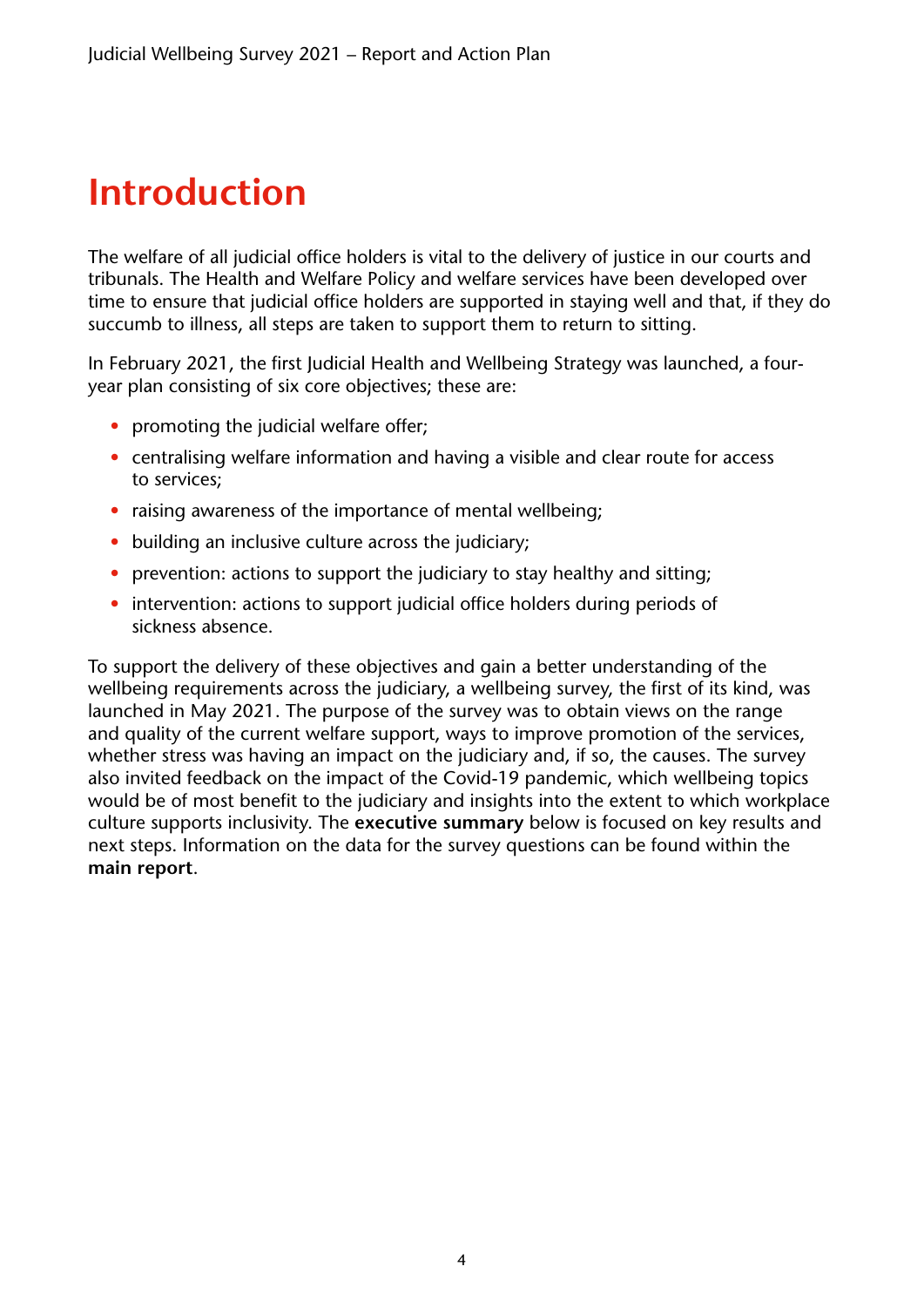# Introduction

The welfare of all judicial office holders is vital to the delivery of justice in our courts and tribunals. The Health and Welfare Policy and welfare services have been developed over time to ensure that judicial office holders are supported in staying well and that, if they do succumb to illness, all steps are taken to support them to return to sitting.

In February 2021, the first Judicial Health and Wellbeing Strategy was launched, a four-year plan consisting of six core objectives; these are:

- promoting the judicial welfare offer;
- centralising welfare information and having a visible and clear route for access to services;
- raising awareness of the importance of mental wellbeing;
- building an inclusive culture across the judiciary;
- prevention: actions to support the judiciary to stay healthy and sitting;
- intervention: actions to support judicial office holders during periods of sickness absence.

To support the delivery of these objectives and gain a better understanding of the wellbeing requirements across the judiciary, a wellbeing survey, the first of its kind, was launched in May 2021. The purpose of the survey was to obtain views on the range and quality of the current welfare support, ways to improve promotion of the services, whether stress was having an impact on the judiciary and, if so, the causes. The survey also invited feedback on the impact of the Covid-19 pandemic, which wellbeing topics would be of most benefit to the judiciary and insights into the extent to which workplace culture supports inclusivity. The **executive summary** below is focused on key results and next steps. Information on the data for the survey questions can be found within the **main report**.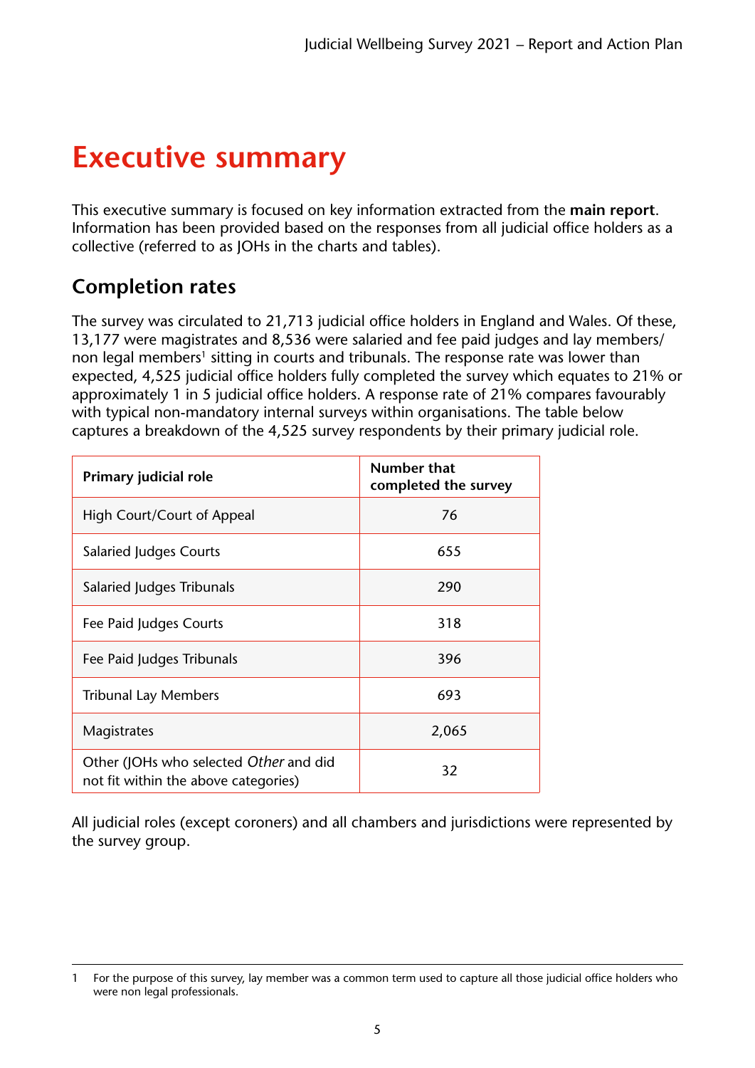# Executive summary

This executive summary is focused on key information extracted from the **main report**. Information has been provided based on the responses from all judicial office holders as a collective (referred to as JOHs in the charts and tables).

## Completion rates

The survey was circulated to 21,713 judicial office holders in England and Wales. Of these, 13,177 were magistrates and 8,536 were salaried and fee paid judges and lay members/non legal members[1] sitting in courts and tribunals. The response rate was lower than expected, 4,525 judicial office holders fully completed the survey which equates to 21% or approximately 1 in 5 judicial office holders. A response rate of 21% compares favourably with typical non-mandatory internal surveys within organisations. The table below captures a breakdown of the 4,525 survey respondents by their primary judicial role.

| Primary judicial role | Number that completed the survey |
|---|---|
| High Court/Court of Appeal | 76 |
| Salaried Judges Courts | 655 |
| Salaried Judges Tribunals | 290 |
| Fee Paid Judges Courts | 318 |
| Fee Paid Judges Tribunals | 396 |
| Tribunal Lay Members | 693 |
| Magistrates | 2,065 |
| Other (JOHs who selected *Other* and did not fit within the above categories) | 32 |

All judicial roles (except coroners) and all chambers and jurisdictions were represented by the survey group.

---

1 For the purpose of this survey, lay member was a common term used to capture all those judicial office holders who were non legal professionals.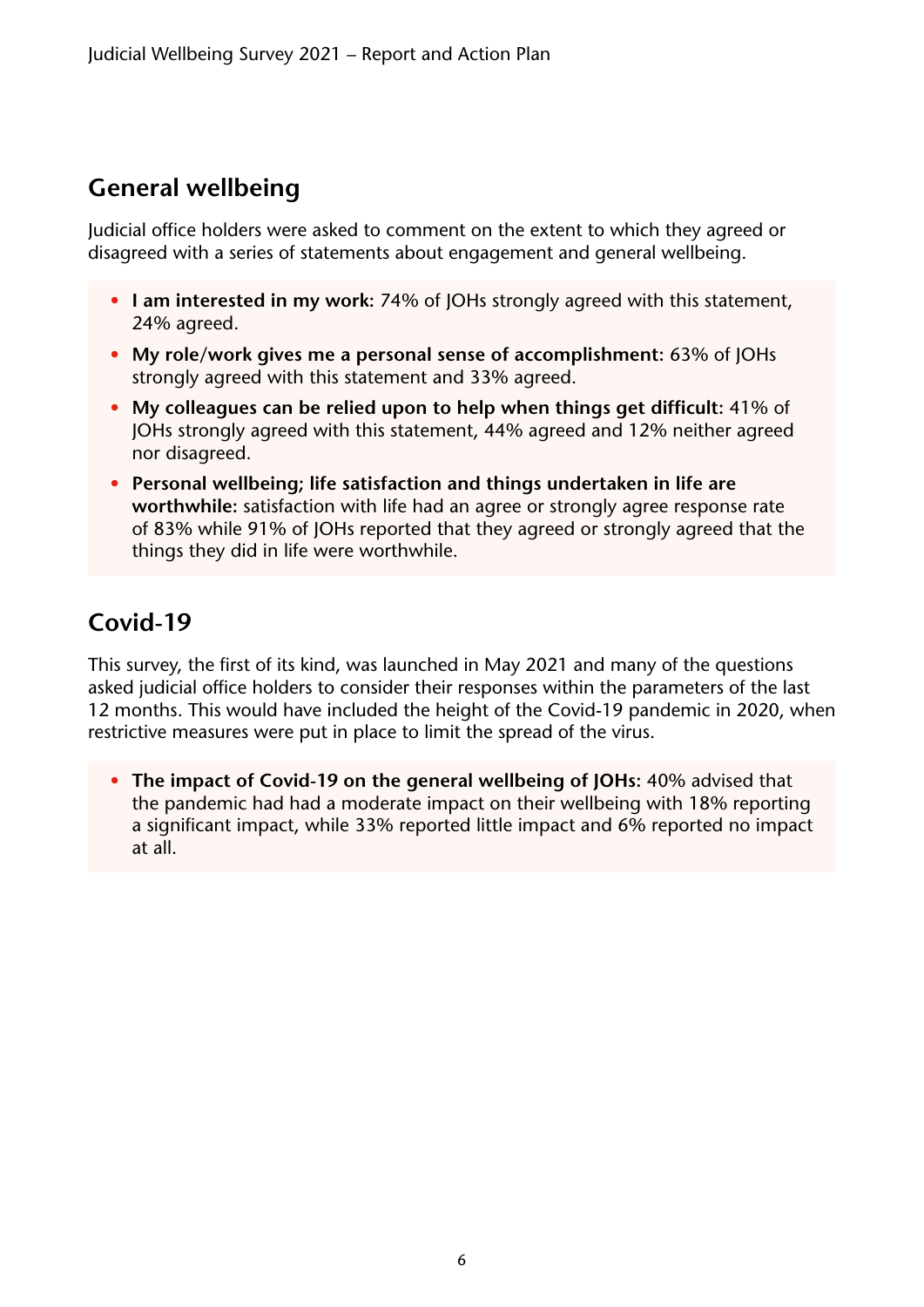## General wellbeing

Judicial office holders were asked to comment on the extent to which they agreed or disagreed with a series of statements about engagement and general wellbeing.

- **I am interested in my work:** 74% of JOHs strongly agreed with this statement, 24% agreed.
- **My role/work gives me a personal sense of accomplishment:** 63% of JOHs strongly agreed with this statement and 33% agreed.
- **My colleagues can be relied upon to help when things get difficult:** 41% of JOHs strongly agreed with this statement, 44% agreed and 12% neither agreed nor disagreed.
- **Personal wellbeing; life satisfaction and things undertaken in life are worthwhile:** satisfaction with life had an agree or strongly agree response rate of 83% while 91% of JOHs reported that they agreed or strongly agreed that the things they did in life were worthwhile.

## Covid-19

This survey, the first of its kind, was launched in May 2021 and many of the questions asked judicial office holders to consider their responses within the parameters of the last 12 months. This would have included the height of the Covid-19 pandemic in 2020, when restrictive measures were put in place to limit the spread of the virus.

- **The impact of Covid-19 on the general wellbeing of JOHs:** 40% advised that the pandemic had had a moderate impact on their wellbeing with 18% reporting a significant impact, while 33% reported little impact and 6% reported no impact at all.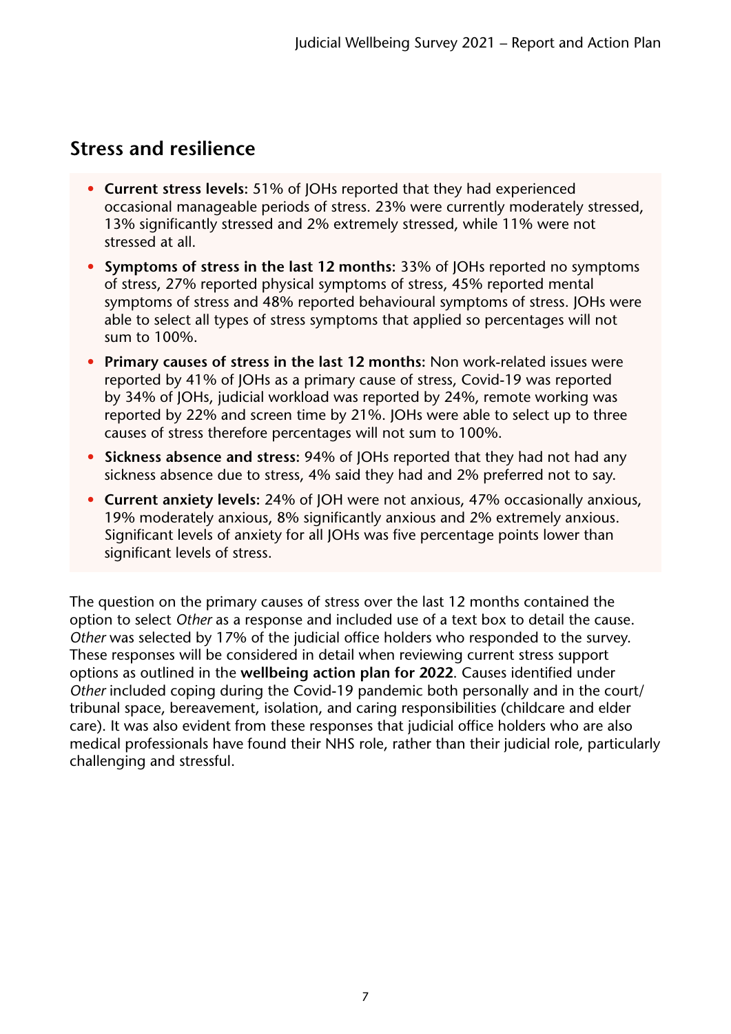## Stress and resilience

- **Current stress levels**: 51% of JOHs reported that they had experienced occasional manageable periods of stress. 23% were currently moderately stressed, 13% significantly stressed and 2% extremely stressed, while 11% were not stressed at all.
- **Symptoms of stress in the last 12 months:** 33% of JOHs reported no symptoms of stress, 27% reported physical symptoms of stress, 45% reported mental symptoms of stress and 48% reported behavioural symptoms of stress. JOHs were able to select all types of stress symptoms that applied so percentages will not sum to 100%.
- **Primary causes of stress in the last 12 months:** Non work-related issues were reported by 41% of JOHs as a primary cause of stress, Covid-19 was reported by 34% of JOHs, judicial workload was reported by 24%, remote working was reported by 22% and screen time by 21%. JOHs were able to select up to three causes of stress therefore percentages will not sum to 100%.
- **Sickness absence and stress:** 94% of JOHs reported that they had not had any sickness absence due to stress, 4% said they had and 2% preferred not to say.
- **Current anxiety levels**: 24% of JOH were not anxious, 47% occasionally anxious, 19% moderately anxious, 8% significantly anxious and 2% extremely anxious. Significant levels of anxiety for all JOHs was five percentage points lower than significant levels of stress.

The question on the primary causes of stress over the last 12 months contained the option to select *Other* as a response and included use of a text box to detail the cause. *Other* was selected by 17% of the judicial office holders who responded to the survey. These responses will be considered in detail when reviewing current stress support options as outlined in the **wellbeing action plan for 2022**. Causes identified under *Other* included coping during the Covid-19 pandemic both personally and in the court/tribunal space, bereavement, isolation, and caring responsibilities (childcare and elder care). It was also evident from these responses that judicial office holders who are also medical professionals have found their NHS role, rather than their judicial role, particularly challenging and stressful.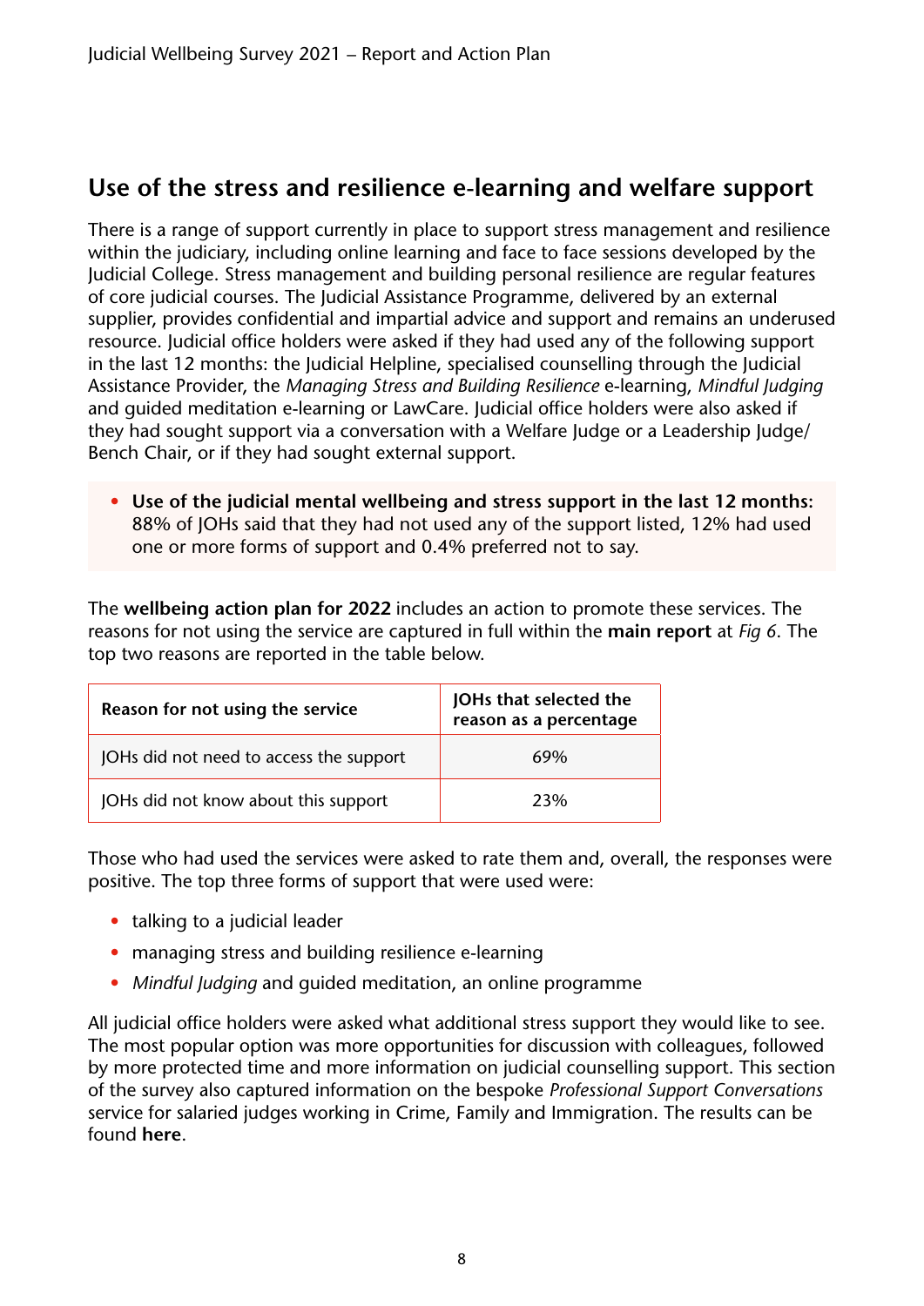## Use of the stress and resilience e-learning and welfare support

There is a range of support currently in place to support stress management and resilience within the judiciary, including online learning and face to face sessions developed by the Judicial College. Stress management and building personal resilience are regular features of core judicial courses. The Judicial Assistance Programme, delivered by an external supplier, provides confidential and impartial advice and support and remains an underused resource. Judicial office holders were asked if they had used any of the following support in the last 12 months: the Judicial Helpline, specialised counselling through the Judicial Assistance Provider, the *Managing Stress and Building Resilience* e-learning, *Mindful Judging* and guided meditation e-learning or LawCare. Judicial office holders were also asked if they had sought support via a conversation with a Welfare Judge or a Leadership Judge/ Bench Chair, or if they had sought external support.

- **Use of the judicial mental wellbeing and stress support in the last 12 months:** 88% of JOHs said that they had not used any of the support listed, 12% had used one or more forms of support and 0.4% preferred not to say.

The **wellbeing action plan for 2022** includes an action to promote these services. The reasons for not using the service are captured in full within the **main report** at *Fig 6*. The top two reasons are reported in the table below.

| Reason for not using the service | JOHs that selected the reason as a percentage |
|---|---|
| JOHs did not need to access the support | 69% |
| JOHs did not know about this support | 23% |

Those who had used the services were asked to rate them and, overall, the responses were positive. The top three forms of support that were used were:

- talking to a judicial leader
- managing stress and building resilience e-learning
- *Mindful Judging* and guided meditation, an online programme

All judicial office holders were asked what additional stress support they would like to see. The most popular option was more opportunities for discussion with colleagues, followed by more protected time and more information on judicial counselling support. This section of the survey also captured information on the bespoke *Professional Support Conversations* service for salaried judges working in Crime, Family and Immigration. The results can be found **here**.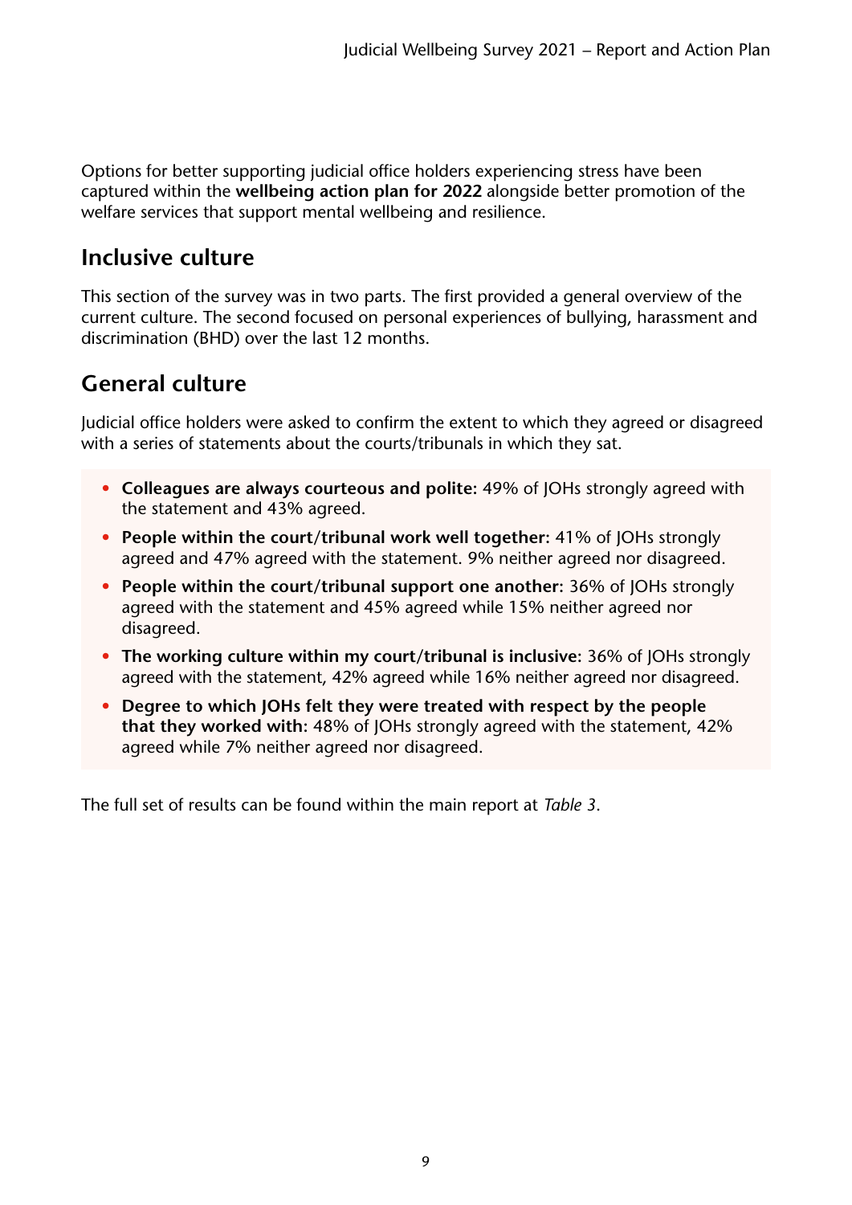Options for better supporting judicial office holders experiencing stress have been captured within the **wellbeing action plan for 2022** alongside better promotion of the welfare services that support mental wellbeing and resilience.

## Inclusive culture

This section of the survey was in two parts. The first provided a general overview of the current culture. The second focused on personal experiences of bullying, harassment and discrimination (BHD) over the last 12 months.

## General culture

Judicial office holders were asked to confirm the extent to which they agreed or disagreed with a series of statements about the courts/tribunals in which they sat.

- **Colleagues are always courteous and polite:** 49% of JOHs strongly agreed with the statement and 43% agreed.
- **People within the court/tribunal work well together:** 41% of JOHs strongly agreed and 47% agreed with the statement. 9% neither agreed nor disagreed.
- **People within the court/tribunal support one another:** 36% of JOHs strongly agreed with the statement and 45% agreed while 15% neither agreed nor disagreed.
- **The working culture within my court/tribunal is inclusive:** 36% of JOHs strongly agreed with the statement, 42% agreed while 16% neither agreed nor disagreed.
- **Degree to which JOHs felt they were treated with respect by the people that they worked with:** 48% of JOHs strongly agreed with the statement, 42% agreed while 7% neither agreed nor disagreed.

The full set of results can be found within the main report at *Table 3*.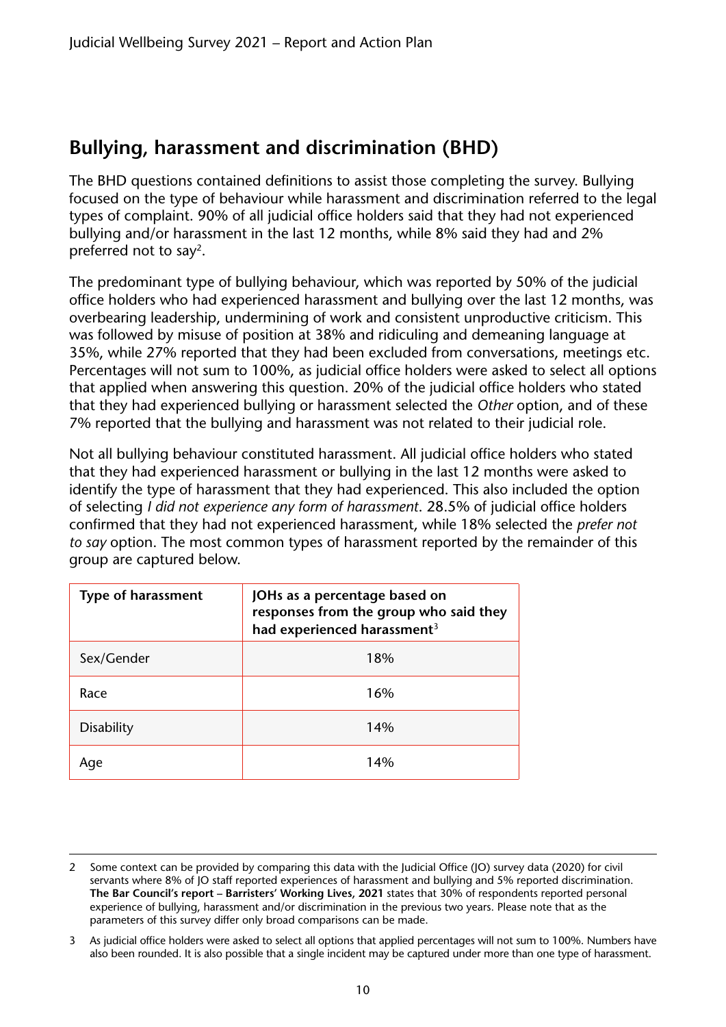## Bullying, harassment and discrimination (BHD)

The BHD questions contained definitions to assist those completing the survey. Bullying focused on the type of behaviour while harassment and discrimination referred to the legal types of complaint. 90% of all judicial office holders said that they had not experienced bullying and/or harassment in the last 12 months, while 8% said they had and 2% preferred not to say[2].

The predominant type of bullying behaviour, which was reported by 50% of the judicial office holders who had experienced harassment and bullying over the last 12 months, was overbearing leadership, undermining of work and consistent unproductive criticism. This was followed by misuse of position at 38% and ridiculing and demeaning language at 35%, while 27% reported that they had been excluded from conversations, meetings etc. Percentages will not sum to 100%, as judicial office holders were asked to select all options that applied when answering this question. 20% of the judicial office holders who stated that they had experienced bullying or harassment selected the *Other* option, and of these 7% reported that the bullying and harassment was not related to their judicial role.

Not all bullying behaviour constituted harassment. All judicial office holders who stated that they had experienced harassment or bullying in the last 12 months were asked to identify the type of harassment that they had experienced. This also included the option of selecting *I did not experience any form of harassment*. 28.5% of judicial office holders confirmed that they had not experienced harassment, while 18% selected the *prefer not to say* option. The most common types of harassment reported by the remainder of this group are captured below.

| Type of harassment | JOHs as a percentage based on responses from the group who said they had experienced harassment[3] |
|---|---|
| Sex/Gender | 18% |
| Race | 16% |
| Disability | 14% |
| Age | 14% |

2 Some context can be provided by comparing this data with the Judicial Office (JO) survey data (2020) for civil servants where 8% of JO staff reported experiences of harassment and bullying and 5% reported discrimination. **The Bar Council's report – Barristers' Working Lives, 2021** states that 30% of respondents reported personal experience of bullying, harassment and/or discrimination in the previous two years. Please note that as the parameters of this survey differ only broad comparisons can be made.

3 As judicial office holders were asked to select all options that applied percentages will not sum to 100%. Numbers have also been rounded. It is also possible that a single incident may be captured under more than one type of harassment.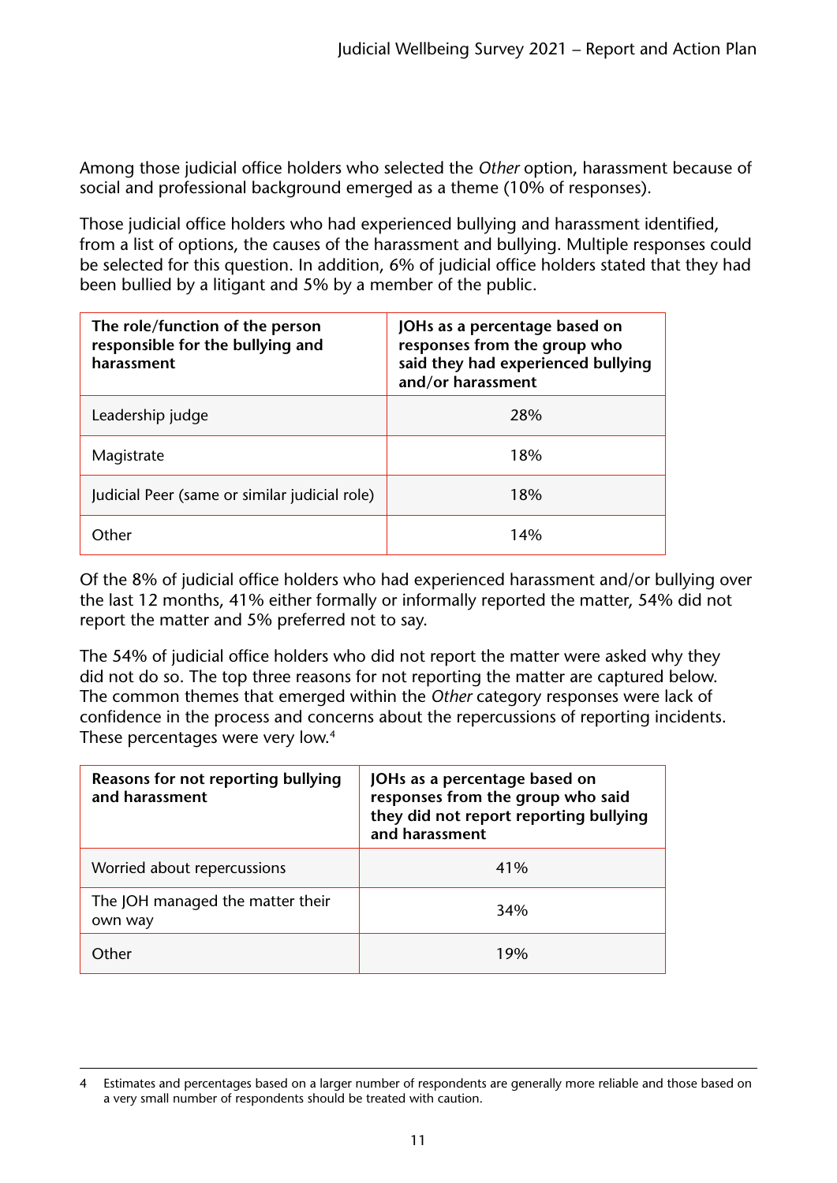Among those judicial office holders who selected the *Other* option, harassment because of social and professional background emerged as a theme (10% of responses).

Those judicial office holders who had experienced bullying and harassment identified, from a list of options, the causes of the harassment and bullying. Multiple responses could be selected for this question. In addition, 6% of judicial office holders stated that they had been bullied by a litigant and 5% by a member of the public.

| **The role/function of the person responsible for the bullying and harassment** | **JOHs as a percentage based on responses from the group who said they had experienced bullying and/or harassment** |
|---|---|
| Leadership judge | 28% |
| Magistrate | 18% |
| Judicial Peer (same or similar judicial role) | 18% |
| Other | 14% |

Of the 8% of judicial office holders who had experienced harassment and/or bullying over the last 12 months, 41% either formally or informally reported the matter, 54% did not report the matter and 5% preferred not to say.

The 54% of judicial office holders who did not report the matter were asked why they did not do so. The top three reasons for not reporting the matter are captured below. The common themes that emerged within the *Other* category responses were lack of confidence in the process and concerns about the repercussions of reporting incidents. These percentages were very low.[4]

| **Reasons for not reporting bullying and harassment** | **JOHs as a percentage based on responses from the group who said they did not report reporting bullying and harassment** |
|---|---|
| Worried about repercussions | 41% |
| The JOH managed the matter their own way | 34% |
| Other | 19% |

4 Estimates and percentages based on a larger number of respondents are generally more reliable and those based on a very small number of respondents should be treated with caution.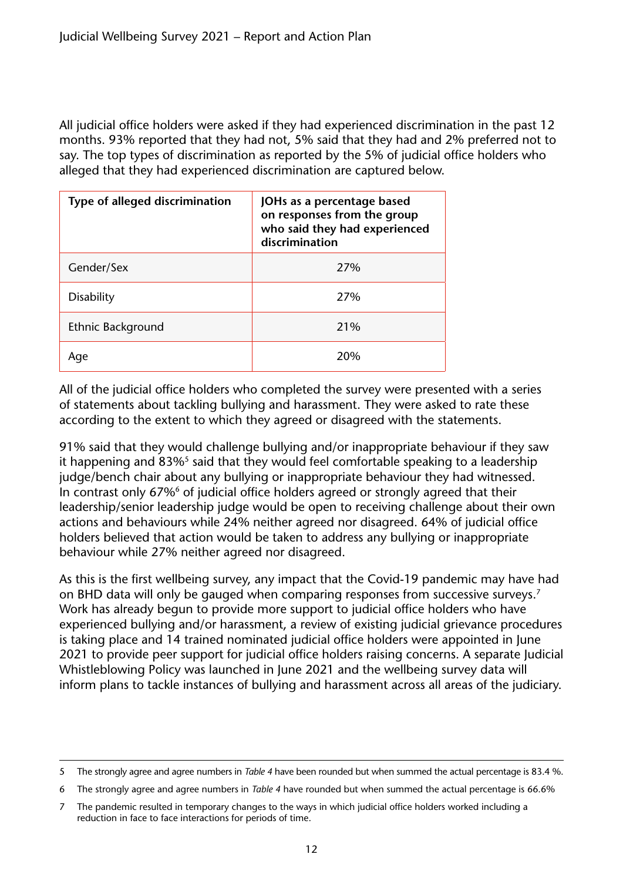All judicial office holders were asked if they had experienced discrimination in the past 12 months. 93% reported that they had not, 5% said that they had and 2% preferred not to say. The top types of discrimination as reported by the 5% of judicial office holders who alleged that they had experienced discrimination are captured below.

| Type of alleged discrimination | JOHs as a percentage based on responses from the group who said they had experienced discrimination |
|---|---|
| Gender/Sex | 27% |
| Disability | 27% |
| Ethnic Background | 21% |
| Age | 20% |

All of the judicial office holders who completed the survey were presented with a series of statements about tackling bullying and harassment. They were asked to rate these according to the extent to which they agreed or disagreed with the statements.

91% said that they would challenge bullying and/or inappropriate behaviour if they saw it happening and 83%[5] said that they would feel comfortable speaking to a leadership judge/bench chair about any bullying or inappropriate behaviour they had witnessed. In contrast only 67%[6] of judicial office holders agreed or strongly agreed that their leadership/senior leadership judge would be open to receiving challenge about their own actions and behaviours while 24% neither agreed nor disagreed. 64% of judicial office holders believed that action would be taken to address any bullying or inappropriate behaviour while 27% neither agreed nor disagreed.

As this is the first wellbeing survey, any impact that the Covid-19 pandemic may have had on BHD data will only be gauged when comparing responses from successive surveys.[7] Work has already begun to provide more support to judicial office holders who have experienced bullying and/or harassment, a review of existing judicial grievance procedures is taking place and 14 trained nominated judicial office holders were appointed in June 2021 to provide peer support for judicial office holders raising concerns. A separate Judicial Whistleblowing Policy was launched in June 2021 and the wellbeing survey data will inform plans to tackle instances of bullying and harassment across all areas of the judiciary.

---

5 The strongly agree and agree numbers in *Table 4* have been rounded but when summed the actual percentage is 83.4 %.

6 The strongly agree and agree numbers in *Table 4* have rounded but when summed the actual percentage is 66.6%

7 The pandemic resulted in temporary changes to the ways in which judicial office holders worked including a reduction in face to face interactions for periods of time.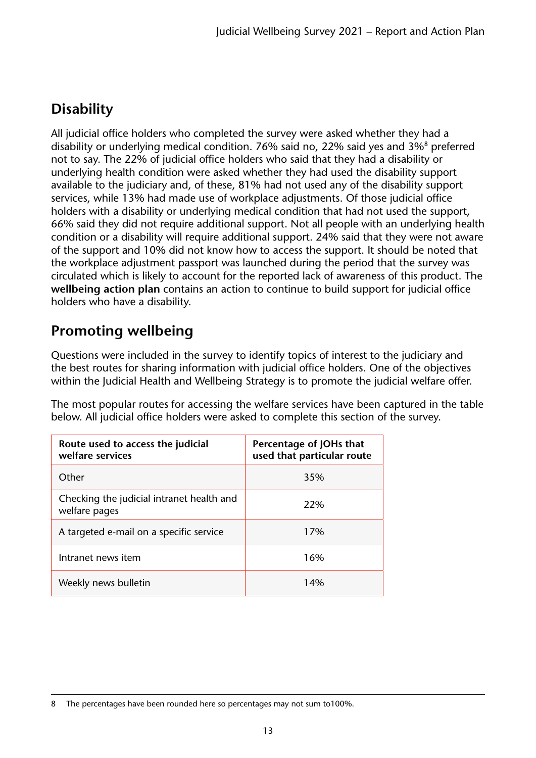## Disability

All judicial office holders who completed the survey were asked whether they had a disability or underlying medical condition. 76% said no, 22% said yes and 3%[8] preferred not to say. The 22% of judicial office holders who said that they had a disability or underlying health condition were asked whether they had used the disability support available to the judiciary and, of these, 81% had not used any of the disability support services, while 13% had made use of workplace adjustments. Of those judicial office holders with a disability or underlying medical condition that had not used the support, 66% said they did not require additional support. Not all people with an underlying health condition or a disability will require additional support. 24% said that they were not aware of the support and 10% did not know how to access the support. It should be noted that the workplace adjustment passport was launched during the period that the survey was circulated which is likely to account for the reported lack of awareness of this product. The **wellbeing action plan** contains an action to continue to build support for judicial office holders who have a disability.

## Promoting wellbeing

Questions were included in the survey to identify topics of interest to the judiciary and the best routes for sharing information with judicial office holders. One of the objectives within the Judicial Health and Wellbeing Strategy is to promote the judicial welfare offer.

The most popular routes for accessing the welfare services have been captured in the table below. All judicial office holders were asked to complete this section of the survey.

| Route used to access the judicial welfare services | Percentage of JOHs that used that particular route |
|---|---|
| Other | 35% |
| Checking the judicial intranet health and welfare pages | 22% |
| A targeted e-mail on a specific service | 17% |
| Intranet news item | 16% |
| Weekly news bulletin | 14% |

8 The percentages have been rounded here so percentages may not sum to100%.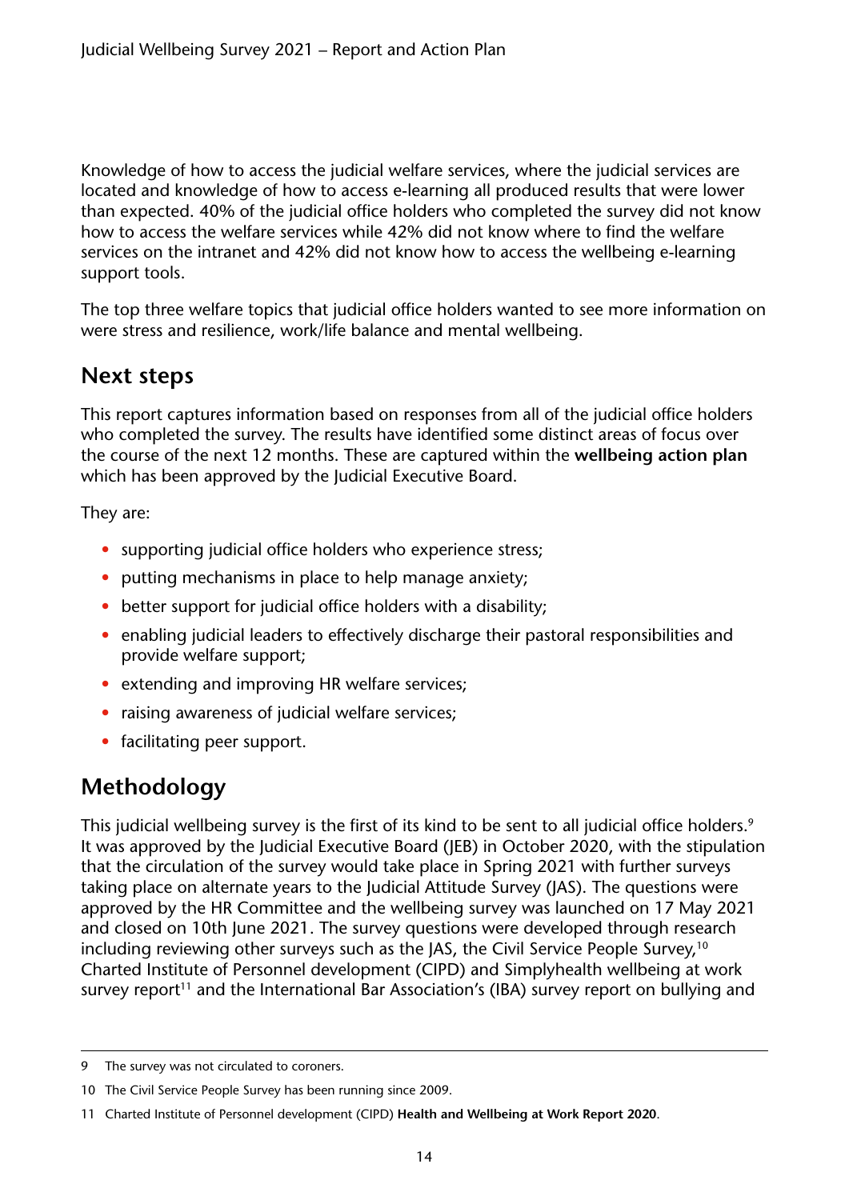Knowledge of how to access the judicial welfare services, where the judicial services are located and knowledge of how to access e-learning all produced results that were lower than expected. 40% of the judicial office holders who completed the survey did not know how to access the welfare services while 42% did not know where to find the welfare services on the intranet and 42% did not know how to access the wellbeing e-learning support tools.

The top three welfare topics that judicial office holders wanted to see more information on were stress and resilience, work/life balance and mental wellbeing.

## Next steps

This report captures information based on responses from all of the judicial office holders who completed the survey. The results have identified some distinct areas of focus over the course of the next 12 months. These are captured within the **wellbeing action plan** which has been approved by the Judicial Executive Board.

They are:

- supporting judicial office holders who experience stress;
- putting mechanisms in place to help manage anxiety;
- better support for judicial office holders with a disability;
- enabling judicial leaders to effectively discharge their pastoral responsibilities and provide welfare support;
- extending and improving HR welfare services;
- raising awareness of judicial welfare services;
- facilitating peer support.

## Methodology

This judicial wellbeing survey is the first of its kind to be sent to all judicial office holders.[9] It was approved by the Judicial Executive Board (JEB) in October 2020, with the stipulation that the circulation of the survey would take place in Spring 2021 with further surveys taking place on alternate years to the Judicial Attitude Survey (JAS). The questions were approved by the HR Committee and the wellbeing survey was launched on 17 May 2021 and closed on 10th June 2021. The survey questions were developed through research including reviewing other surveys such as the JAS, the Civil Service People Survey,[10] Charted Institute of Personnel development (CIPD) and Simplyhealth wellbeing at work survey report[11] and the International Bar Association's (IBA) survey report on bullying and

---

9 The survey was not circulated to coroners.

10 The Civil Service People Survey has been running since 2009.

11 Charted Institute of Personnel development (CIPD) **Health and Wellbeing at Work Report 2020**.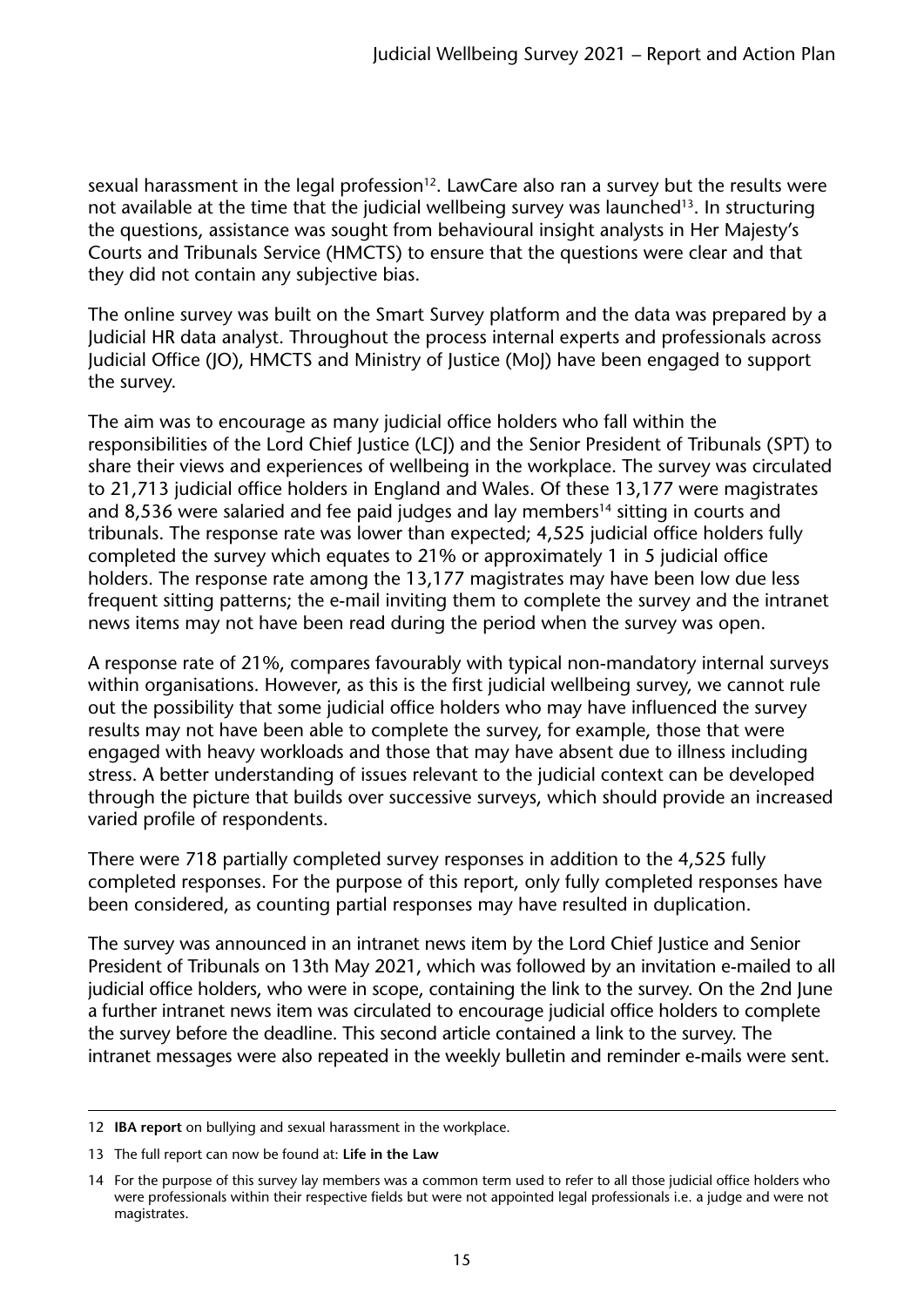sexual harassment in the legal profession[12]. LawCare also ran a survey but the results were not available at the time that the judicial wellbeing survey was launched[13]. In structuring the questions, assistance was sought from behavioural insight analysts in Her Majesty's Courts and Tribunals Service (HMCTS) to ensure that the questions were clear and that they did not contain any subjective bias.

The online survey was built on the Smart Survey platform and the data was prepared by a Judicial HR data analyst. Throughout the process internal experts and professionals across Judicial Office (JO), HMCTS and Ministry of Justice (MoJ) have been engaged to support the survey.

The aim was to encourage as many judicial office holders who fall within the responsibilities of the Lord Chief Justice (LCJ) and the Senior President of Tribunals (SPT) to share their views and experiences of wellbeing in the workplace. The survey was circulated to 21,713 judicial office holders in England and Wales. Of these 13,177 were magistrates and 8,536 were salaried and fee paid judges and lay members[14] sitting in courts and tribunals. The response rate was lower than expected; 4,525 judicial office holders fully completed the survey which equates to 21% or approximately 1 in 5 judicial office holders. The response rate among the 13,177 magistrates may have been low due less frequent sitting patterns; the e-mail inviting them to complete the survey and the intranet news items may not have been read during the period when the survey was open.

A response rate of 21%, compares favourably with typical non-mandatory internal surveys within organisations. However, as this is the first judicial wellbeing survey, we cannot rule out the possibility that some judicial office holders who may have influenced the survey results may not have been able to complete the survey, for example, those that were engaged with heavy workloads and those that may have absent due to illness including stress. A better understanding of issues relevant to the judicial context can be developed through the picture that builds over successive surveys, which should provide an increased varied profile of respondents.

There were 718 partially completed survey responses in addition to the 4,525 fully completed responses. For the purpose of this report, only fully completed responses have been considered, as counting partial responses may have resulted in duplication.

The survey was announced in an intranet news item by the Lord Chief Justice and Senior President of Tribunals on 13th May 2021, which was followed by an invitation e-mailed to all judicial office holders, who were in scope, containing the link to the survey. On the 2nd June a further intranet news item was circulated to encourage judicial office holders to complete the survey before the deadline. This second article contained a link to the survey. The intranet messages were also repeated in the weekly bulletin and reminder e-mails were sent.

---

12 **IBA report** on bullying and sexual harassment in the workplace.

13 The full report can now be found at: **Life in the Law**

14 For the purpose of this survey lay members was a common term used to refer to all those judicial office holders who were professionals within their respective fields but were not appointed legal professionals i.e. a judge and were not magistrates.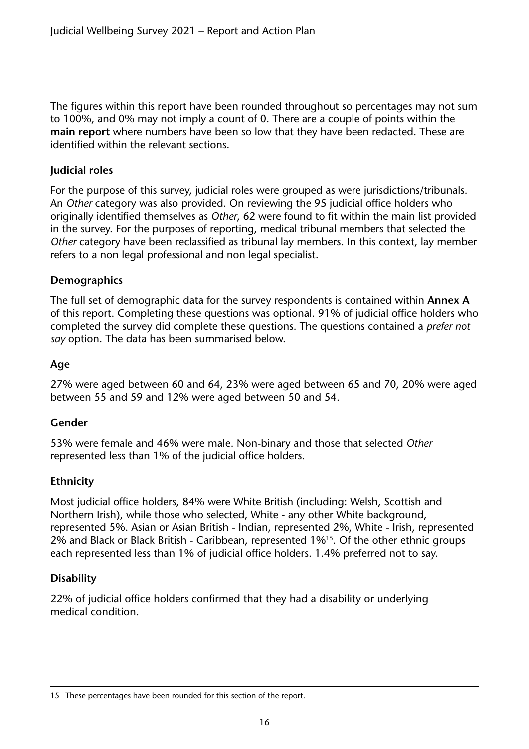The figures within this report have been rounded throughout so percentages may not sum to 100%, and 0% may not imply a count of 0. There are a couple of points within the **main report** where numbers have been so low that they have been redacted. These are identified within the relevant sections.

### Judicial roles

For the purpose of this survey, judicial roles were grouped as were jurisdictions/tribunals. An *Other* category was also provided. On reviewing the 95 judicial office holders who originally identified themselves as *Other*, 62 were found to fit within the main list provided in the survey. For the purposes of reporting, medical tribunal members that selected the *Other* category have been reclassified as tribunal lay members. In this context, lay member refers to a non legal professional and non legal specialist.

### Demographics

The full set of demographic data for the survey respondents is contained within **Annex A** of this report. Completing these questions was optional. 91% of judicial office holders who completed the survey did complete these questions. The questions contained a *prefer not say* option. The data has been summarised below.

### Age

27% were aged between 60 and 64, 23% were aged between 65 and 70, 20% were aged between 55 and 59 and 12% were aged between 50 and 54.

### Gender

53% were female and 46% were male. Non-binary and those that selected *Other* represented less than 1% of the judicial office holders.

### Ethnicity

Most judicial office holders, 84% were White British (including: Welsh, Scottish and Northern Irish), while those who selected, White - any other White background, represented 5%. Asian or Asian British - Indian, represented 2%, White - Irish, represented 2% and Black or Black British - Caribbean, represented 1%[15]. Of the other ethnic groups each represented less than 1% of judicial office holders. 1.4% preferred not to say.

### Disability

22% of judicial office holders confirmed that they had a disability or underlying medical condition.

---

15 These percentages have been rounded for this section of the report.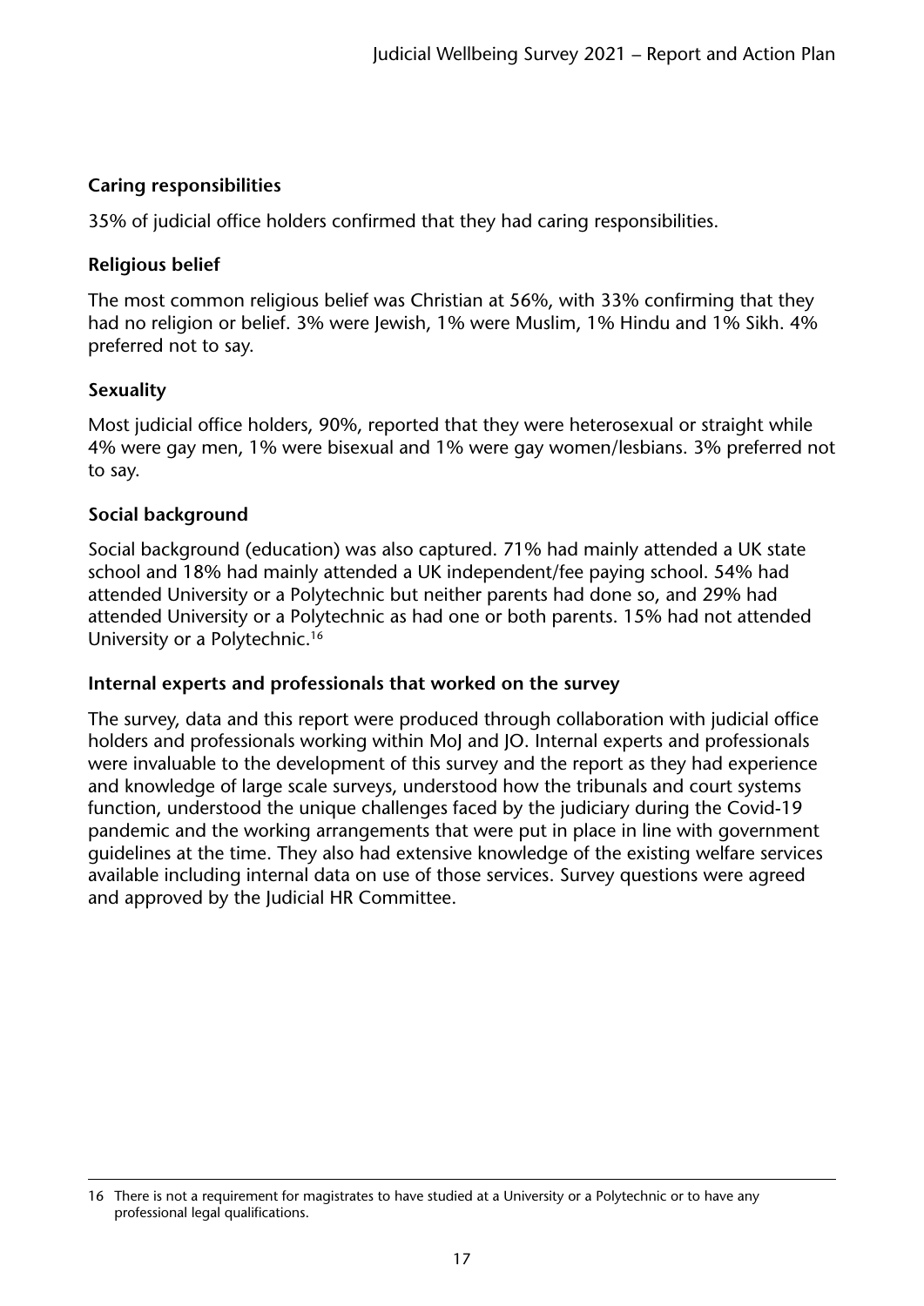**Caring responsibilities**

35% of judicial office holders confirmed that they had caring responsibilities.

**Religious belief**

The most common religious belief was Christian at 56%, with 33% confirming that they had no religion or belief. 3% were Jewish, 1% were Muslim, 1% Hindu and 1% Sikh. 4% preferred not to say.

**Sexuality**

Most judicial office holders, 90%, reported that they were heterosexual or straight while 4% were gay men, 1% were bisexual and 1% were gay women/lesbians. 3% preferred not to say.

**Social background**

Social background (education) was also captured. 71% had mainly attended a UK state school and 18% had mainly attended a UK independent/fee paying school. 54% had attended University or a Polytechnic but neither parents had done so, and 29% had attended University or a Polytechnic as had one or both parents. 15% had not attended University or a Polytechnic.[16]

**Internal experts and professionals that worked on the survey**

The survey, data and this report were produced through collaboration with judicial office holders and professionals working within MoJ and JO. Internal experts and professionals were invaluable to the development of this survey and the report as they had experience and knowledge of large scale surveys, understood how the tribunals and court systems function, understood the unique challenges faced by the judiciary during the Covid-19 pandemic and the working arrangements that were put in place in line with government guidelines at the time. They also had extensive knowledge of the existing welfare services available including internal data on use of those services. Survey questions were agreed and approved by the Judicial HR Committee.

---

16 There is not a requirement for magistrates to have studied at a University or a Polytechnic or to have any professional legal qualifications.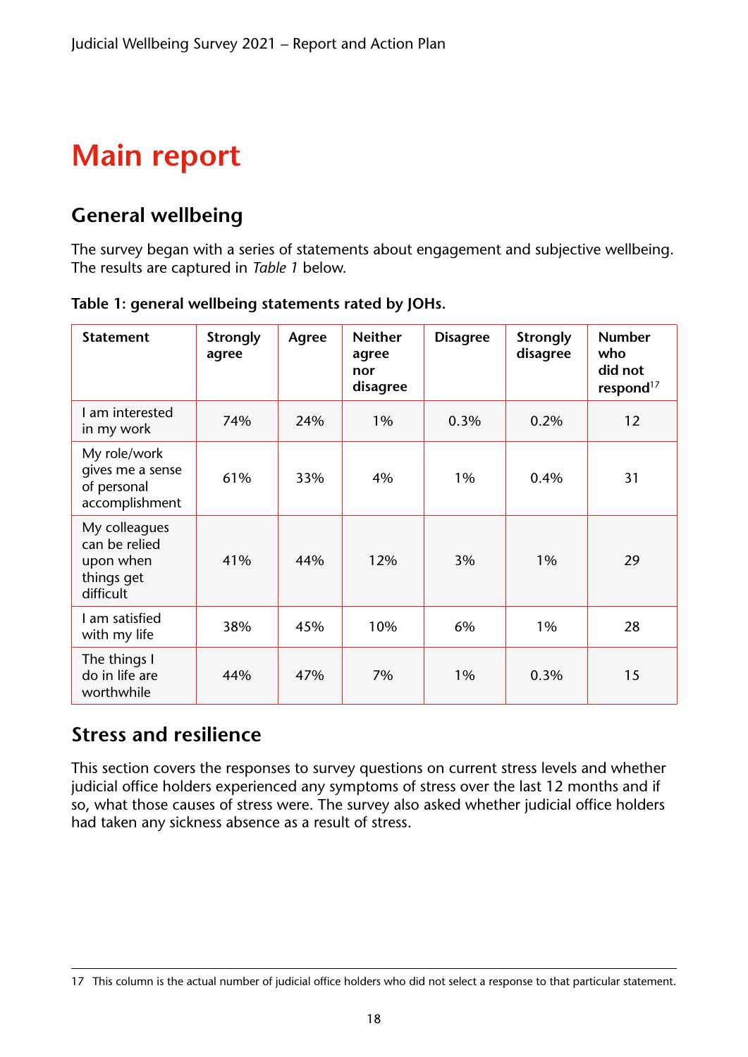# Main report

## General wellbeing

The survey began with a series of statements about engagement and subjective wellbeing. The results are captured in *Table 1* below.

**Table 1: general wellbeing statements rated by JOHs.**

| Statement | Strongly agree | Agree | Neither agree nor disagree | Disagree | Strongly disagree | Number who did not respond[17] |
|---|---|---|---|---|---|---|
| I am interested in my work | 74% | 24% | 1% | 0.3% | 0.2% | 12 |
| My role/work gives me a sense of personal accomplishment | 61% | 33% | 4% | 1% | 0.4% | 31 |
| My colleagues can be relied upon when things get difficult | 41% | 44% | 12% | 3% | 1% | 29 |
| I am satisfied with my life | 38% | 45% | 10% | 6% | 1% | 28 |
| The things I do in life are worthwhile | 44% | 47% | 7% | 1% | 0.3% | 15 |

## Stress and resilience

This section covers the responses to survey questions on current stress levels and whether judicial office holders experienced any symptoms of stress over the last 12 months and if so, what those causes of stress were. The survey also asked whether judicial office holders had taken any sickness absence as a result of stress.

17 This column is the actual number of judicial office holders who did not select a response to that particular statement.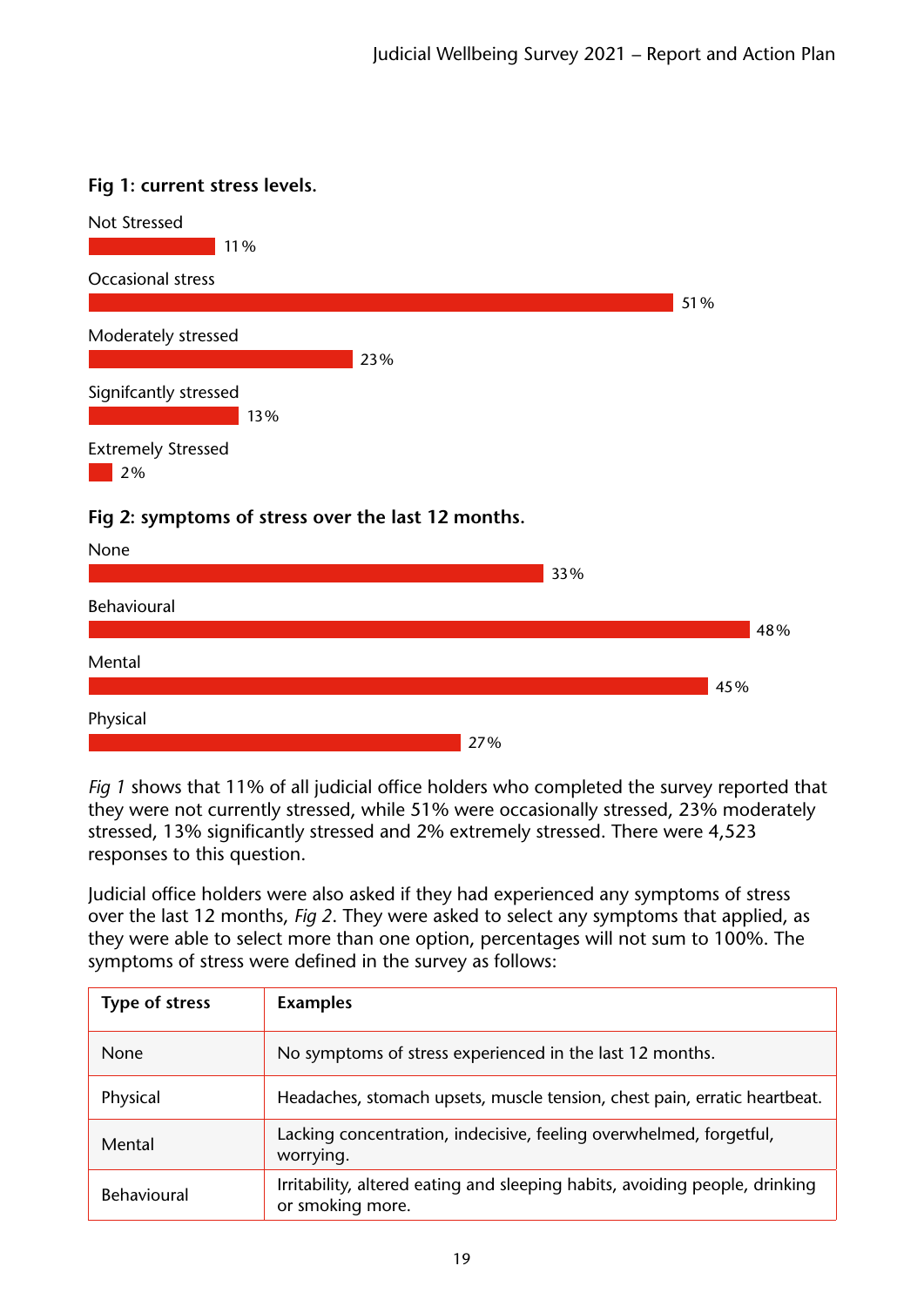**Fig 1: current stress levels.**

| Stress level | % |
|---|---|
| Not Stressed | 11% |
| Occasional stress | 51% |
| Moderately stressed | 23% |
| Signifcantly stressed | 13% |
| Extremely Stressed | 2% |

**Fig 2: symptoms of stress over the last 12 months.**

| Symptom | % |
|---|---|
| None | 33% |
| Behavioural | 48% |
| Mental | 45% |
| Physical | 27% |

*Fig 1* shows that 11% of all judicial office holders who completed the survey reported that they were not currently stressed, while 51% were occasionally stressed, 23% moderately stressed, 13% significantly stressed and 2% extremely stressed. There were 4,523 responses to this question.

Judicial office holders were also asked if they had experienced any symptoms of stress over the last 12 months, *Fig 2*. They were asked to select any symptoms that applied, as they were able to select more than one option, percentages will not sum to 100%. The symptoms of stress were defined in the survey as follows:

| Type of stress | Examples |
|---|---|
| None | No symptoms of stress experienced in the last 12 months. |
| Physical | Headaches, stomach upsets, muscle tension, chest pain, erratic heartbeat. |
| Mental | Lacking concentration, indecisive, feeling overwhelmed, forgetful, worrying. |
| Behavioural | Irritability, altered eating and sleeping habits, avoiding people, drinking or smoking more. |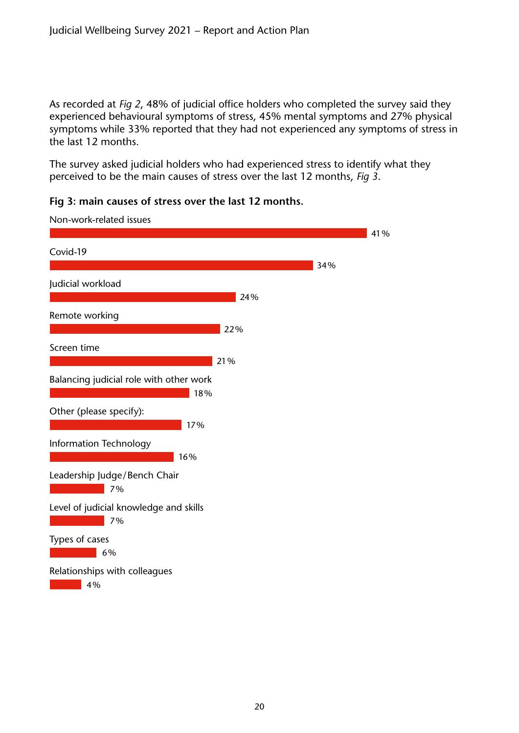As recorded at *Fig 2*, 48% of judicial office holders who completed the survey said they experienced behavioural symptoms of stress, 45% mental symptoms and 27% physical symptoms while 33% reported that they had not experienced any symptoms of stress in the last 12 months.

The survey asked judicial holders who had experienced stress to identify what they perceived to be the main causes of stress over the last 12 months, *Fig 3*.

**Fig 3: main causes of stress over the last 12 months.**

| Cause | Percentage |
| --- | --- |
| Non-work-related issues | 41% |
| Covid-19 | 34% |
| Judicial workload | 24% |
| Remote working | 22% |
| Screen time | 21% |
| Balancing judicial role with other work | 18% |
| Other (please specify): | 17% |
| Information Technology | 16% |
| Leadership Judge/Bench Chair | 7% |
| Level of judicial knowledge and skills | 7% |
| Types of cases | 6% |
| Relationships with colleagues | 4% |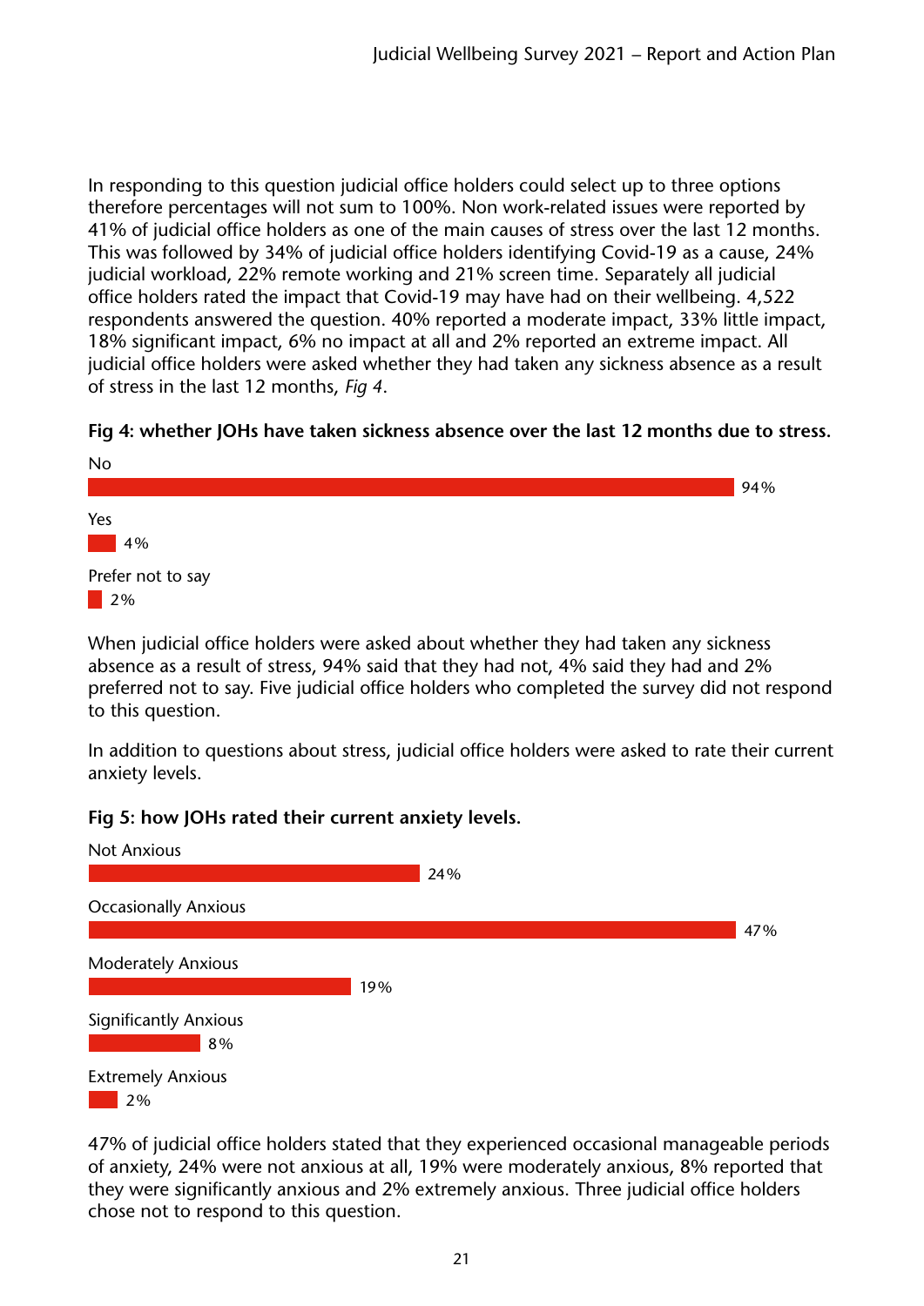In responding to this question judicial office holders could select up to three options therefore percentages will not sum to 100%. Non work-related issues were reported by 41% of judicial office holders as one of the main causes of stress over the last 12 months. This was followed by 34% of judicial office holders identifying Covid-19 as a cause, 24% judicial workload, 22% remote working and 21% screen time. Separately all judicial office holders rated the impact that Covid-19 may have had on their wellbeing. 4,522 respondents answered the question. 40% reported a moderate impact, 33% little impact, 18% significant impact, 6% no impact at all and 2% reported an extreme impact. All judicial office holders were asked whether they had taken any sickness absence as a result of stress in the last 12 months, *Fig 4*.

**Fig 4: whether JOHs have taken sickness absence over the last 12 months due to stress.**

| Response | Percentage |
|---|---|
| No | 94% |
| Yes | 4% |
| Prefer not to say | 2% |

When judicial office holders were asked about whether they had taken any sickness absence as a result of stress, 94% said that they had not, 4% said they had and 2% preferred not to say. Five judicial office holders who completed the survey did not respond to this question.

In addition to questions about stress, judicial office holders were asked to rate their current anxiety levels.

**Fig 5: how JOHs rated their current anxiety levels.**

| Response | Percentage |
|---|---|
| Not Anxious | 24% |
| Occasionally Anxious | 47% |
| Moderately Anxious | 19% |
| Significantly Anxious | 8% |
| Extremely Anxious | 2% |

47% of judicial office holders stated that they experienced occasional manageable periods of anxiety, 24% were not anxious at all, 19% were moderately anxious, 8% reported that they were significantly anxious and 2% extremely anxious. Three judicial office holders chose not to respond to this question.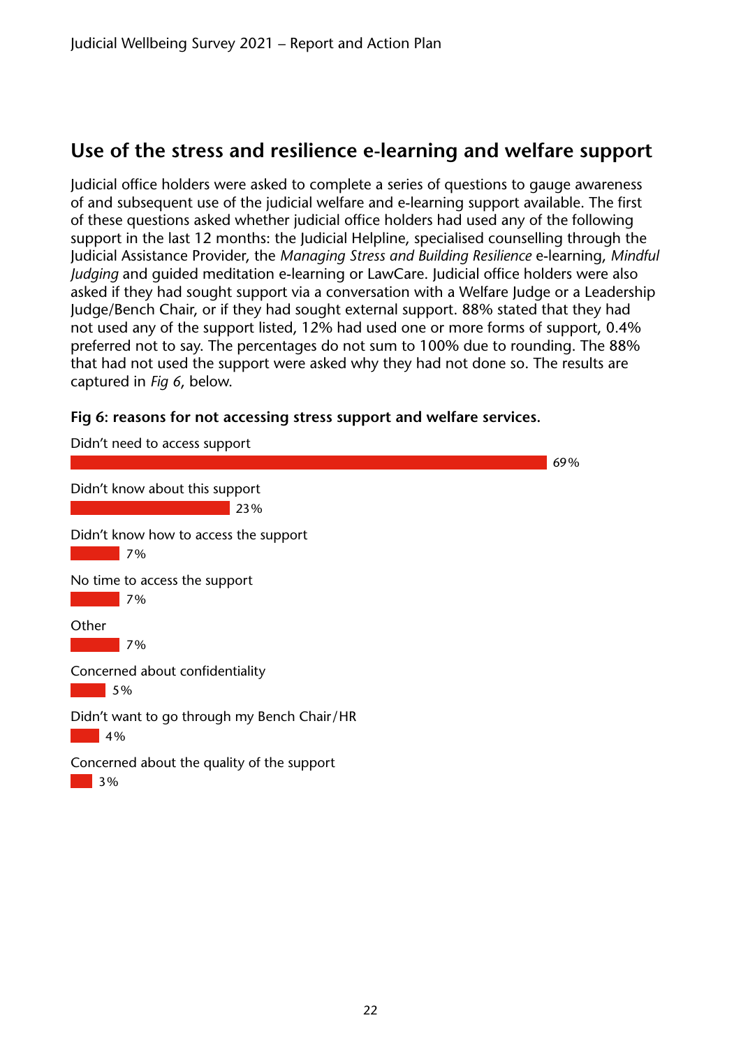## Use of the stress and resilience e-learning and welfare support

Judicial office holders were asked to complete a series of questions to gauge awareness of and subsequent use of the judicial welfare and e-learning support available. The first of these questions asked whether judicial office holders had used any of the following support in the last 12 months: the Judicial Helpline, specialised counselling through the Judicial Assistance Provider, the *Managing Stress and Building Resilience* e-learning, *Mindful Judging* and guided meditation e-learning or LawCare. Judicial office holders were also asked if they had sought support via a conversation with a Welfare Judge or a Leadership Judge/Bench Chair, or if they had sought external support. 88% stated that they had not used any of the support listed, 12% had used one or more forms of support, 0.4% preferred not to say. The percentages do not sum to 100% due to rounding. The 88% that had not used the support were asked why they had not done so. The results are captured in *Fig 6*, below.

**Fig 6: reasons for not accessing stress support and welfare services.**

| Reason | % |
|---|---|
| Didn't need to access support | 69% |
| Didn't know about this support | 23% |
| Didn't know how to access the support | 7% |
| No time to access the support | 7% |
| Other | 7% |
| Concerned about confidentiality | 5% |
| Didn't want to go through my Bench Chair/HR | 4% |
| Concerned about the quality of the support | 3% |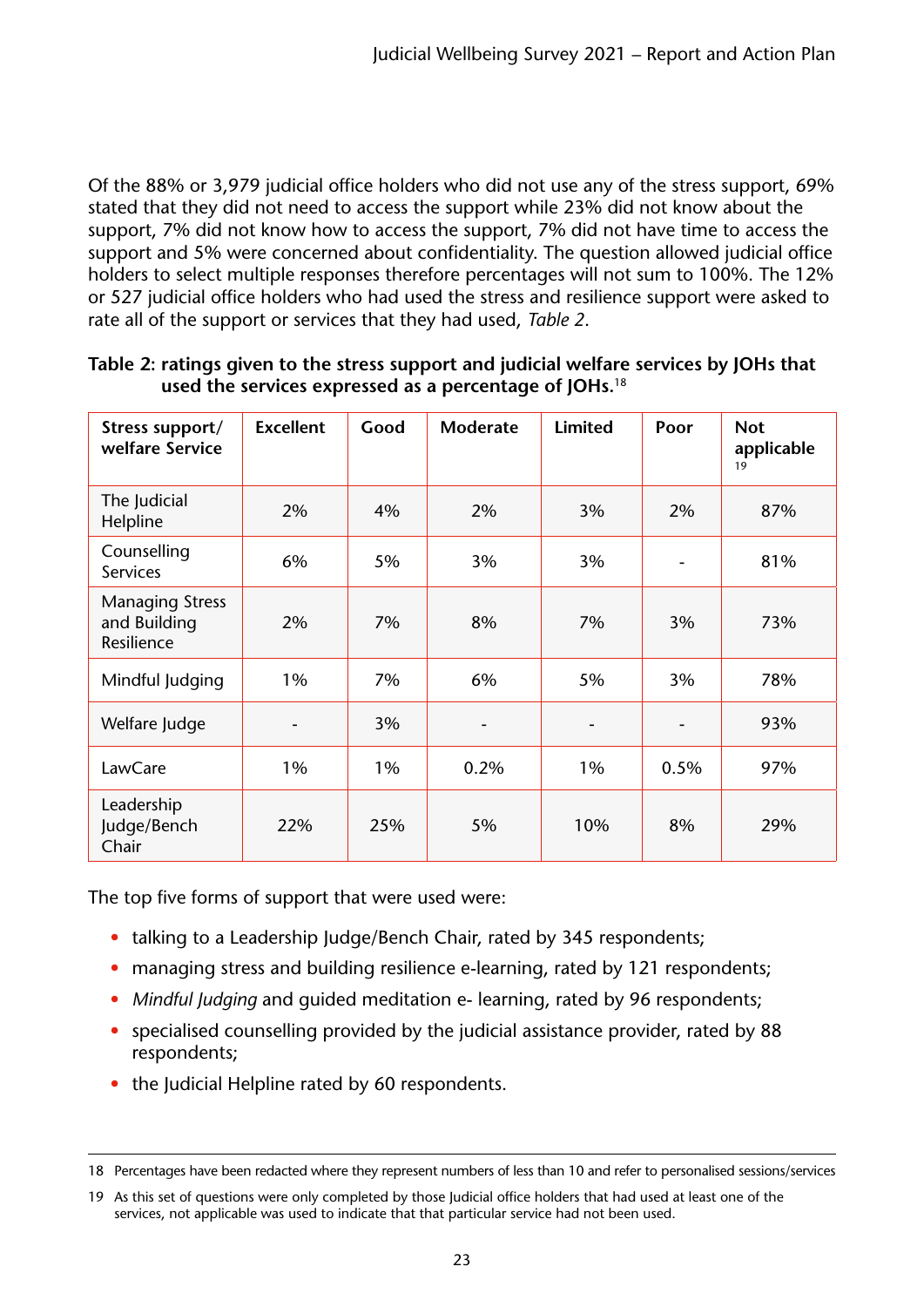Of the 88% or 3,979 judicial office holders who did not use any of the stress support, 69% stated that they did not need to access the support while 23% did not know about the support, 7% did not know how to access the support, 7% did not have time to access the support and 5% were concerned about confidentiality. The question allowed judicial office holders to select multiple responses therefore percentages will not sum to 100%. The 12% or 527 judicial office holders who had used the stress and resilience support were asked to rate all of the support or services that they had used, *Table 2*.

**Table 2: ratings given to the stress support and judicial welfare services by JOHs that used the services expressed as a percentage of JOHs.**[18]

| Stress support/ welfare Service | Excellent | Good | Moderate | Limited | Poor | Not applicable[19] |
|---|---|---|---|---|---|---|
| The Judicial Helpline | 2% | 4% | 2% | 3% | 2% | 87% |
| Counselling Services | 6% | 5% | 3% | 3% | - | 81% |
| Managing Stress and Building Resilience | 2% | 7% | 8% | 7% | 3% | 73% |
| Mindful Judging | 1% | 7% | 6% | 5% | 3% | 78% |
| Welfare Judge | - | 3% | - | - | - | 93% |
| LawCare | 1% | 1% | 0.2% | 1% | 0.5% | 97% |
| Leadership Judge/Bench Chair | 22% | 25% | 5% | 10% | 8% | 29% |

The top five forms of support that were used were:

- talking to a Leadership Judge/Bench Chair, rated by 345 respondents;
- managing stress and building resilience e-learning, rated by 121 respondents;
- *Mindful Judging* and guided meditation e- learning, rated by 96 respondents;
- specialised counselling provided by the judicial assistance provider, rated by 88 respondents;
- the Judicial Helpline rated by 60 respondents.

---

18 Percentages have been redacted where they represent numbers of less than 10 and refer to personalised sessions/services

19 As this set of questions were only completed by those Judicial office holders that had used at least one of the services, not applicable was used to indicate that that particular service had not been used.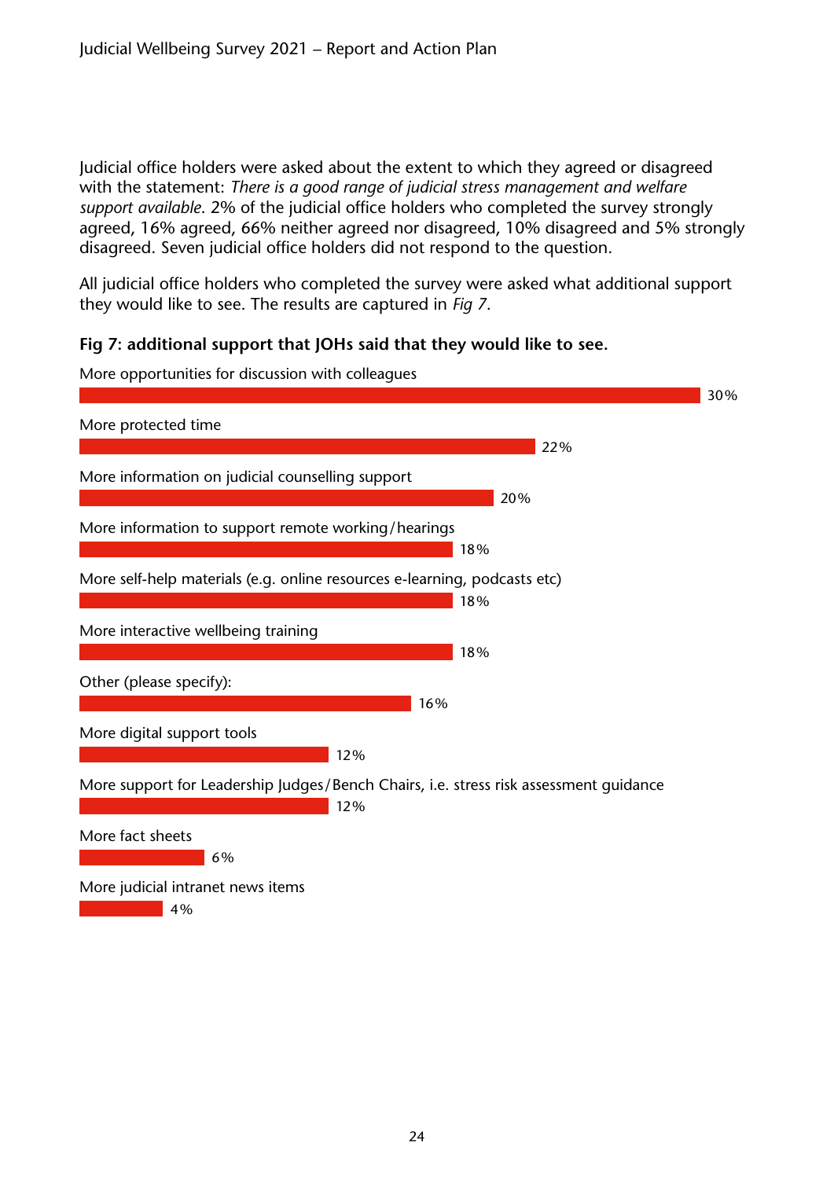Judicial office holders were asked about the extent to which they agreed or disagreed with the statement: *There is a good range of judicial stress management and welfare support available*. 2% of the judicial office holders who completed the survey strongly agreed, 16% agreed, 66% neither agreed nor disagreed, 10% disagreed and 5% strongly disagreed. Seven judicial office holders did not respond to the question.

All judicial office holders who completed the survey were asked what additional support they would like to see. The results are captured in *Fig 7*.

**Fig 7: additional support that JOHs said that they would like to see.**

| Additional support | % |
|---|---|
| More opportunities for discussion with colleagues | 30% |
| More protected time | 22% |
| More information on judicial counselling support | 20% |
| More information to support remote working/hearings | 18% |
| More self-help materials (e.g. online resources e-learning, podcasts etc) | 18% |
| More interactive wellbeing training | 18% |
| Other (please specify): | 16% |
| More digital support tools | 12% |
| More support for Leadership Judges/Bench Chairs, i.e. stress risk assessment guidance | 12% |
| More fact sheets | 6% |
| More judicial intranet news items | 4% |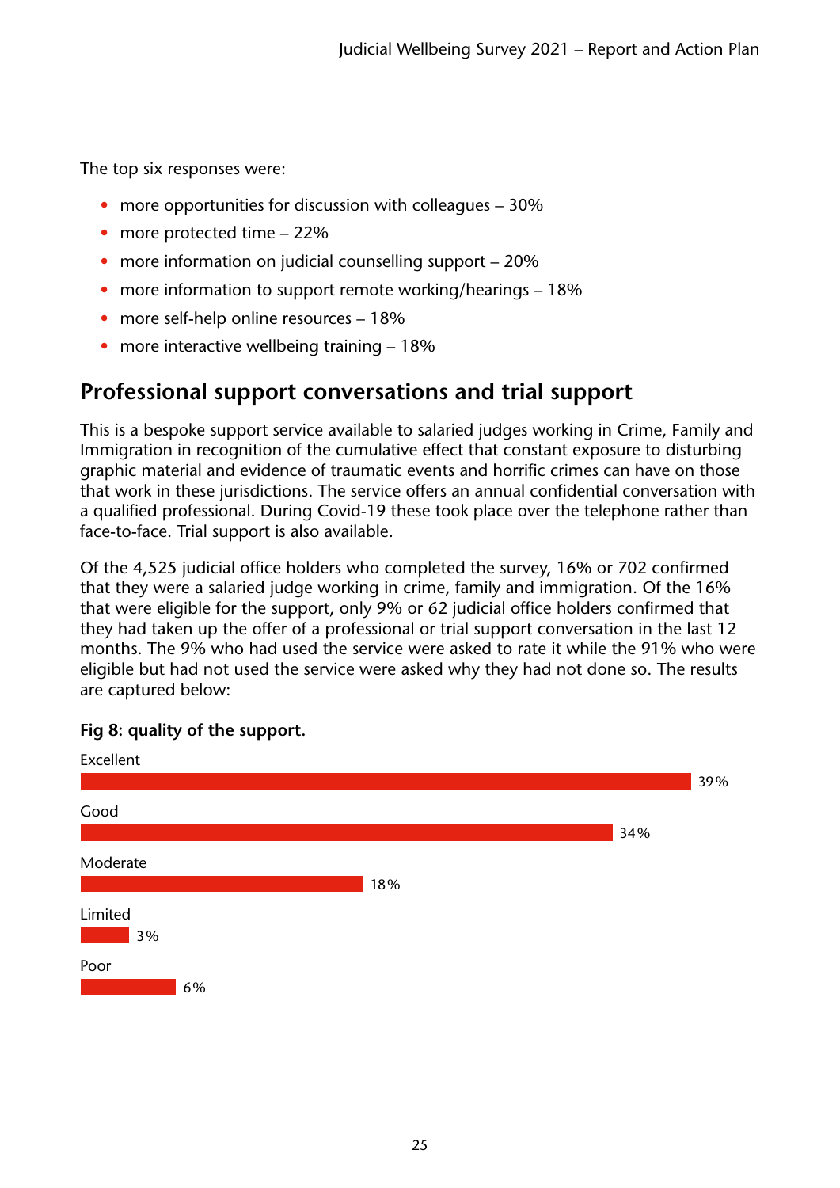The top six responses were:

- more opportunities for discussion with colleagues – 30%
- more protected time – 22%
- more information on judicial counselling support – 20%
- more information to support remote working/hearings – 18%
- more self-help online resources – 18%
- more interactive wellbeing training – 18%

## Professional support conversations and trial support

This is a bespoke support service available to salaried judges working in Crime, Family and Immigration in recognition of the cumulative effect that constant exposure to disturbing graphic material and evidence of traumatic events and horrific crimes can have on those that work in these jurisdictions. The service offers an annual confidential conversation with a qualified professional. During Covid-19 these took place over the telephone rather than face-to-face. Trial support is also available.

Of the 4,525 judicial office holders who completed the survey, 16% or 702 confirmed that they were a salaried judge working in crime, family and immigration. Of the 16% that were eligible for the support, only 9% or 62 judicial office holders confirmed that they had taken up the offer of a professional or trial support conversation in the last 12 months. The 9% who had used the service were asked to rate it while the 91% who were eligible but had not used the service were asked why they had not done so. The results are captured below:

**Fig 8: quality of the support.**

| Rating | Percentage |
|---|---|
| Excellent | 39% |
| Good | 34% |
| Moderate | 18% |
| Limited | 3% |
| Poor | 6% |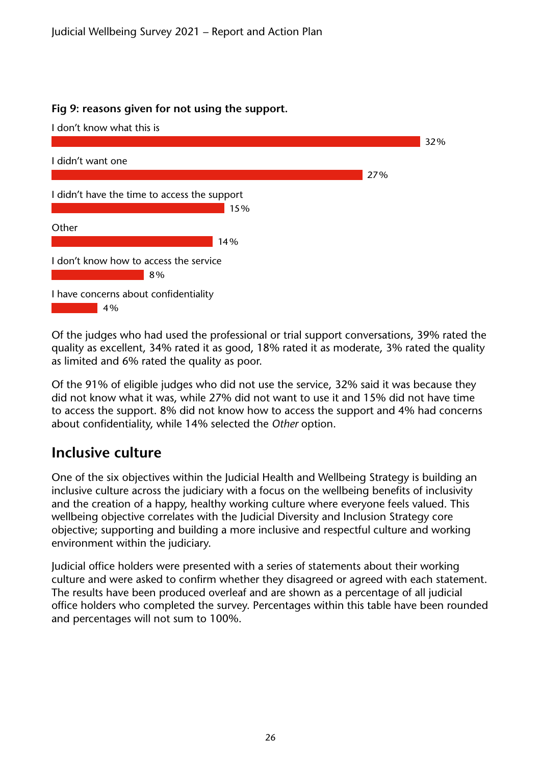**Fig 9: reasons given for not using the support.**

| Reason | Percentage |
|---|---|
| I don't know what this is | 32% |
| I didn't want one | 27% |
| I didn't have the time to access the support | 15% |
| Other | 14% |
| I don't know how to access the service | 8% |
| I have concerns about confidentiality | 4% |

Of the judges who had used the professional or trial support conversations, 39% rated the quality as excellent, 34% rated it as good, 18% rated it as moderate, 3% rated the quality as limited and 6% rated the quality as poor.

Of the 91% of eligible judges who did not use the service, 32% said it was because they did not know what it was, while 27% did not want to use it and 15% did not have time to access the support. 8% did not know how to access the support and 4% had concerns about confidentiality, while 14% selected the *Other* option.

## Inclusive culture

One of the six objectives within the Judicial Health and Wellbeing Strategy is building an inclusive culture across the judiciary with a focus on the wellbeing benefits of inclusivity and the creation of a happy, healthy working culture where everyone feels valued. This wellbeing objective correlates with the Judicial Diversity and Inclusion Strategy core objective; supporting and building a more inclusive and respectful culture and working environment within the judiciary.

Judicial office holders were presented with a series of statements about their working culture and were asked to confirm whether they disagreed or agreed with each statement. The results have been produced overleaf and are shown as a percentage of all judicial office holders who completed the survey. Percentages within this table have been rounded and percentages will not sum to 100%.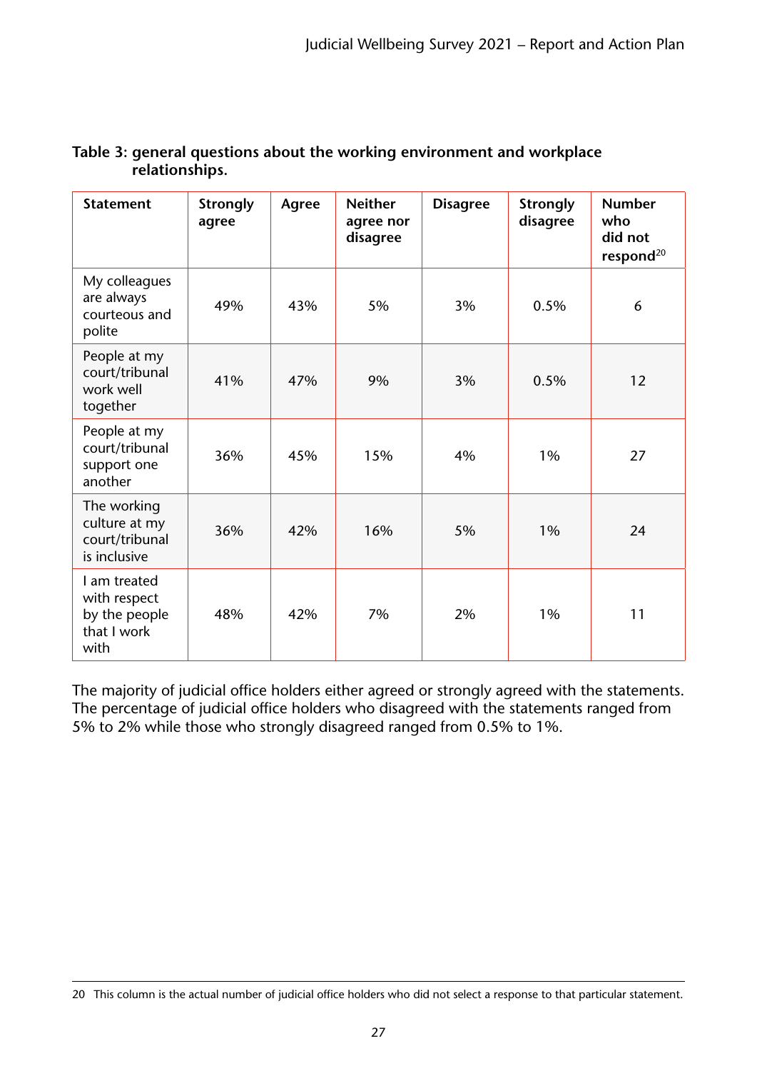**Table 3: general questions about the working environment and workplace relationships.**

| Statement | Strongly agree | Agree | Neither agree nor disagree | Disagree | Strongly disagree | Number who did not respond[20] |
|---|---|---|---|---|---|---|
| My colleagues are always courteous and polite | 49% | 43% | 5% | 3% | 0.5% | 6 |
| People at my court/tribunal work well together | 41% | 47% | 9% | 3% | 0.5% | 12 |
| People at my court/tribunal support one another | 36% | 45% | 15% | 4% | 1% | 27 |
| The working culture at my court/tribunal is inclusive | 36% | 42% | 16% | 5% | 1% | 24 |
| I am treated with respect by the people that I work with | 48% | 42% | 7% | 2% | 1% | 11 |

The majority of judicial office holders either agreed or strongly agreed with the statements. The percentage of judicial office holders who disagreed with the statements ranged from 5% to 2% while those who strongly disagreed ranged from 0.5% to 1%.

20 This column is the actual number of judicial office holders who did not select a response to that particular statement.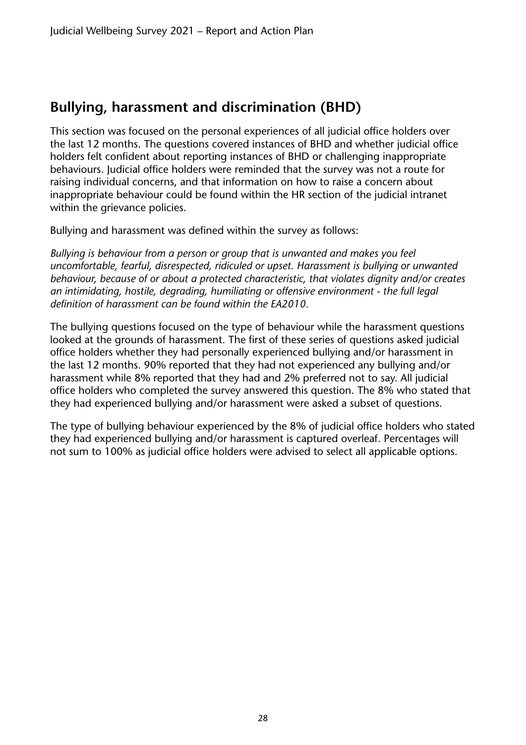## Bullying, harassment and discrimination (BHD)

This section was focused on the personal experiences of all judicial office holders over the last 12 months. The questions covered instances of BHD and whether judicial office holders felt confident about reporting instances of BHD or challenging inappropriate behaviours. Judicial office holders were reminded that the survey was not a route for raising individual concerns, and that information on how to raise a concern about inappropriate behaviour could be found within the HR section of the judicial intranet within the grievance policies.

Bullying and harassment was defined within the survey as follows:

*Bullying is behaviour from a person or group that is unwanted and makes you feel uncomfortable, fearful, disrespected, ridiculed or upset. Harassment is bullying or unwanted behaviour, because of or about a protected characteristic, that violates dignity and/or creates an intimidating, hostile, degrading, humiliating or offensive environment - the full legal definition of harassment can be found within the EA2010.*

The bullying questions focused on the type of behaviour while the harassment questions looked at the grounds of harassment. The first of these series of questions asked judicial office holders whether they had personally experienced bullying and/or harassment in the last 12 months. 90% reported that they had not experienced any bullying and/or harassment while 8% reported that they had and 2% preferred not to say. All judicial office holders who completed the survey answered this question. The 8% who stated that they had experienced bullying and/or harassment were asked a subset of questions.

The type of bullying behaviour experienced by the 8% of judicial office holders who stated they had experienced bullying and/or harassment is captured overleaf. Percentages will not sum to 100% as judicial office holders were advised to select all applicable options.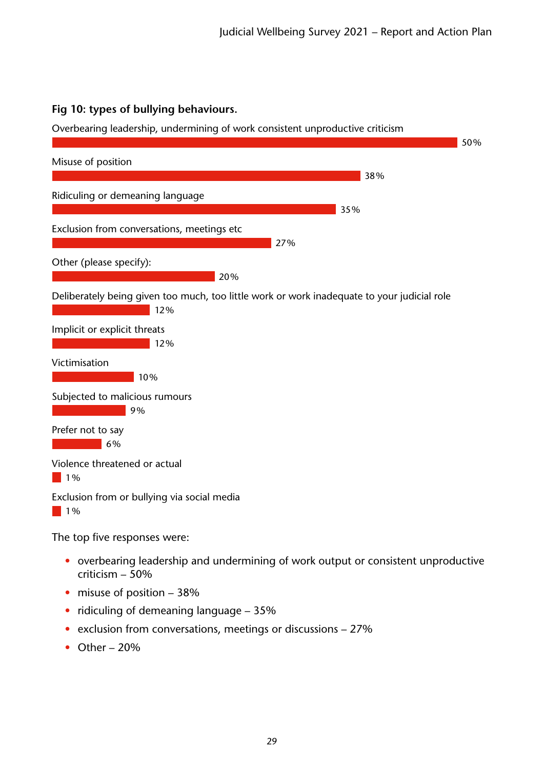**Fig 10: types of bullying behaviours.**

| Type of bullying behaviour | % |
| --- | --- |
| Overbearing leadership, undermining of work consistent unproductive criticism | 50% |
| Misuse of position | 38% |
| Ridiculing or demeaning language | 35% |
| Exclusion from conversations, meetings etc | 27% |
| Other (please specify): | 20% |
| Deliberately being given too much, too little work or work inadequate to your judicial role | 12% |
| Implicit or explicit threats | 12% |
| Victimisation | 10% |
| Subjected to malicious rumours | 9% |
| Prefer not to say | 6% |
| Violence threatened or actual | 1% |
| Exclusion from or bullying via social media | 1% |

The top five responses were:

- overbearing leadership and undermining of work output or consistent unproductive criticism – 50%
- misuse of position – 38%
- ridiculing of demeaning language – 35%
- exclusion from conversations, meetings or discussions – 27%
- Other – 20%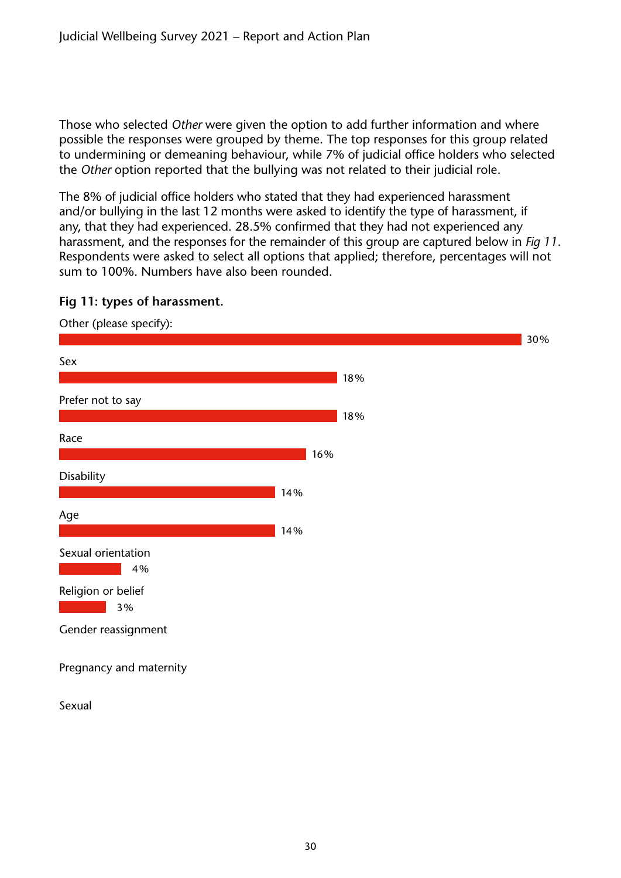Those who selected *Other* were given the option to add further information and where possible the responses were grouped by theme. The top responses for this group related to undermining or demeaning behaviour, while 7% of judicial office holders who selected the *Other* option reported that the bullying was not related to their judicial role.

The 8% of judicial office holders who stated that they had experienced harassment and/or bullying in the last 12 months were asked to identify the type of harassment, if any, that they had experienced. 28.5% confirmed that they had not experienced any harassment, and the responses for the remainder of this group are captured below in *Fig 11*. Respondents were asked to select all options that applied; therefore, percentages will not sum to 100%. Numbers have also been rounded.

**Fig 11: types of harassment.**

| Type of harassment | Percentage |
| --- | --- |
| Other (please specify): | 30% |
| Sex | 18% |
| Prefer not to say | 18% |
| Race | 16% |
| Disability | 14% |
| Age | 14% |
| Sexual orientation | 4% |
| Religion or belief | 3% |
| Gender reassignment | |
| Pregnancy and maternity | |
| Sexual | |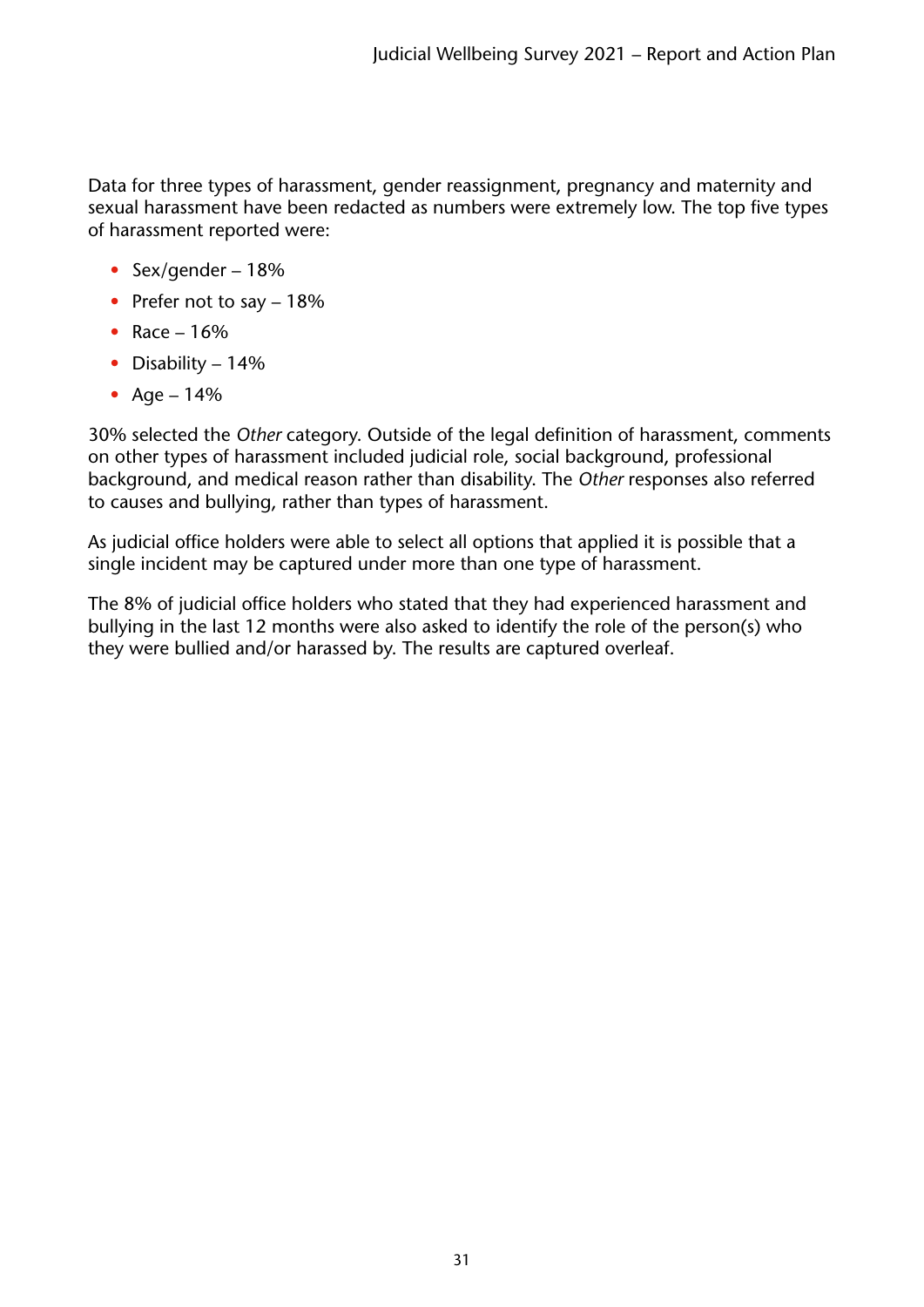Data for three types of harassment, gender reassignment, pregnancy and maternity and sexual harassment have been redacted as numbers were extremely low. The top five types of harassment reported were:

- Sex/gender – 18%
- Prefer not to say – 18%
- Race – 16%
- Disability – 14%
- Age – 14%

30% selected the *Other* category. Outside of the legal definition of harassment, comments on other types of harassment included judicial role, social background, professional background, and medical reason rather than disability. The *Other* responses also referred to causes and bullying, rather than types of harassment.

As judicial office holders were able to select all options that applied it is possible that a single incident may be captured under more than one type of harassment.

The 8% of judicial office holders who stated that they had experienced harassment and bullying in the last 12 months were also asked to identify the role of the person(s) who they were bullied and/or harassed by. The results are captured overleaf.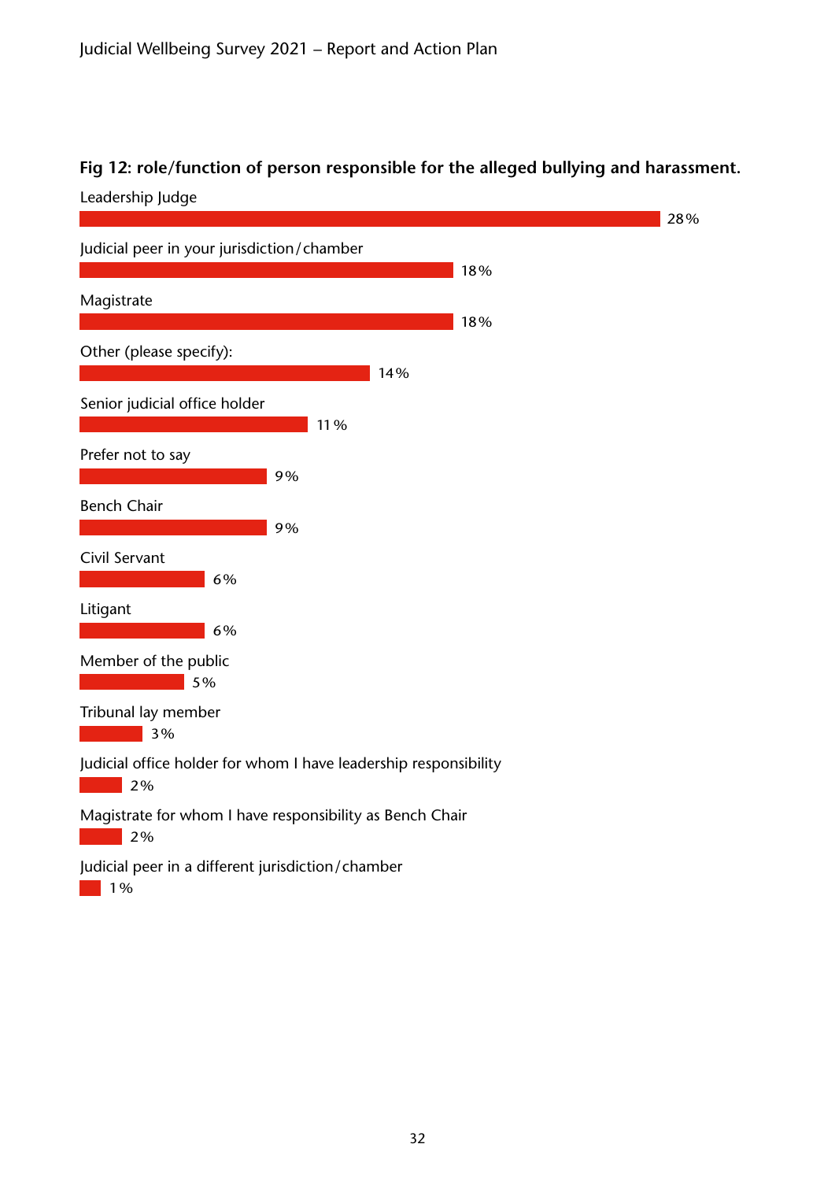**Fig 12: role/function of person responsible for the alleged bullying and harassment.**

| Role/function | % |
|---|---|
| Leadership Judge | 28% |
| Judicial peer in your jurisdiction/chamber | 18% |
| Magistrate | 18% |
| Other (please specify): | 14% |
| Senior judicial office holder | 11% |
| Prefer not to say | 9% |
| Bench Chair | 9% |
| Civil Servant | 6% |
| Litigant | 6% |
| Member of the public | 5% |
| Tribunal lay member | 3% |
| Judicial office holder for whom I have leadership responsibility | 2% |
| Magistrate for whom I have responsibility as Bench Chair | 2% |
| Judicial peer in a different jurisdiction/chamber | 1% |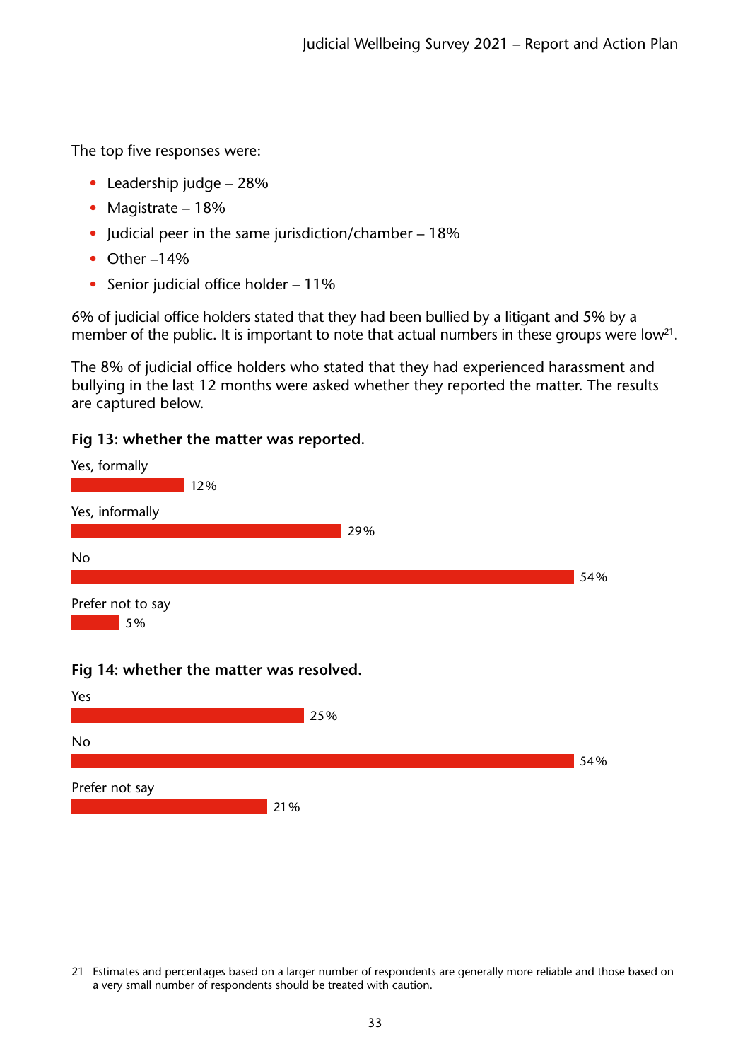The top five responses were:

- Leadership judge – 28%
- Magistrate – 18%
- Judicial peer in the same jurisdiction/chamber – 18%
- Other –14%
- Senior judicial office holder – 11%

6% of judicial office holders stated that they had been bullied by a litigant and 5% by a member of the public. It is important to note that actual numbers in these groups were low[21].

The 8% of judicial office holders who stated that they had experienced harassment and bullying in the last 12 months were asked whether they reported the matter. The results are captured below.

**Fig 13: whether the matter was reported.**

| Response | % |
|---|---|
| Yes, formally | 12% |
| Yes, informally | 29% |
| No | 54% |
| Prefer not to say | 5% |

**Fig 14: whether the matter was resolved.**

| Response | % |
|---|---|
| Yes | 25% |
| No | 54% |
| Prefer not say | 21% |

21 Estimates and percentages based on a larger number of respondents are generally more reliable and those based on a very small number of respondents should be treated with caution.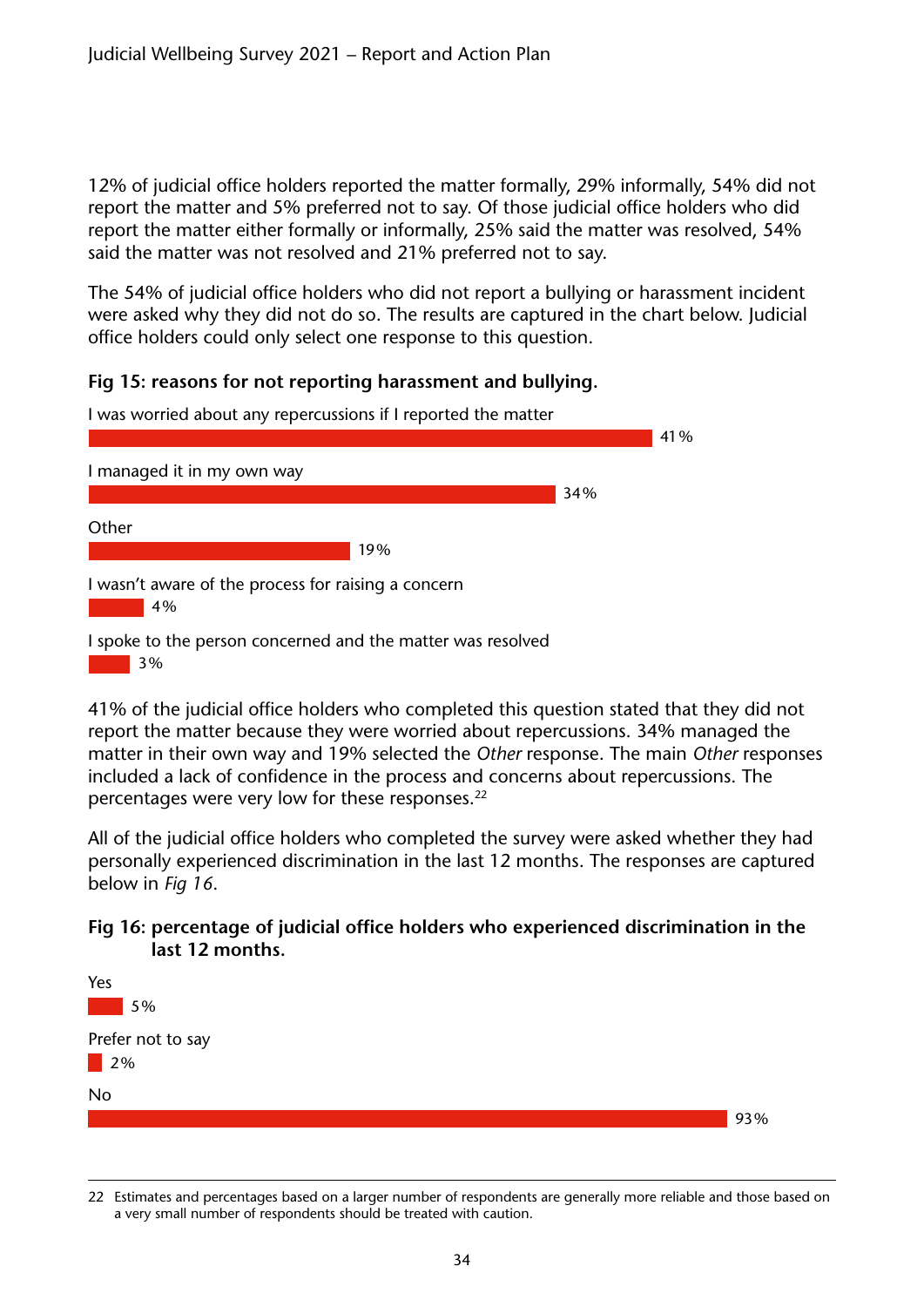12% of judicial office holders reported the matter formally, 29% informally, 54% did not report the matter and 5% preferred not to say. Of those judicial office holders who did report the matter either formally or informally, 25% said the matter was resolved, 54% said the matter was not resolved and 21% preferred not to say.

The 54% of judicial office holders who did not report a bullying or harassment incident were asked why they did not do so. The results are captured in the chart below. Judicial office holders could only select one response to this question.

**Fig 15: reasons for not reporting harassment and bullying.**

| Reason | Percentage |
| --- | --- |
| I was worried about any repercussions if I reported the matter | 41% |
| I managed it in my own way | 34% |
| Other | 19% |
| I wasn't aware of the process for raising a concern | 4% |
| I spoke to the person concerned and the matter was resolved | 3% |

41% of the judicial office holders who completed this question stated that they did not report the matter because they were worried about repercussions. 34% managed the matter in their own way and 19% selected the *Other* response. The main *Other* responses included a lack of confidence in the process and concerns about repercussions. The percentages were very low for these responses.[22]

All of the judicial office holders who completed the survey were asked whether they had personally experienced discrimination in the last 12 months. The responses are captured below in *Fig 16*.

**Fig 16: percentage of judicial office holders who experienced discrimination in the last 12 months.**

| Response | Percentage |
| --- | --- |
| Yes | 5% |
| Prefer not to say | 2% |
| No | 93% |

22 Estimates and percentages based on a larger number of respondents are generally more reliable and those based on a very small number of respondents should be treated with caution.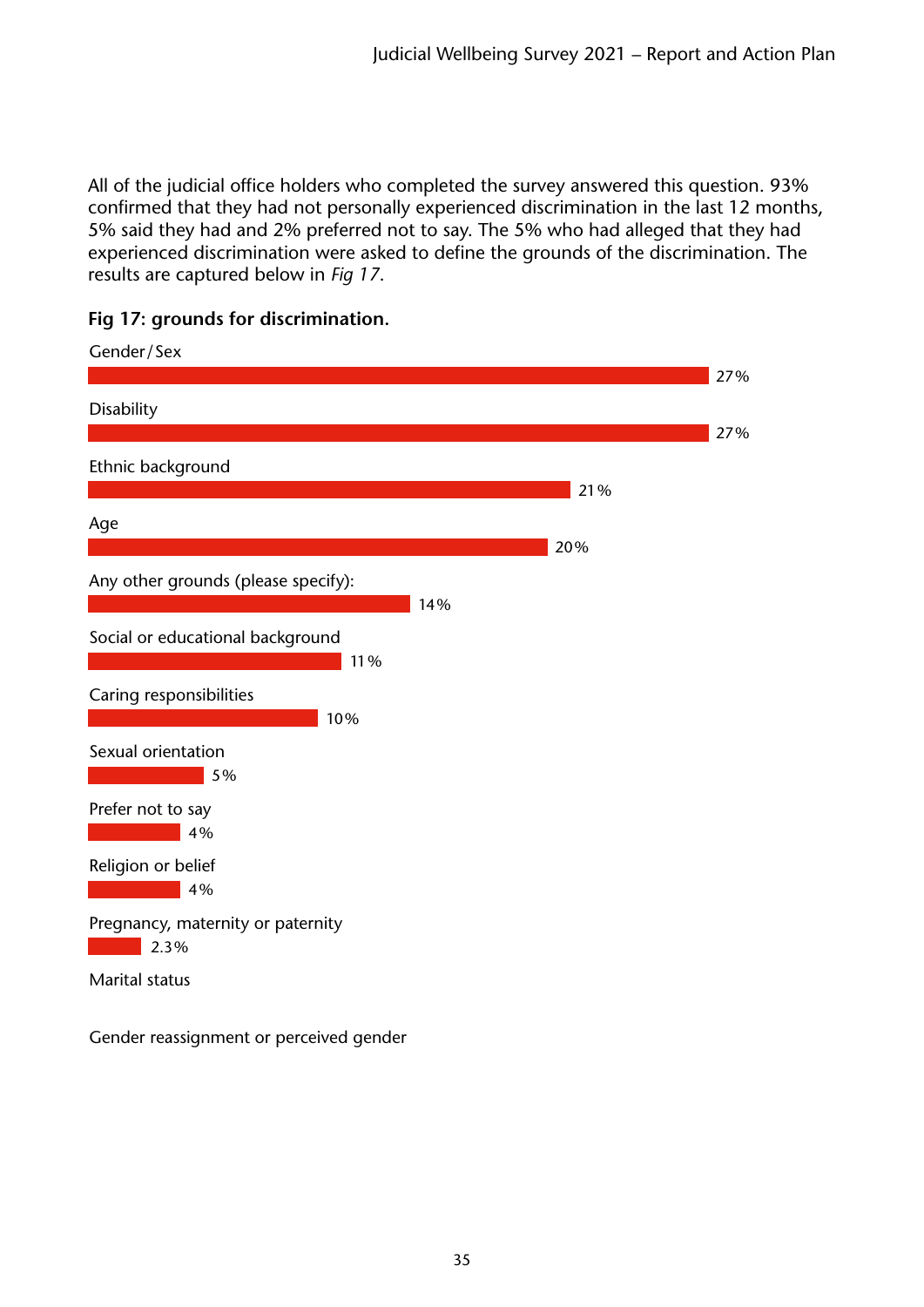All of the judicial office holders who completed the survey answered this question. 93% confirmed that they had not personally experienced discrimination in the last 12 months, 5% said they had and 2% preferred not to say. The 5% who had alleged that they had experienced discrimination were asked to define the grounds of the discrimination. The results are captured below in *Fig 17*.

**Fig 17: grounds for discrimination.**

| Grounds | Percentage |
|---|---|
| Gender/Sex | 27% |
| Disability | 27% |
| Ethnic background | 21% |
| Age | 20% |
| Any other grounds (please specify): | 14% |
| Social or educational background | 11% |
| Caring responsibilities | 10% |
| Sexual orientation | 5% |
| Prefer not to say | 4% |
| Religion or belief | 4% |
| Pregnancy, maternity or paternity | 2.3% |
| Marital status | |
| Gender reassignment or perceived gender | |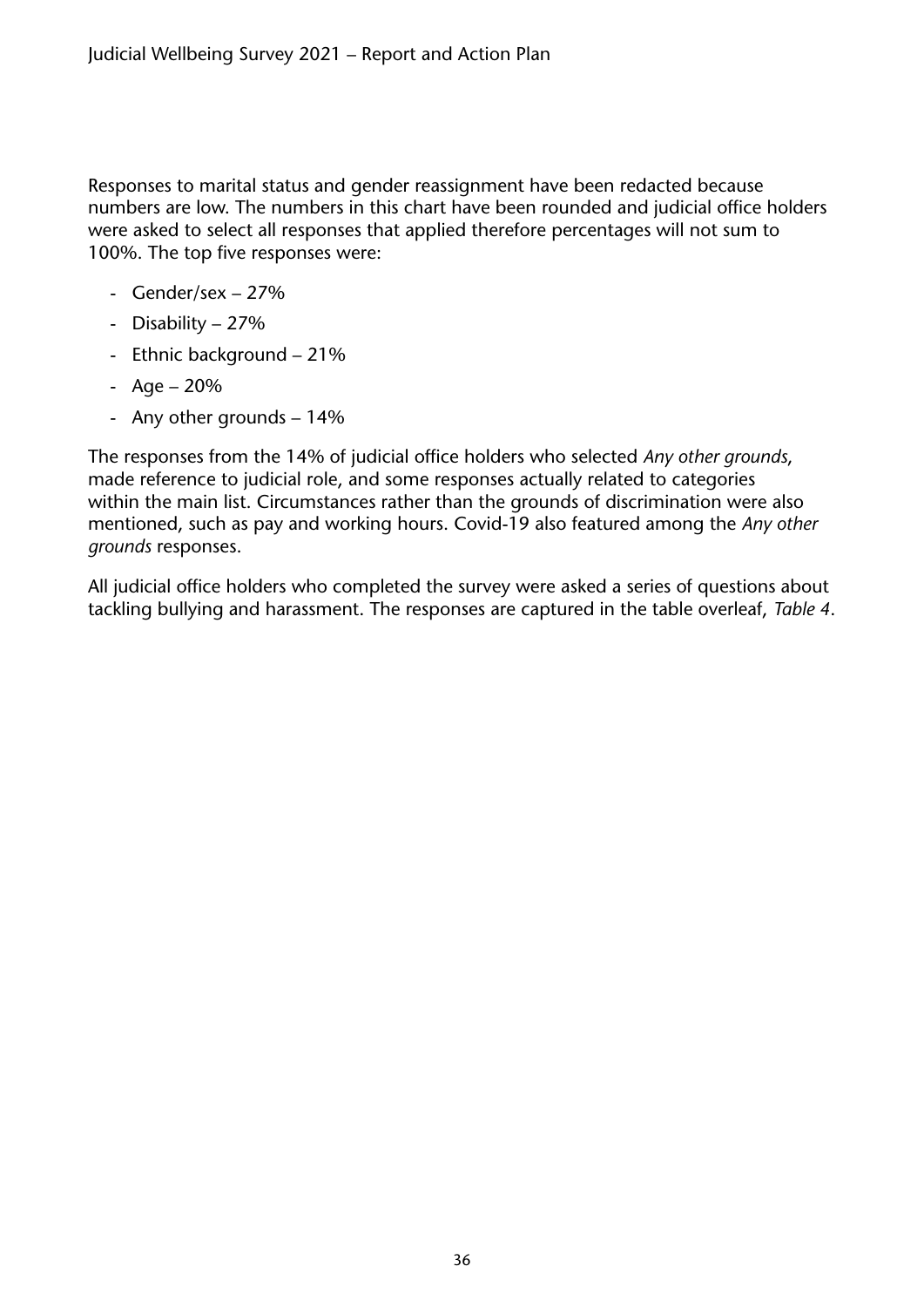Responses to marital status and gender reassignment have been redacted because numbers are low. The numbers in this chart have been rounded and judicial office holders were asked to select all responses that applied therefore percentages will not sum to 100%. The top five responses were:

- Gender/sex – 27%
- Disability – 27%
- Ethnic background – 21%
- Age – 20%
- Any other grounds – 14%

The responses from the 14% of judicial office holders who selected *Any other grounds*, made reference to judicial role, and some responses actually related to categories within the main list. Circumstances rather than the grounds of discrimination were also mentioned, such as pay and working hours. Covid-19 also featured among the *Any other grounds* responses.

All judicial office holders who completed the survey were asked a series of questions about tackling bullying and harassment. The responses are captured in the table overleaf, *Table 4*.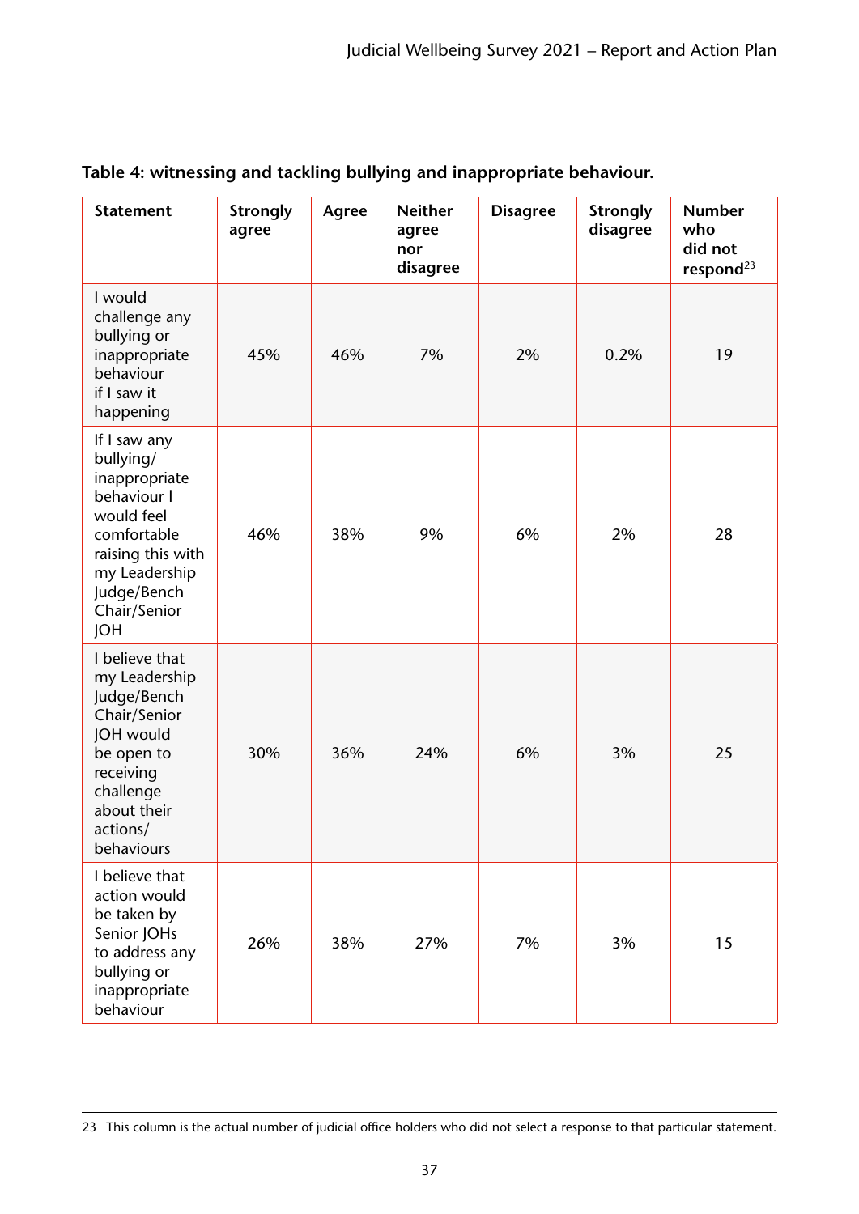**Table 4: witnessing and tackling bullying and inappropriate behaviour.**

| Statement | Strongly agree | Agree | Neither agree nor disagree | Disagree | Strongly disagree | Number who did not respond[23] |
|---|---|---|---|---|---|---|
| I would challenge any bullying or inappropriate behaviour if I saw it happening | 45% | 46% | 7% | 2% | 0.2% | 19 |
| If I saw any bullying/ inappropriate behaviour I would feel comfortable raising this with my Leadership Judge/Bench Chair/Senior JOH | 46% | 38% | 9% | 6% | 2% | 28 |
| I believe that my Leadership Judge/Bench Chair/Senior JOH would be open to receiving challenge about their actions/ behaviours | 30% | 36% | 24% | 6% | 3% | 25 |
| I believe that action would be taken by Senior JOHs to address any bullying or inappropriate behaviour | 26% | 38% | 27% | 7% | 3% | 15 |

23 This column is the actual number of judicial office holders who did not select a response to that particular statement.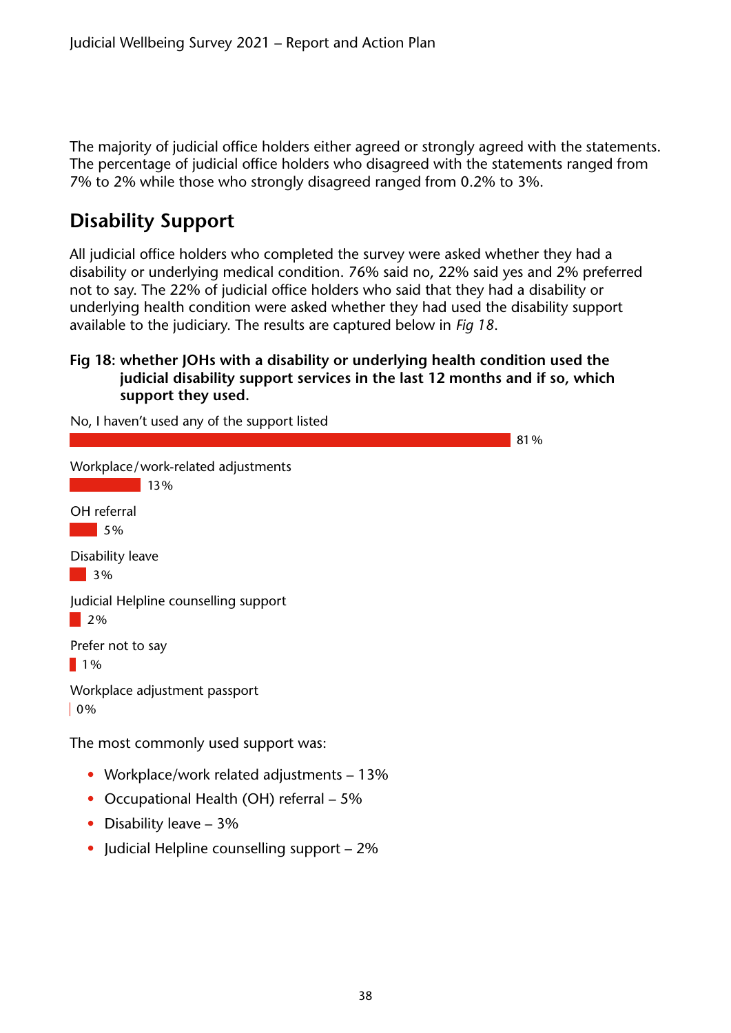The majority of judicial office holders either agreed or strongly agreed with the statements. The percentage of judicial office holders who disagreed with the statements ranged from 7% to 2% while those who strongly disagreed ranged from 0.2% to 3%.

## Disability Support

All judicial office holders who completed the survey were asked whether they had a disability or underlying medical condition. 76% said no, 22% said yes and 2% preferred not to say. The 22% of judicial office holders who said that they had a disability or underlying health condition were asked whether they had used the disability support available to the judiciary. The results are captured below in *Fig 18*.

**Fig 18: whether JOHs with a disability or underlying health condition used the judicial disability support services in the last 12 months and if so, which support they used.**

| Response | % |
|---|---|
| No, I haven't used any of the support listed | 81% |
| Workplace/work-related adjustments | 13% |
| OH referral | 5% |
| Disability leave | 3% |
| Judicial Helpline counselling support | 2% |
| Prefer not to say | 1% |
| Workplace adjustment passport | 0% |

The most commonly used support was:

- Workplace/work related adjustments – 13%
- Occupational Health (OH) referral – 5%
- Disability leave – 3%
- Judicial Helpline counselling support – 2%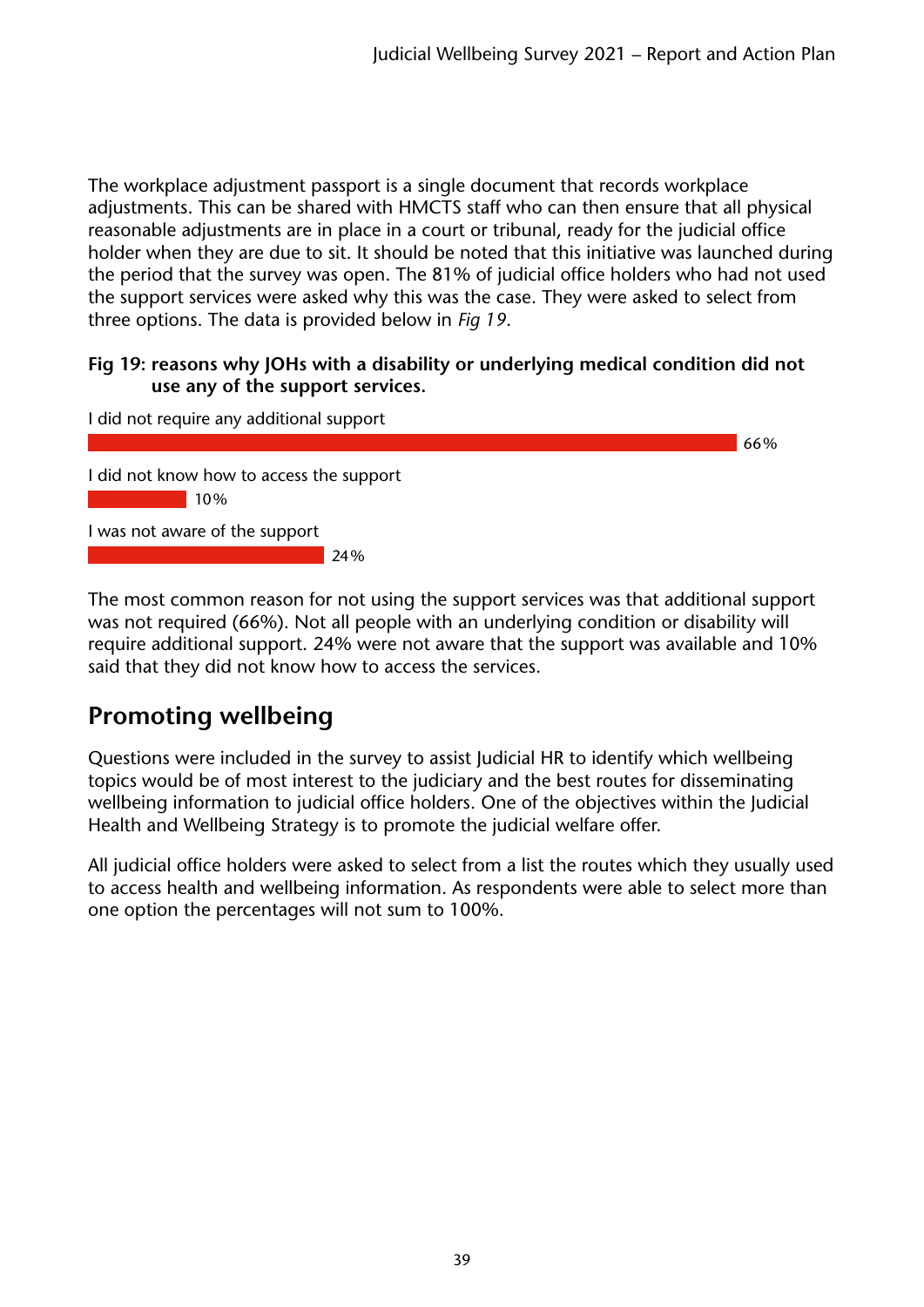The workplace adjustment passport is a single document that records workplace adjustments. This can be shared with HMCTS staff who can then ensure that all physical reasonable adjustments are in place in a court or tribunal, ready for the judicial office holder when they are due to sit. It should be noted that this initiative was launched during the period that the survey was open. The 81% of judicial office holders who had not used the support services were asked why this was the case. They were asked to select from three options. The data is provided below in *Fig 19*.

**Fig 19: reasons why JOHs with a disability or underlying medical condition did not use any of the support services.**

| Reason | % |
| --- | --- |
| I did not require any additional support | 66% |
| I did not know how to access the support | 10% |
| I was not aware of the support | 24% |

The most common reason for not using the support services was that additional support was not required (66%). Not all people with an underlying condition or disability will require additional support. 24% were not aware that the support was available and 10% said that they did not know how to access the services.

## Promoting wellbeing

Questions were included in the survey to assist Judicial HR to identify which wellbeing topics would be of most interest to the judiciary and the best routes for disseminating wellbeing information to judicial office holders. One of the objectives within the Judicial Health and Wellbeing Strategy is to promote the judicial welfare offer.

All judicial office holders were asked to select from a list the routes which they usually used to access health and wellbeing information. As respondents were able to select more than one option the percentages will not sum to 100%.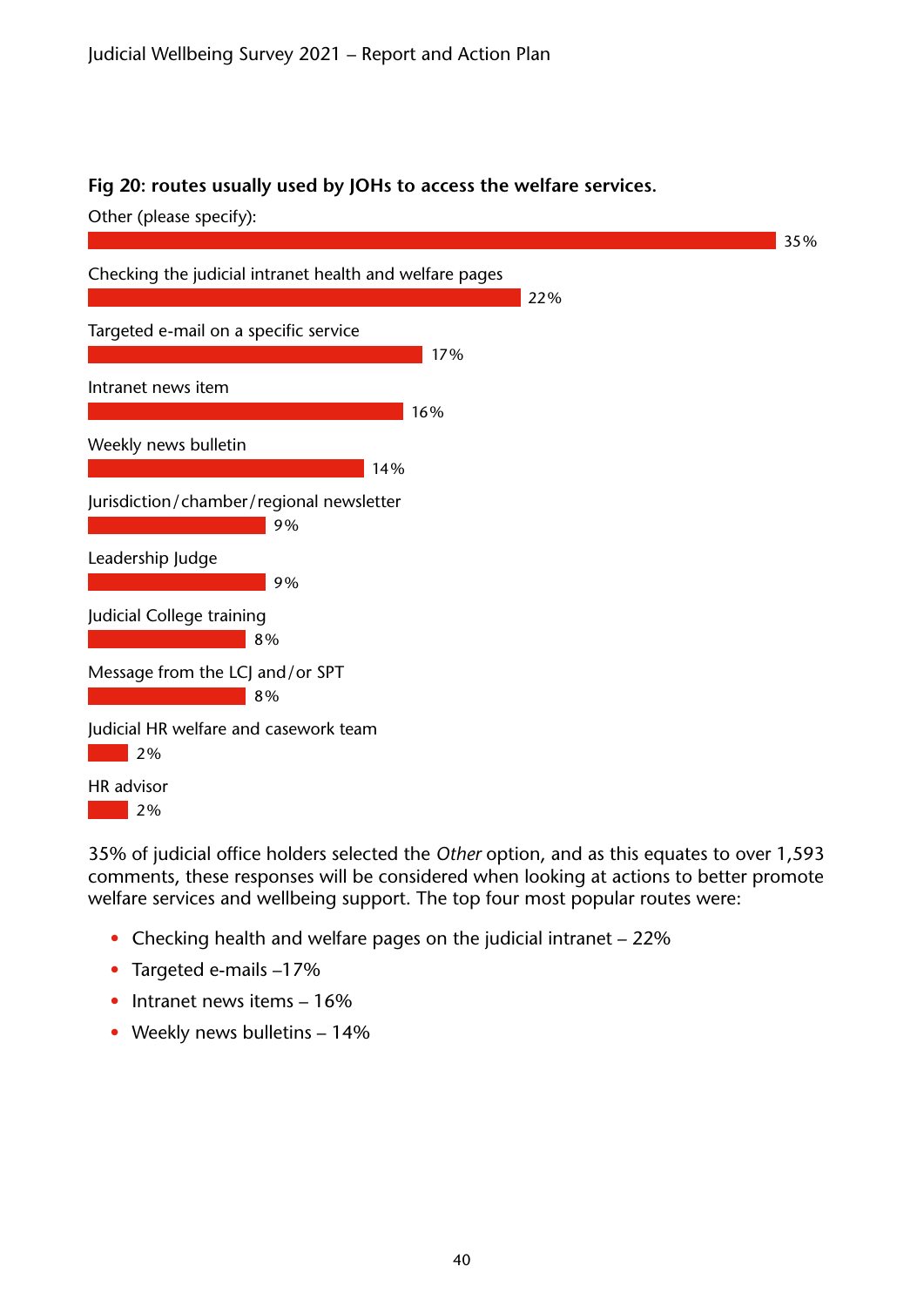**Fig 20: routes usually used by JOHs to access the welfare services.**

| Route | % |
|---|---|
| Other (please specify): | 35% |
| Checking the judicial intranet health and welfare pages | 22% |
| Targeted e-mail on a specific service | 17% |
| Intranet news item | 16% |
| Weekly news bulletin | 14% |
| Jurisdiction/chamber/regional newsletter | 9% |
| Leadership Judge | 9% |
| Judicial College training | 8% |
| Message from the LCJ and/or SPT | 8% |
| Judicial HR welfare and casework team | 2% |
| HR advisor | 2% |

35% of judicial office holders selected the *Other* option, and as this equates to over 1,593 comments, these responses will be considered when looking at actions to better promote welfare services and wellbeing support. The top four most popular routes were:

- Checking health and welfare pages on the judicial intranet – 22%
- Targeted e-mails –17%
- Intranet news items – 16%
- Weekly news bulletins – 14%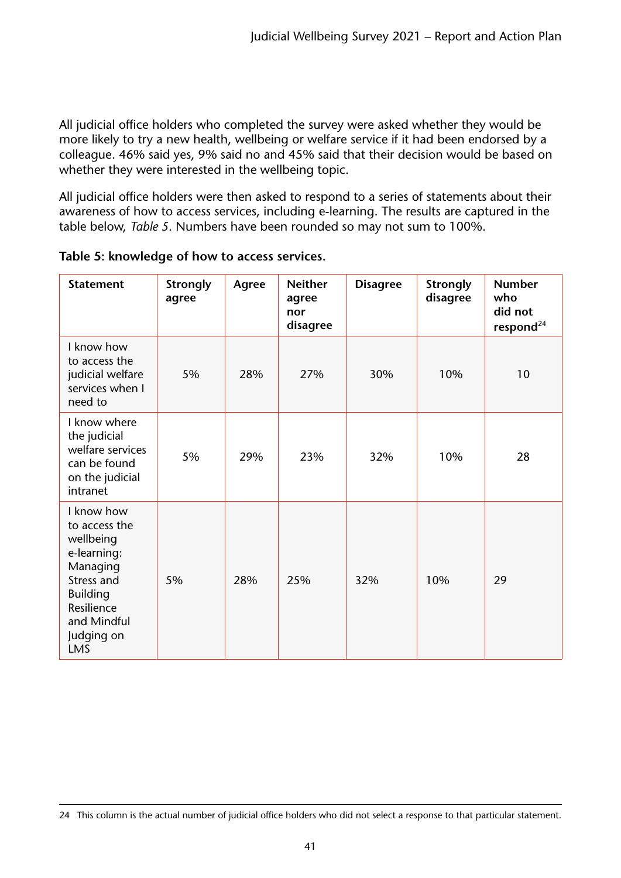All judicial office holders who completed the survey were asked whether they would be more likely to try a new health, wellbeing or welfare service if it had been endorsed by a colleague. 46% said yes, 9% said no and 45% said that their decision would be based on whether they were interested in the wellbeing topic.

All judicial office holders were then asked to respond to a series of statements about their awareness of how to access services, including e-learning. The results are captured in the table below, *Table 5*. Numbers have been rounded so may not sum to 100%.

**Table 5: knowledge of how to access services.**

| Statement | Strongly agree | Agree | Neither agree nor disagree | Disagree | Strongly disagree | Number who did not respond[24] |
|---|---|---|---|---|---|---|
| I know how to access the judicial welfare services when I need to | 5% | 28% | 27% | 30% | 10% | 10 |
| I know where the judicial welfare services can be found on the judicial intranet | 5% | 29% | 23% | 32% | 10% | 28 |
| I know how to access the wellbeing e-learning: Managing Stress and Building Resilience and Mindful Judging on LMS | 5% | 28% | 25% | 32% | 10% | 29 |

24 This column is the actual number of judicial office holders who did not select a response to that particular statement.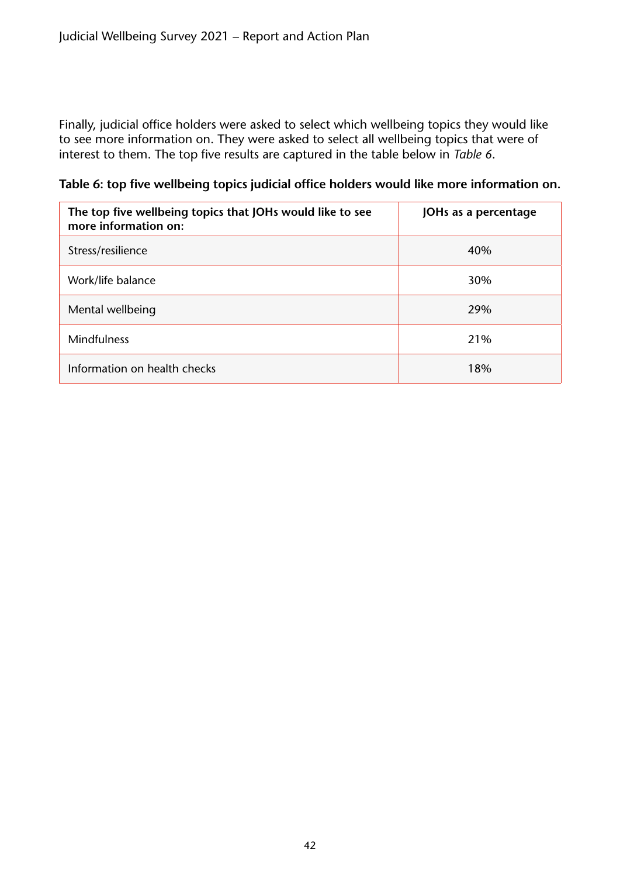Finally, judicial office holders were asked to select which wellbeing topics they would like to see more information on. They were asked to select all wellbeing topics that were of interest to them. The top five results are captured in the table below in *Table 6*.

**Table 6: top five wellbeing topics judicial office holders would like more information on.**

| The top five wellbeing topics that JOHs would like to see more information on: | JOHs as a percentage |
|---|---|
| Stress/resilience | 40% |
| Work/life balance | 30% |
| Mental wellbeing | 29% |
| Mindfulness | 21% |
| Information on health checks | 18% |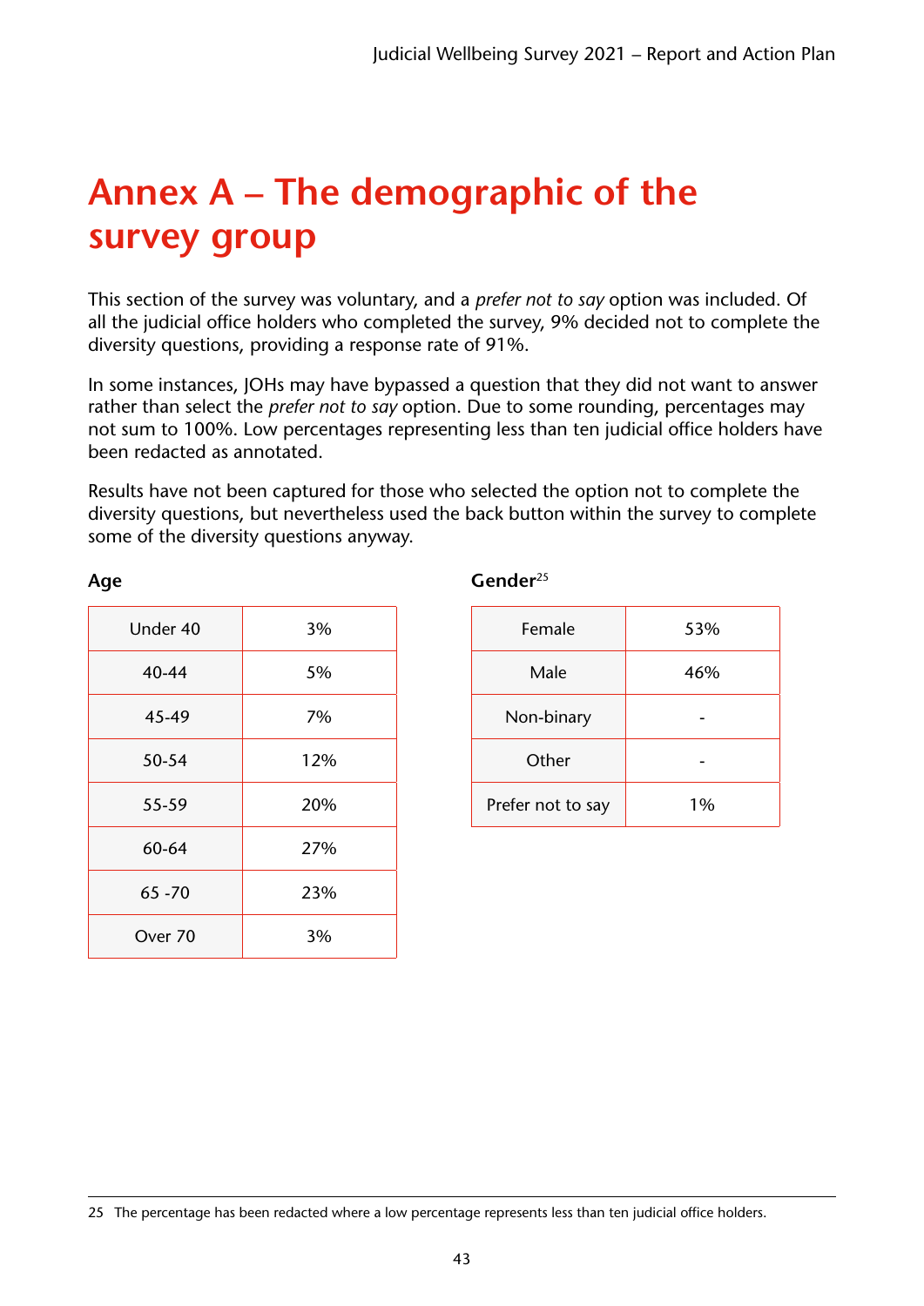# Annex A – The demographic of the survey group

This section of the survey was voluntary, and a *prefer not to say* option was included. Of all the judicial office holders who completed the survey, 9% decided not to complete the diversity questions, providing a response rate of 91%.

In some instances, JOHs may have bypassed a question that they did not want to answer rather than select the *prefer not to say* option. Due to some rounding, percentages may not sum to 100%. Low percentages representing less than ten judicial office holders have been redacted as annotated.

Results have not been captured for those who selected the option not to complete the diversity questions, but nevertheless used the back button within the survey to complete some of the diversity questions anyway.

**Age**

| | |
|---|---|
| Under 40 | 3% |
| 40-44 | 5% |
| 45-49 | 7% |
| 50-54 | 12% |
| 55-59 | 20% |
| 60-64 | 27% |
| 65 -70 | 23% |
| Over 70 | 3% |

**Gender**[25]

| | |
|---|---|
| Female | 53% |
| Male | 46% |
| Non-binary | - |
| Other | - |
| Prefer not to say | 1% |

25 The percentage has been redacted where a low percentage represents less than ten judicial office holders.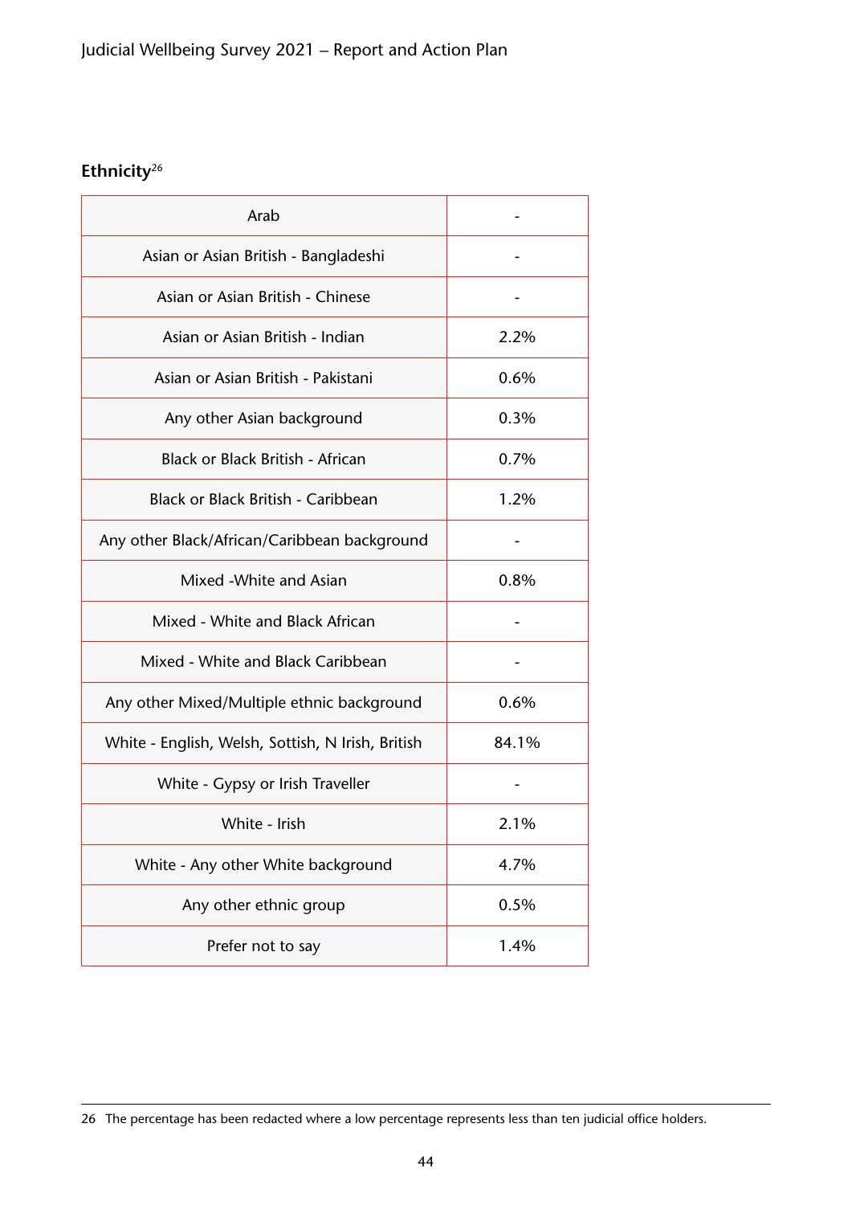**Ethnicity**[26]

| | |
|---|---|
| Arab | - |
| Asian or Asian British - Bangladeshi | - |
| Asian or Asian British - Chinese | - |
| Asian or Asian British - Indian | 2.2% |
| Asian or Asian British - Pakistani | 0.6% |
| Any other Asian background | 0.3% |
| Black or Black British - African | 0.7% |
| Black or Black British - Caribbean | 1.2% |
| Any other Black/African/Caribbean background | - |
| Mixed -White and Asian | 0.8% |
| Mixed - White and Black African | - |
| Mixed - White and Black Caribbean | - |
| Any other Mixed/Multiple ethnic background | 0.6% |
| White - English, Welsh, Sottish, N Irish, British | 84.1% |
| White - Gypsy or Irish Traveller | - |
| White - Irish | 2.1% |
| White - Any other White background | 4.7% |
| Any other ethnic group | 0.5% |
| Prefer not to say | 1.4% |

26 The percentage has been redacted where a low percentage represents less than ten judicial office holders.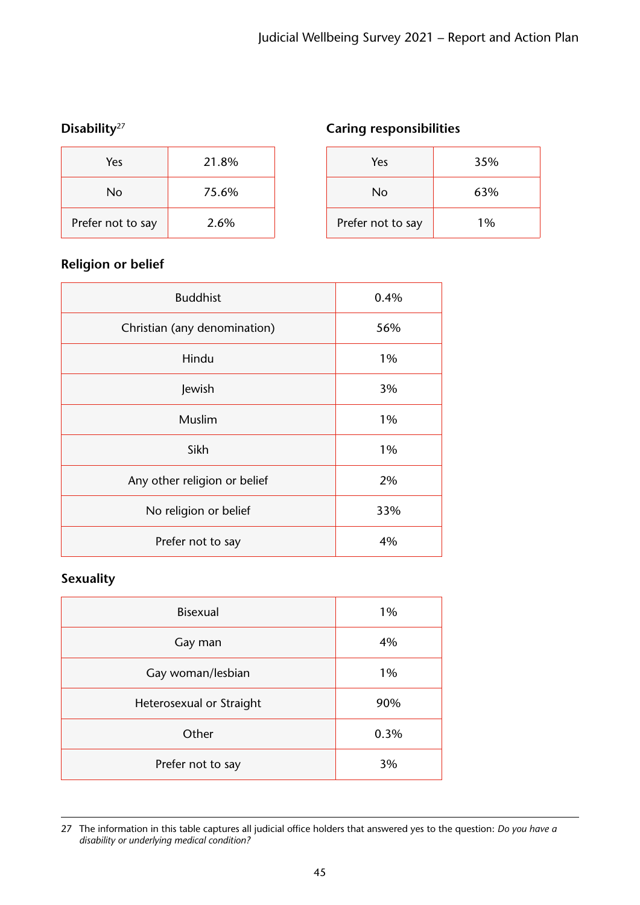### Disability[27]

| Yes | 21.8% |
|---|---|
| No | 75.6% |
| Prefer not to say | 2.6% |

### Caring responsibilities

| Yes | 35% |
|---|---|
| No | 63% |
| Prefer not to say | 1% |

### Religion or belief

| Buddhist | 0.4% |
|---|---|
| Christian (any denomination) | 56% |
| Hindu | 1% |
| Jewish | 3% |
| Muslim | 1% |
| Sikh | 1% |
| Any other religion or belief | 2% |
| No religion or belief | 33% |
| Prefer not to say | 4% |

### Sexuality

| Bisexual | 1% |
|---|---|
| Gay man | 4% |
| Gay woman/lesbian | 1% |
| Heterosexual or Straight | 90% |
| Other | 0.3% |
| Prefer not to say | 3% |

---

27 The information in this table captures all judicial office holders that answered yes to the question: *Do you have a disability or underlying medical condition?*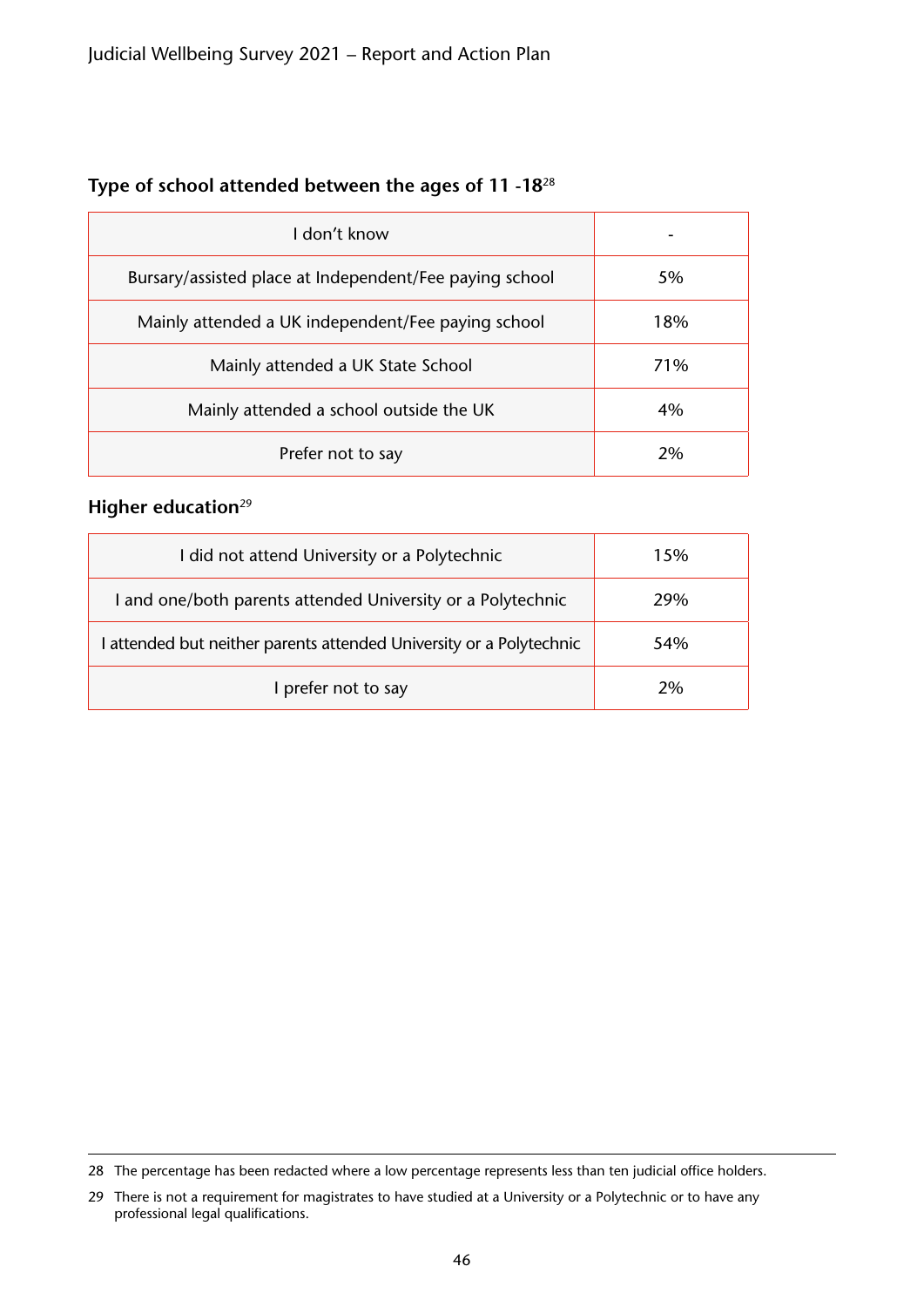### Type of school attended between the ages of 11 -18[28]

| | |
|---|---|
| I don't know | - |
| Bursary/assisted place at Independent/Fee paying school | 5% |
| Mainly attended a UK independent/Fee paying school | 18% |
| Mainly attended a UK State School | 71% |
| Mainly attended a school outside the UK | 4% |
| Prefer not to say | 2% |

### Higher education[29]

| | |
|---|---|
| I did not attend University or a Polytechnic | 15% |
| I and one/both parents attended University or a Polytechnic | 29% |
| I attended but neither parents attended University or a Polytechnic | 54% |
| I prefer not to say | 2% |

28 The percentage has been redacted where a low percentage represents less than ten judicial office holders.

29 There is not a requirement for magistrates to have studied at a University or a Polytechnic or to have any professional legal qualifications.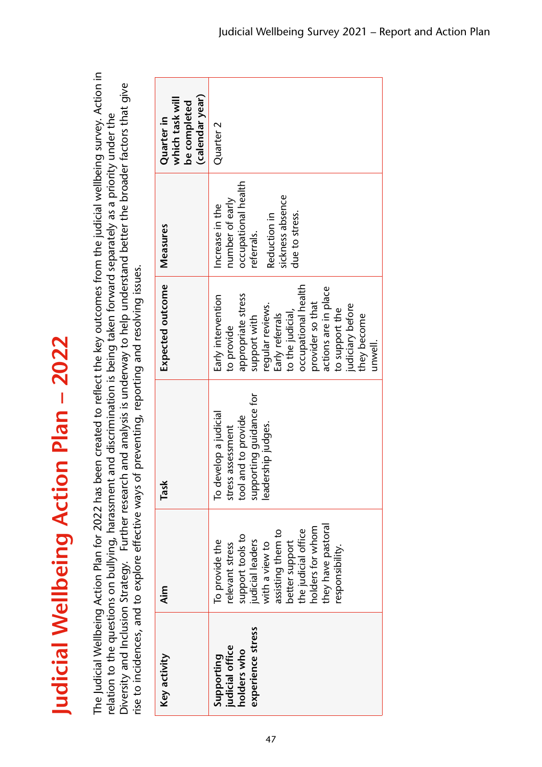# Judicial Wellbeing Action Plan – 2022

The Judicial Wellbeing Action Plan for 2022 has been created to reflect the key outcomes from the judicial wellbeing survey. Action in relation to the questions on bullying, harassment and discrimination is being taken forward separately as a priority under the Diversity and Inclusion Strategy. Further research and analysis is underway to help understand better the broader factors that give rise to incidences, and to explore effective ways of preventing, reporting and resolving issues.

| Key activity | Aim | Task | Expected outcome | Measures | Quarter in which task will be completed (calendar year) |
|---|---|---|---|---|---|
| **Supporting judicial office holders who experience stress** | To provide the relevant stress support tools to judicial leaders with a view to assisting them to better support the judicial office holders for whom they have pastoral responsibility. | To develop a judicial stress assessment tool and to provide supporting guidance for leadership judges. | Early intervention to provide appropriate stress support with regular reviews. Early referrals to the judicial, occupational health provider so that actions are in place to support the judiciary before they become unwell. | Increase in the number of early occupational health referrals.<br><br>Reduction in sickness absence due to stress. | Quarter 2 |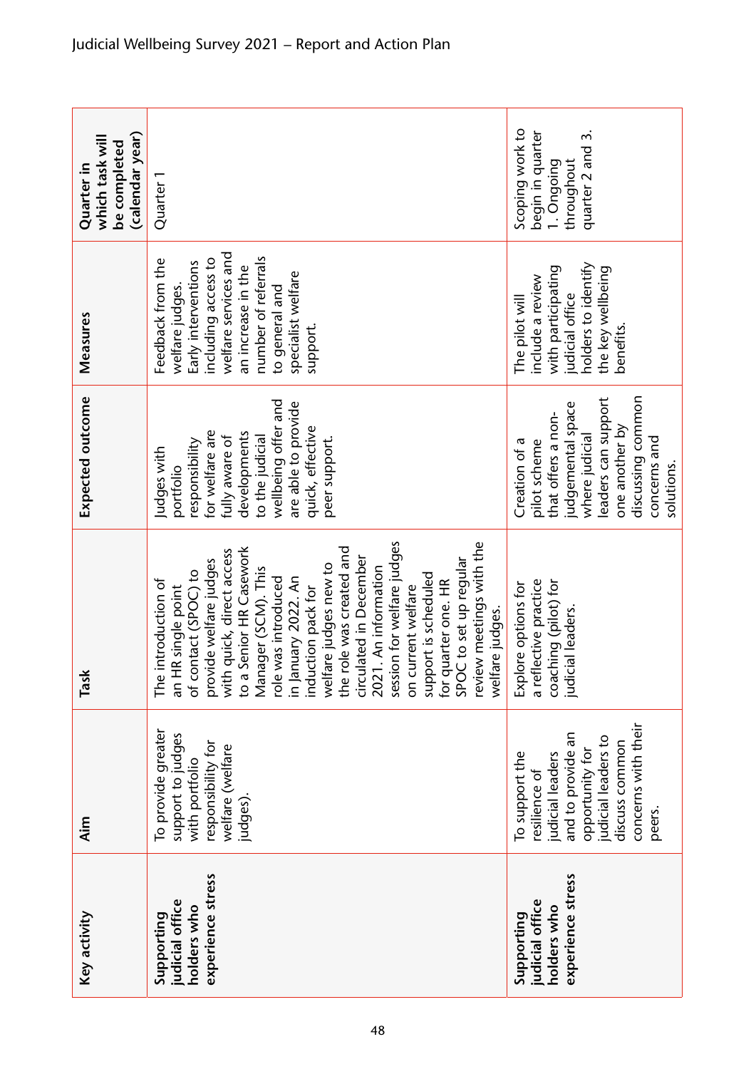| Key activity | Aim | Task | Expected outcome | Measures | Quarter in which task will be completed (calendar year) |
|---|---|---|---|---|---|
| **Supporting judicial office holders who experience stress** | To provide greater support to judges with portfolio responsibility for welfare (welfare judges). | The introduction of an HR single point of contact (SPOC) to provide welfare judges with quick, direct access to a Senior HR Casework Manager (SCM). This role was introduced in January 2022. An induction pack for welfare judges new to the role was created and circulated in December 2021. An information session for welfare judges on current welfare support is scheduled for quarter one. HR SPOC to set up regular review meetings with the welfare judges. | Judges with portfolio responsibility for welfare are fully aware of developments to the judicial wellbeing offer and are able to provide quick, effective peer support. | Feedback from the welfare judges. Early interventions including access to welfare services and an increase in the number of referrals to general and specialist welfare support. | Quarter 1 |
| **Supporting judicial office holders who experience stress** | To support the resilience of judicial leaders and to provide an opportunity for judicial leaders to discuss common concerns with their peers. | Explore options for a reflective practice coaching (pilot) for judicial leaders. | Creation of a pilot scheme that offers a non-judgemental space where judicial leaders can support one another by discussing common concerns and solutions. | The pilot will include a review with participating judicial office holders to identify the key wellbeing benefits. | Scoping work to begin in quarter 1. Ongoing throughout quarter 2 and 3. |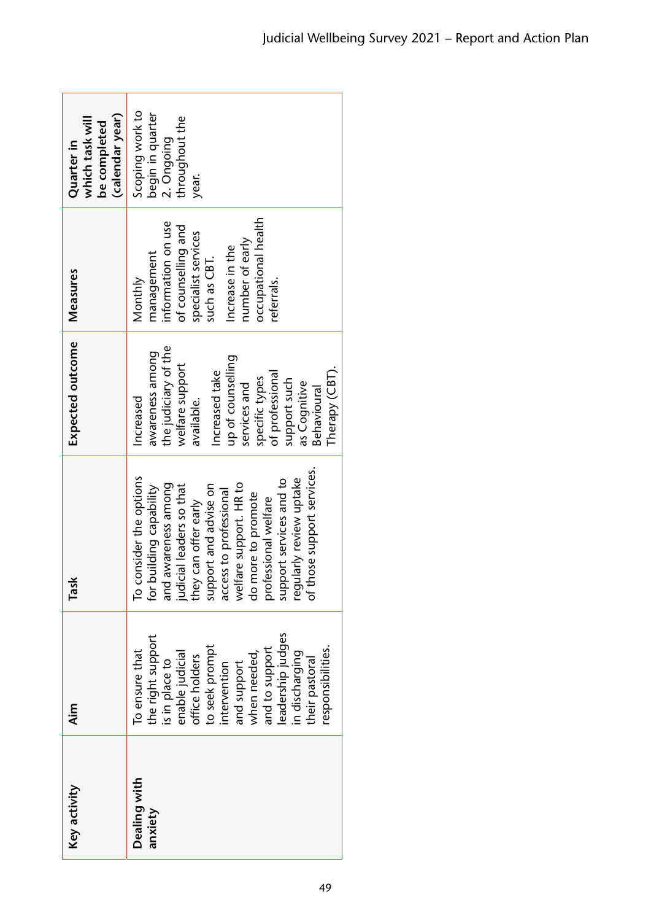| Key activity | Aim | Task | Expected outcome | Measures | Quarter in which task will be completed (calendar year) |
|---|---|---|---|---|---|
| **Dealing with anxiety** | To ensure that the right support is in place to enable judicial office holders to seek prompt intervention and support when needed, and to support leadership judges in discharging their pastoral responsibilities. | To consider the options for building capability and awareness among judicial leaders so that they can offer early support and advise on access to professional welfare support. HR to do more to promote professional welfare support services and to regularly review uptake of those support services. | Increased awareness among the judiciary of the welfare support available.<br><br>Increased take up of counselling services and specific types of professional support such as Cognitive Behavioural Therapy (CBT). | Monthly management information on use of counselling and specialist services such as CBT.<br><br>Increase in the number of early occupational health referrals. | Scoping work to begin in quarter 2. Ongoing throughout the year. |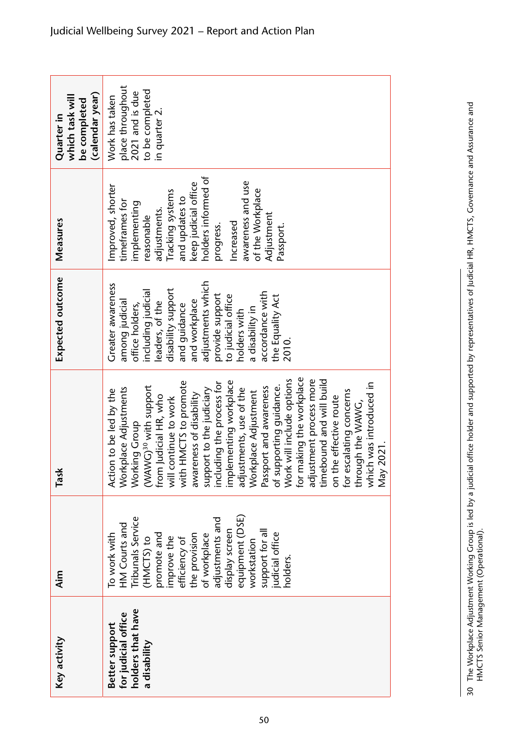| Key activity | Aim | Task | Expected outcome | Measures | Quarter in which task will be completed (calendar year) |
|---|---|---|---|---|---|
| **Better support for judicial office holders that have a disability** | To work with HM Courts and Tribunals Service (HMCTS) to promote and improve the efficiency of the provision of workplace adjustments and display screen equipment (DSE) workstation support for all judicial office holders. | Action to be led by the Workplace Adjustments Working Group (WAWG)[30] with support from Judicial HR, who will continue to work with HMCTS to promote awareness of disability support to the judiciary including the process for implementing workplace adjustments, use of the Workplace Adjustment Passport and awareness of supporting guidance. Work will include options for making the workplace adjustment process more timebound and will build on the effective route for escalating concerns through the WAWG, which was introduced in May 2021. | Greater awareness among judicial office holders, including judicial leaders, of the disability support and guidance and workplace adjustments which provide support to judicial office holders with a disability in accordance with the Equality Act 2010. | Improved, shorter timeframes for implementing reasonable adjustments. Tracking systems and updates to keep judicial office holders informed of progress. Increased awareness and use of the Workplace Adjustment Passport. | Work has taken place throughout 2021 and is due to be completed in quarter 2. |

30 The Workplace Adjustment Working Group is led by a judicial office holder and supported by representatives of Judicial HR, HMCTS, Governance and Assurance and HMCTS Senior Management (Operational).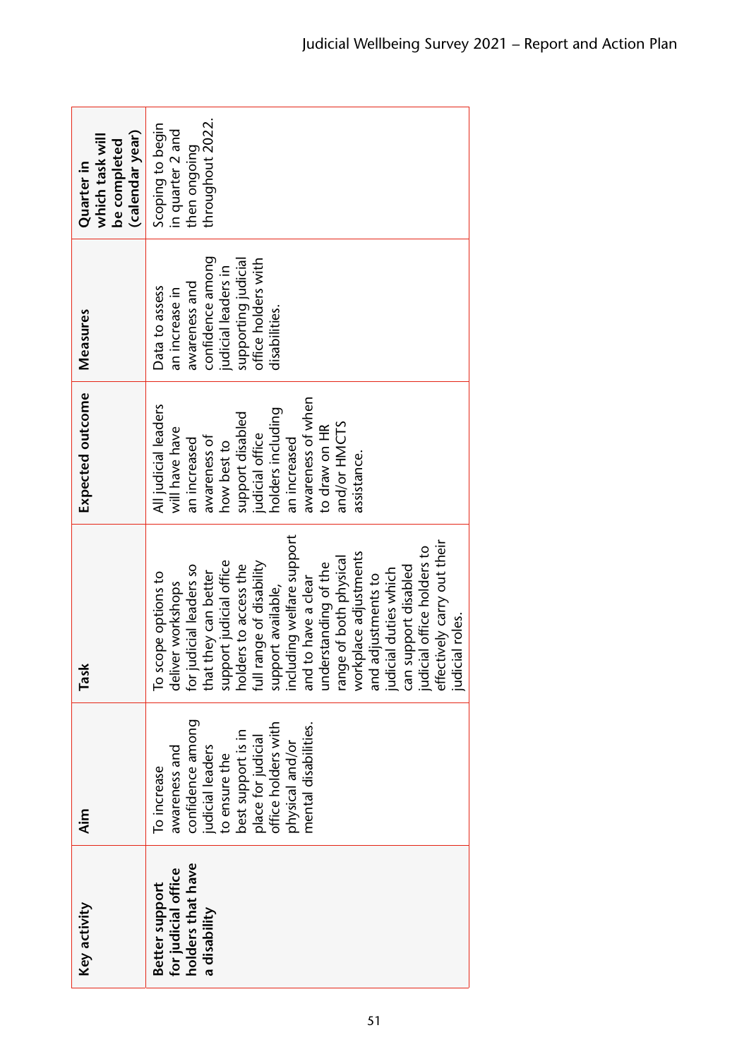| Key activity | Aim | Task | Expected outcome | Measures | Quarter in which task will be completed (calendar year) |
|---|---|---|---|---|---|
| **Better support for judicial office holders that have a disability** | To increase awareness and confidence among judicial leaders to ensure the best support is in place for judicial office holders with physical and/or mental disabilities. | To scope options to deliver workshops for judicial leaders so that they can better support judicial office holders to access the full range of disability support available, including welfare support and to have a clear understanding of the range of both physical workplace adjustments and adjustments to judicial duties which can support disabled judicial office holders to effectively carry out their judicial roles. | All judicial leaders will have have an increased awareness of how best to support disabled judicial office holders including an increased awareness of when to draw on HR and/or HMCTS assistance. | Data to assess an increase in awareness and confidence among judicial leaders in supporting judicial office holders with disabilities. | Scoping to begin in quarter 2 and then ongoing throughout 2022. |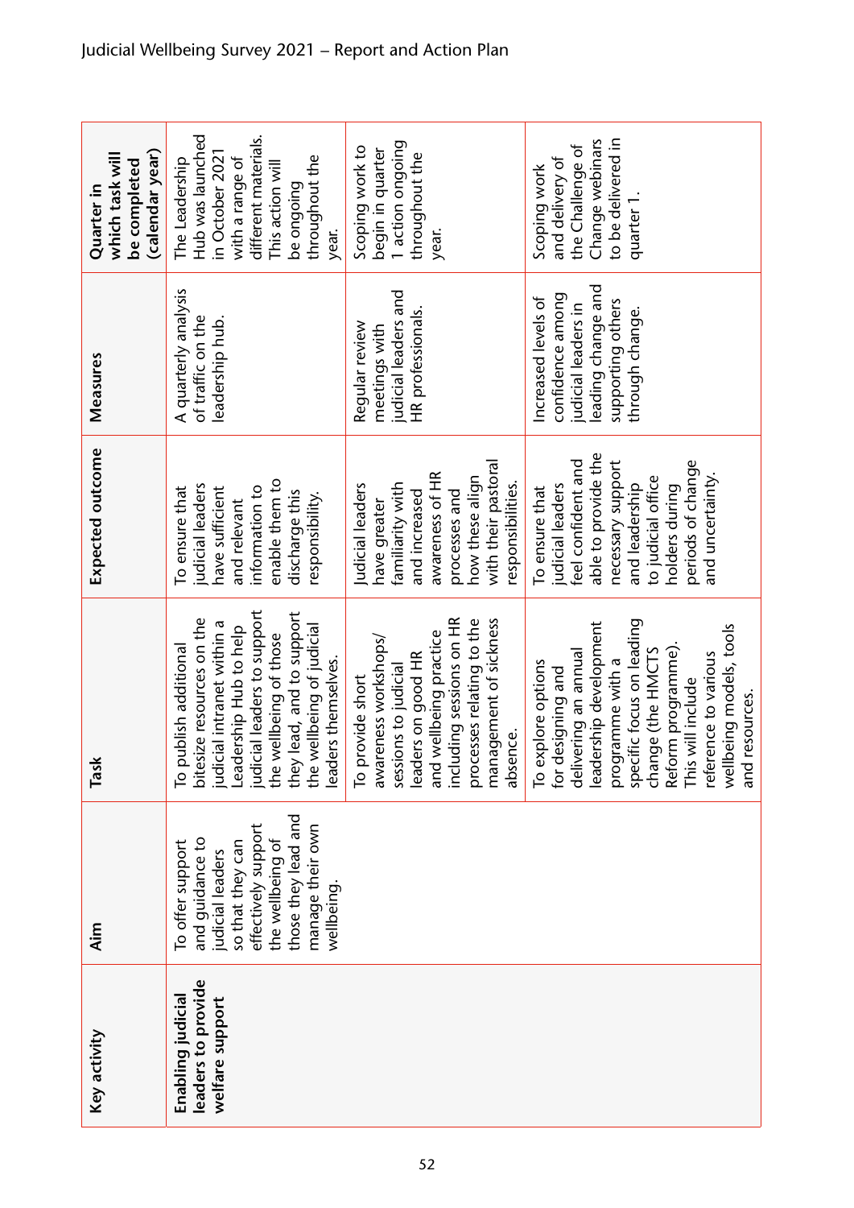| Key activity | Aim | Task | Expected outcome | Measures | Quarter in which task will be completed (calendar year) |
|---|---|---|---|---|---|
| **Enabling judicial leaders to provide welfare support** | To offer support and guidance to judicial leaders so that they can effectively support the wellbeing of those they lead and manage their own wellbeing. | To publish additional bitesize resources on the judicial intranet within a Leadership Hub to help judicial leaders to support the wellbeing of those they lead, and to support the wellbeing of judicial leaders themselves. | To ensure that judicial leaders have sufficient and relevant information to enable them to discharge this responsibility. | A quarterly analysis of traffic on the leadership hub. | The Leadership Hub was launched in October 2021 with a range of different materials. This action will be ongoing throughout the year. |
| | | To provide short awareness workshops/ sessions to judicial leaders on good HR and wellbeing practice including sessions on HR processes relating to the management of sickness absence. | Judicial leaders have greater familiarity with and increased awareness of HR processes and how these align with their pastoral responsibilities. | Regular review meetings with judicial leaders and HR professionals. | Scoping work to begin in quarter 1 action ongoing throughout the year. |
| | | To explore options for designing and delivering an annual leadership development programme with a specific focus on leading change (the HMCTS Reform programme). This will include reference to various wellbeing models, tools and resources. | To ensure that judicial leaders feel confident and able to provide the necessary support and leadership to judicial office holders during periods of change and uncertainty. | Increased levels of confidence among judicial leaders in leading change and supporting others through change. | Scoping work and delivery of the Challenge of Change webinars to be delivered in quarter 1. |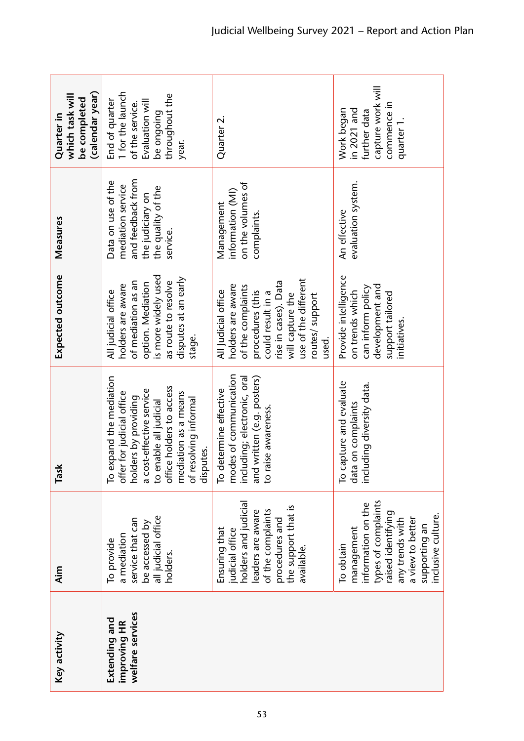| Key activity | Aim | Task | Expected outcome | Measures | Quarter in which task will be completed (calendar year) |
|---|---|---|---|---|---|
| **Extending and improving HR welfare services** | To provide a mediation service that can be accessed by all judicial office holders. | To expand the mediation offer for judicial office holders by providing a cost-effective service to enable all judicial office holders to access mediation as a means of resolving informal disputes. | All judicial office holders are aware of mediation as an option. Mediation is more widely used as route to resolve disputes at an early stage. | Data on use of the mediation service and feedback from the judiciary on the quality of the service. | End of quarter 1 for the launch of the service. Evaluation will be ongoing throughout the year. |
| | Ensuring that judicial office holders and judicial leaders are aware of the complaints procedures and the support that is available. | To determine effective modes of communication including; electronic, oral and written (e.g. posters) to raise awareness. | All Judicial office holders are aware of the complaints procedures (this could result in a rise in cases). Data will capture the use of the different routes/ support used. | Management information (MI) on the volumes of complaints. | Quarter 2. |
| | To obtain management information on the types of complaints raised identifying any trends with a view to better supporting an inclusive culture. | To capture and evaluate data on complaints including diversity data. | Provide intelligence on trends which can inform policy development and support tailored initiatives. | An effective evaluation system. | Work began in 2021 and further data capture work will commence in quarter 1. |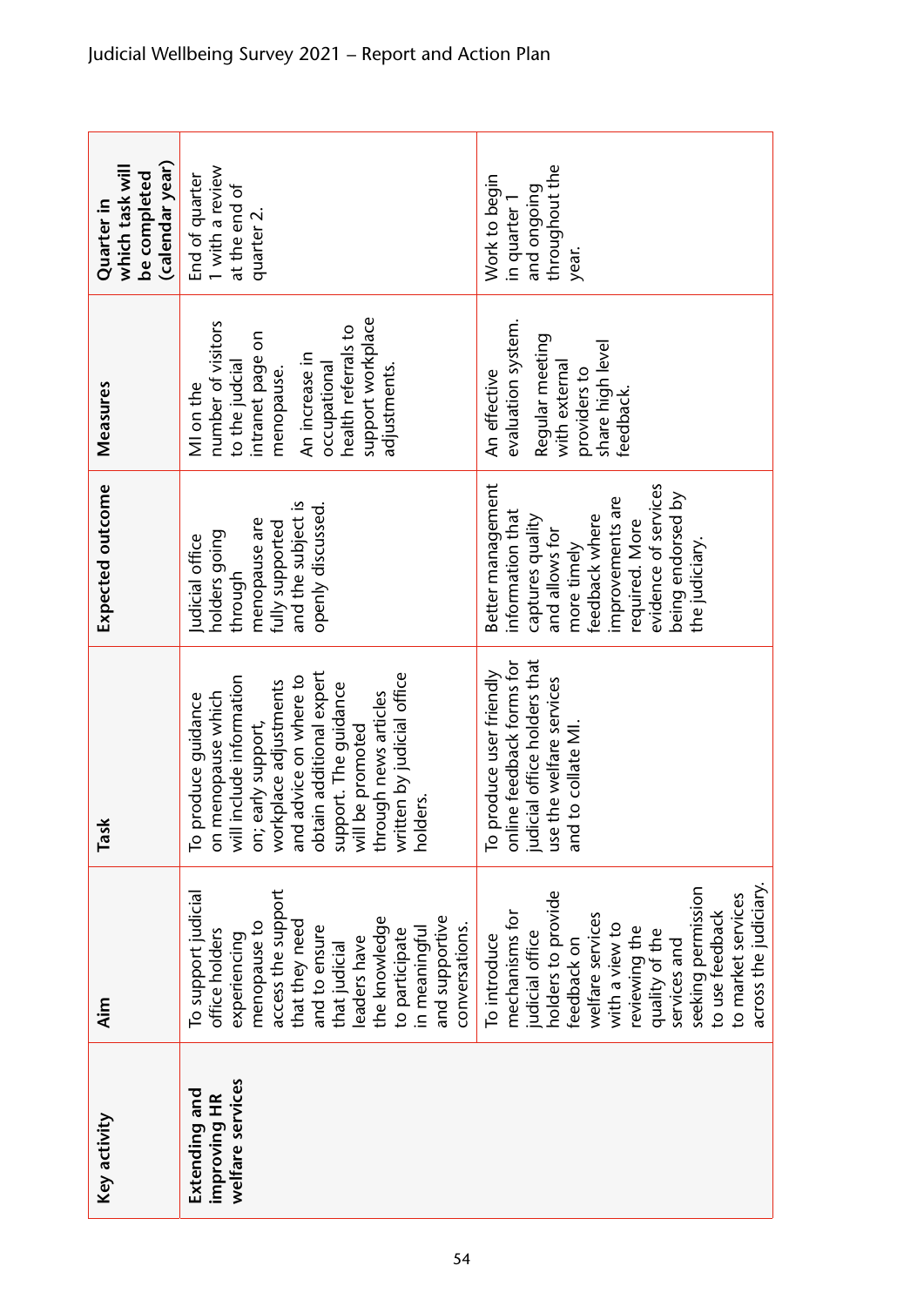| Key activity | Aim | Task | Expected outcome | Measures | Quarter in which task will be completed (calendar year) |
|---|---|---|---|---|---|
| **Extending and improving HR welfare services** | To support judicial office holders experiencing menopause to access the support that they need and to ensure that judicial leaders have the knowledge to participate in meaningful and supportive conversations. | To produce guidance on menopause which will include information on; early support, workplace adjustments and advice on where to obtain additional expert support. The guidance will be promoted through news articles written by judicial office holders. | Judicial office holders going through menopause are fully supported and the subject is openly discussed. | MI on the number of visitors to the judicial intranet page on menopause.<br><br>An increase in occupational health referrals to support workplace adjustments. | End of quarter 1 with a review at the end of quarter 2. |
| | To introduce mechanisms for judicial office holders to provide feedback on welfare services with a view to reviewing the quality of the services and seeking permission to use feedback to market services across the judiciary. | To produce user friendly online feedback forms for judicial office holders that use the welfare services and to collate MI. | Better management information that captures quality and allows for more timely feedback where improvements are required. More evidence of services being endorsed by the judiciary. | An effective evaluation system.<br><br>Regular meeting with external providers to share high level feedback. | Work to begin in quarter 1 and ongoing throughout the year. |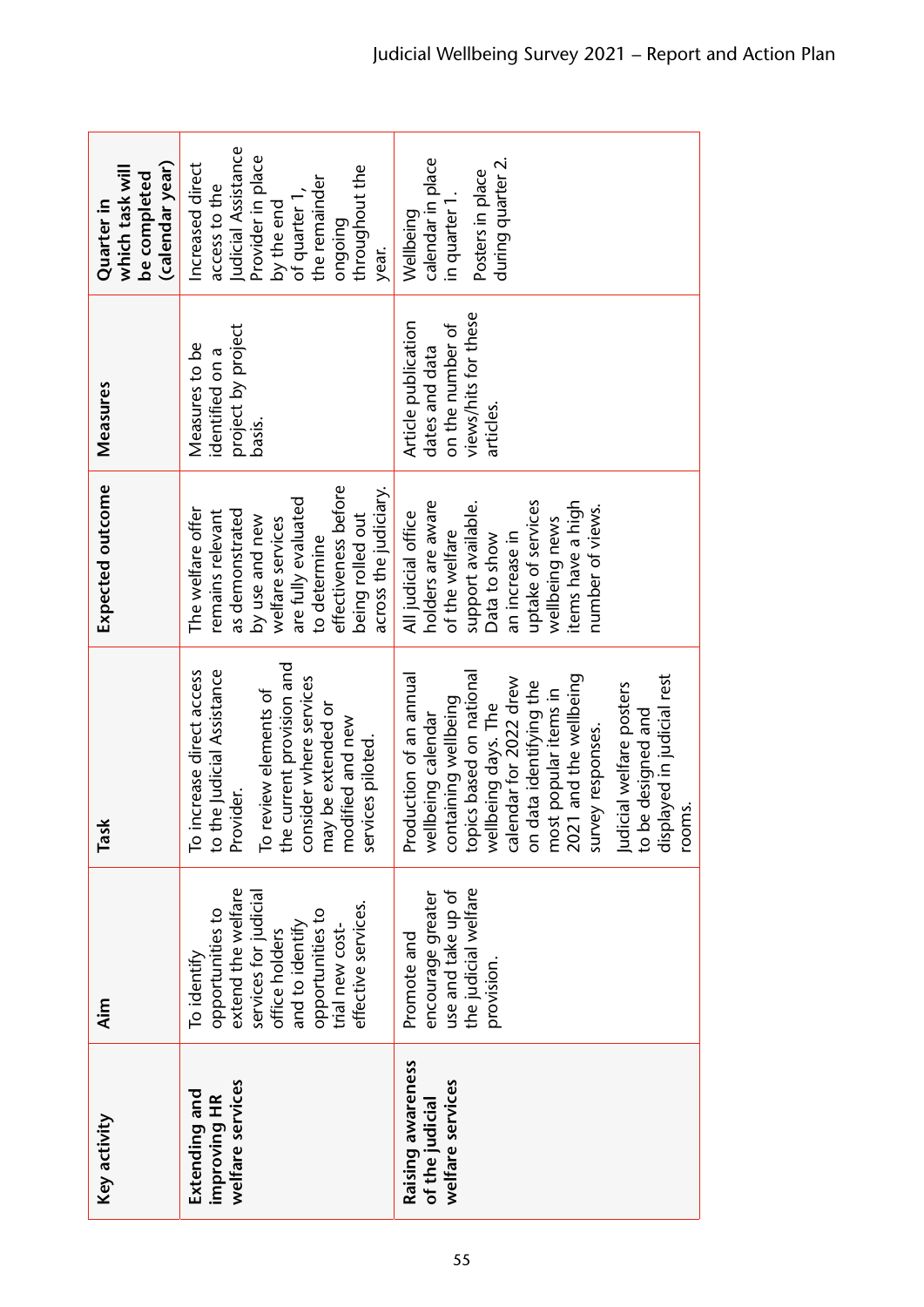| Key activity | Aim | Task | Expected outcome | Measures | Quarter in which task will be completed (calendar year) |
|---|---|---|---|---|---|
| **Extending and improving HR welfare services** | To identify opportunities to extend the welfare services for judicial office holders and to identify opportunities to trial new cost-effective services. | To increase direct access to the Judicial Assistance Provider.<br><br>To review elements of the current provision and consider where services may be extended or modified and new services piloted. | The welfare offer remains relevant as demonstrated by use and new welfare services are fully evaluated to determine effectiveness before being rolled out across the judiciary. | Measures to be identified on a project by project basis. | Increased direct access to the Judicial Assistance Provider in place by the end of quarter 1, the remainder ongoing throughout the year. |
| **Raising awareness of the judicial welfare services** | Promote and encourage greater use and take up of the judicial welfare provision. | Production of an annual wellbeing calendar containing wellbeing topics based on national wellbeing days. The calendar for 2022 drew on data identifying the most popular items in 2021 and the wellbeing survey responses.<br><br>Judicial welfare posters to be designed and displayed in judicial rest rooms. | All judicial office holders are aware of the welfare support available. Data to show an increase in uptake of services wellbeing news items have a high number of views. | Article publication dates and data on the number of views/hits for these articles. | Wellbeing calendar in place in quarter 1.<br><br>Posters in place during quarter 2. |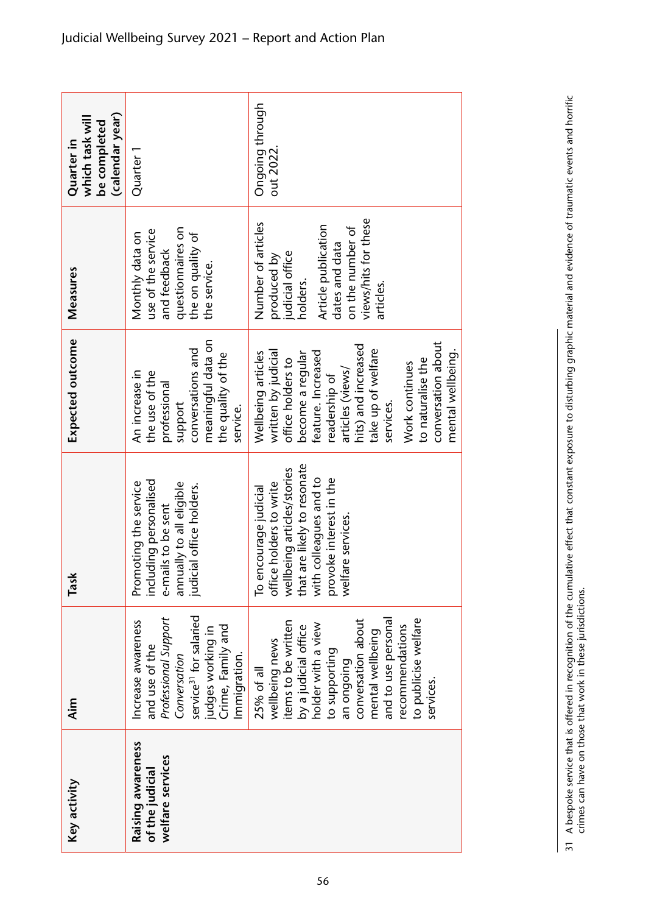| Key activity | Aim | Task | Expected outcome | Measures | Quarter in which task will be completed (calendar year) |
|---|---|---|---|---|---|
| **Raising awareness of the judicial welfare services** | Increase awareness and use of the *Professional Support Conversation* service[31] for salaried judges working in Crime, Family and Immigration. | Promoting the service including personalised e-mails to be sent annually to all eligible judicial office holders. | An increase in the use of the professional support conversations and meaningful data on the quality of the service. | Monthly data on use of the service and feedback questionnaires on the on quality of the service. | Quarter 1 |
| | 25% of all wellbeing news items to be written by a judicial office holder with a view to supporting an ongoing conversation about mental wellbeing and to use personal recommendations to publicise welfare services. | To encourage judicial office holders to write wellbeing articles/stories that are likely to resonate with colleagues and to provoke interest in the welfare services. | Wellbeing articles written by judicial office holders to become a regular feature. Increased readership of articles (views/hits) and increased take up of welfare services.<br><br>Work continues to naturalise the conversation about mental wellbeing. | Number of articles produced by judicial office holders.<br><br>Article publication dates and data on the number of views/hits for these articles. | Ongoing through out 2022. |

31 A bespoke service that is offered in recognition of the cumulative effect that constant exposure to disturbing graphic material and evidence of traumatic events and horrific crimes can have on those that work in these jurisdictions.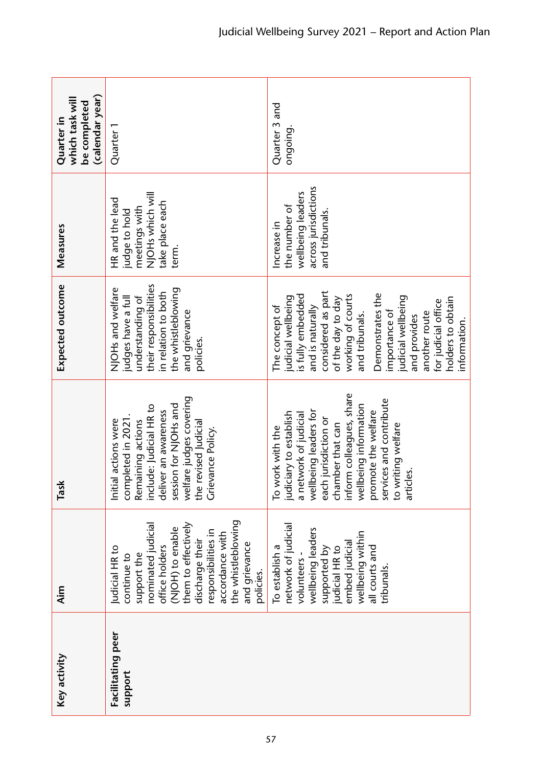| Key activity | Aim | Task | Expected outcome | Measures | Quarter in which task will be completed (calendar year) |
|---|---|---|---|---|---|
| **Facilitating peer support** | Judicial HR to continue to support the nominated judicial office holders (NJOH) to enable them to effectively discharge their responsibilities in accordance with the whistleblowing and grievance policies. | Initial actions were completed in 2021. Remaining actions include: Judicial HR to deliver an awareness session for NJOHs and welfare judges covering the revised Judicial Grievance Policy. | NJOHs and welfare judges have a full understanding of their responsibilities in relation to both the whistleblowing and grievance policies. | HR and the lead judge to hold meetings with NJOHs which will take place each term. | Quarter 1 |
| | To establish a network of judicial volunteers - wellbeing leaders supported by judicial HR to embed judicial wellbeing within all courts and tribunals. | To work with the judiciary to establish a network of judicial wellbeing leaders for each jurisdiction or chamber that can inform colleagues, share wellbeing information promote the welfare services and contribute to writing welfare articles. | The concept of judicial wellbeing is fully embedded and is naturally considered as part of the day to day working of courts and tribunals.<br><br>Demonstrates the importance of judicial wellbeing and provides another route for judicial office holders to obtain information. | Increase in the number of wellbeing leaders across jurisdictions and tribunals. | Quarter 3 and ongoing. |